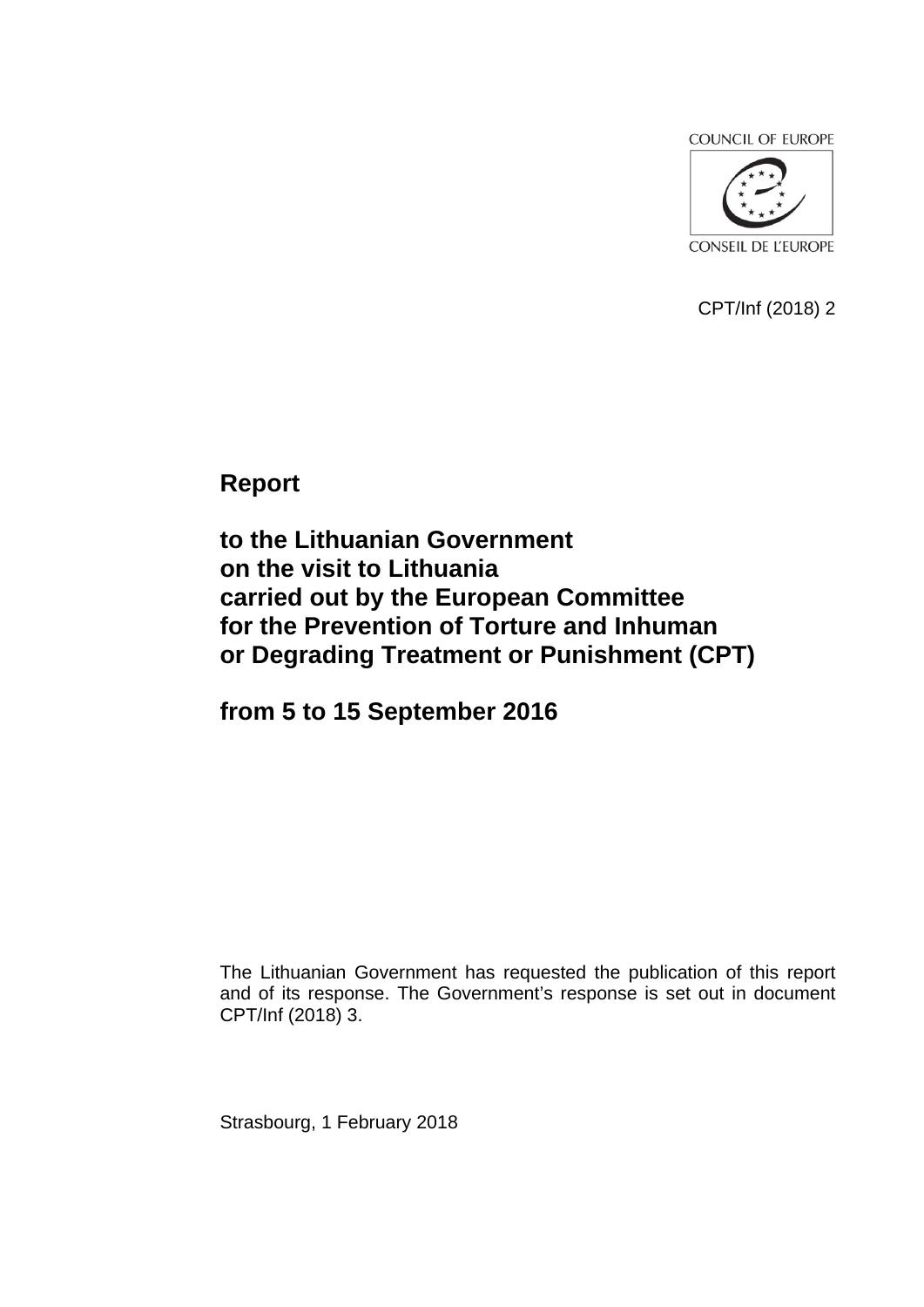COUNCIL OF EUROPE

CONSEIL DE L'EUROPE

CPT/Inf (2018) 2

# Report

# to the Lithuanian Government on the visit to Lithuania carried out by the European Committee for the Prevention of Torture and Inhuman or Degrading Treatment or Punishment (CPT)

# from 5 to 15 September 2016

The Lithuanian Government has requested the publication of this report and of its response. The Government's response is set out in document CPT/Inf (2018) 3.

Strasbourg, 1 February 2018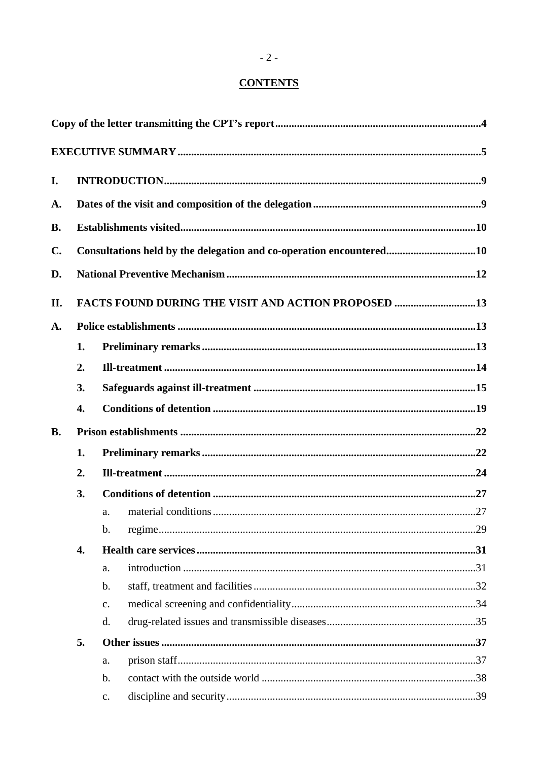**CONTENTS**

**Copy of the letter transmitting the CPT's report** ..... **4**

**EXECUTIVE SUMMARY** ..... **5**

**I. INTRODUCTION** ..... **9**

**A. Dates of the visit and composition of the delegation** ..... **9**

**B. Establishments visited** ..... **10**

**C. Consultations held by the delegation and co-operation encountered** ..... **10**

**D. National Preventive Mechanism** ..... **12**

**II. FACTS FOUND DURING THE VISIT AND ACTION PROPOSED** ..... **13**

**A. Police establishments** ..... **13**

- **1. Preliminary remarks** ..... **13**
- **2. Ill-treatment** ..... **14**
- **3. Safeguards against ill-treatment** ..... **15**
- **4. Conditions of detention** ..... **19**

**B. Prison establishments** ..... **22**

- **1. Preliminary remarks** ..... **22**
- **2. Ill-treatment** ..... **24**
- **3. Conditions of detention** ..... **27**
  - a. material conditions ..... 27
  - b. regime ..... 29
- **4. Health care services** ..... **31**
  - a. introduction ..... 31
  - b. staff, treatment and facilities ..... 32
  - c. medical screening and confidentiality ..... 34
  - d. drug-related issues and transmissible diseases ..... 35
- **5. Other issues** ..... **37**
  - a. prison staff ..... 37
  - b. contact with the outside world ..... 38
  - c. discipline and security ..... 39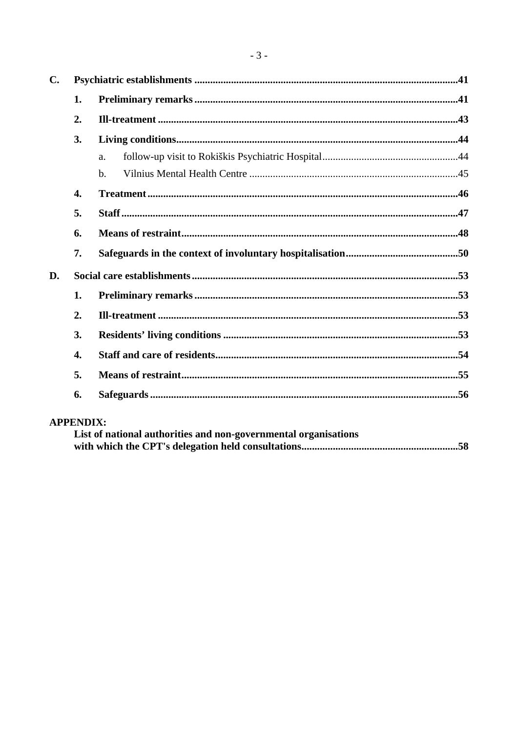**C. Psychiatric establishments** .....41

- **1. Preliminary remarks** .....41
- **2. Ill-treatment** .....43
- **3. Living conditions** .....44
  - a. follow-up visit to Rokiškis Psychiatric Hospital .....44
  - b. Vilnius Mental Health Centre .....45
- **4. Treatment** .....46
- **5. Staff** .....47
- **6. Means of restraint** .....48
- **7. Safeguards in the context of involuntary hospitalisation** .....50

**D. Social care establishments** .....53

- **1. Preliminary remarks** .....53
- **2. Ill-treatment** .....53
- **3. Residents' living conditions** .....53
- **4. Staff and care of residents** .....54
- **5. Means of restraint** .....55
- **6. Safeguards** .....56

**APPENDIX:**
**List of national authorities and non-governmental organisations with which the CPT's delegation held consultations** .....58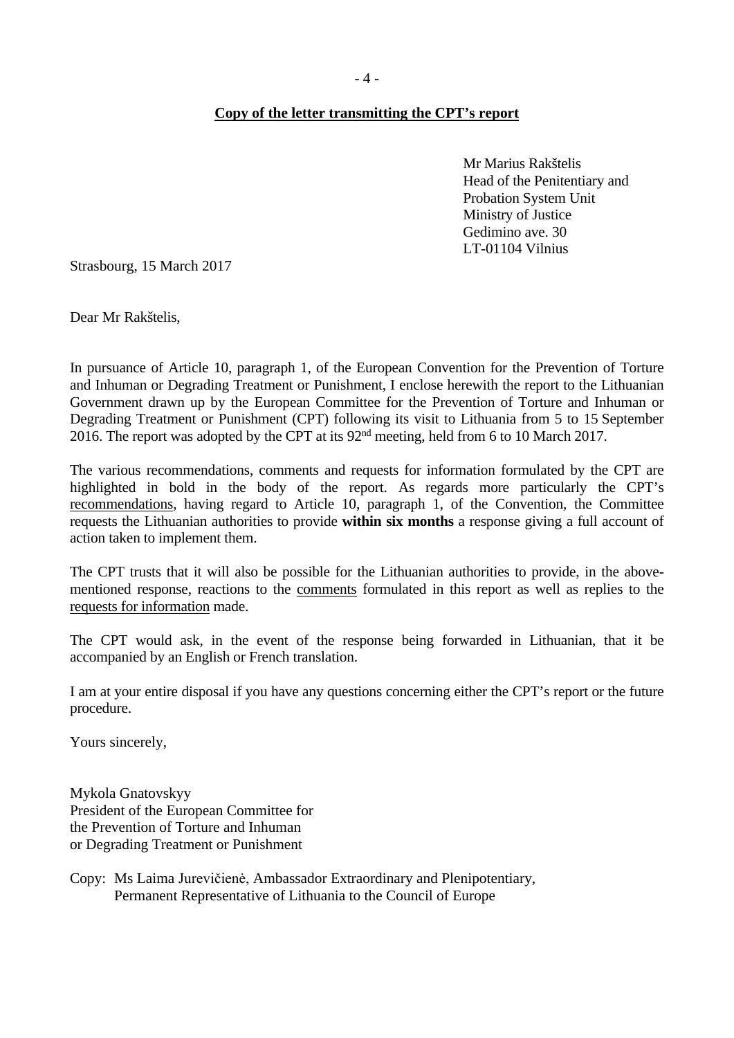**Copy of the letter transmitting the CPT's report**

Mr Marius Rakštelis
Head of the Penitentiary and
Probation System Unit
Ministry of Justice
Gedimino ave. 30
LT-01104 Vilnius

Strasbourg, 15 March 2017

Dear Mr Rakštelis,

In pursuance of Article 10, paragraph 1, of the European Convention for the Prevention of Torture and Inhuman or Degrading Treatment or Punishment, I enclose herewith the report to the Lithuanian Government drawn up by the European Committee for the Prevention of Torture and Inhuman or Degrading Treatment or Punishment (CPT) following its visit to Lithuania from 5 to 15 September 2016. The report was adopted by the CPT at its 92nd meeting, held from 6 to 10 March 2017.

The various recommendations, comments and requests for information formulated by the CPT are highlighted in bold in the body of the report. As regards more particularly the CPT's recommendations, having regard to Article 10, paragraph 1, of the Convention, the Committee requests the Lithuanian authorities to provide **within six months** a response giving a full account of action taken to implement them.

The CPT trusts that it will also be possible for the Lithuanian authorities to provide, in the above-mentioned response, reactions to the comments formulated in this report as well as replies to the requests for information made.

The CPT would ask, in the event of the response being forwarded in Lithuanian, that it be accompanied by an English or French translation.

I am at your entire disposal if you have any questions concerning either the CPT's report or the future procedure.

Yours sincerely,

Mykola Gnatovskyy
President of the European Committee for
the Prevention of Torture and Inhuman
or Degrading Treatment or Punishment

Copy: Ms Laima Jurevičienė, Ambassador Extraordinary and Plenipotentiary,
Permanent Representative of Lithuania to the Council of Europe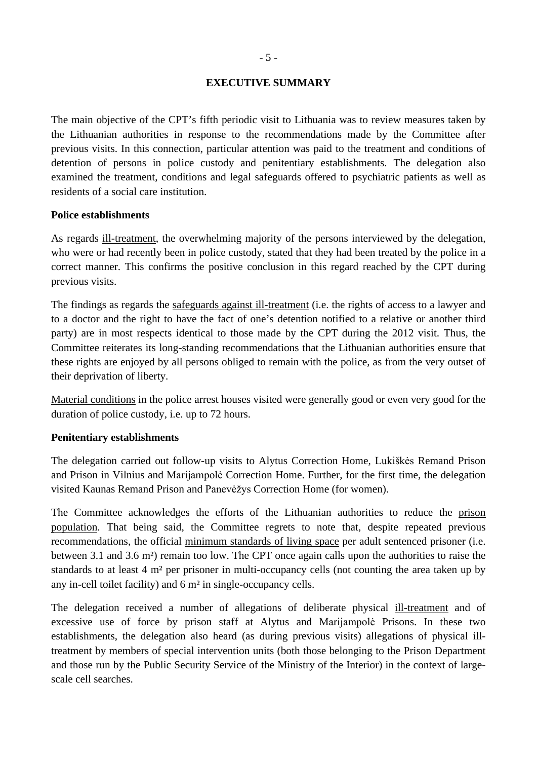## EXECUTIVE SUMMARY

The main objective of the CPT's fifth periodic visit to Lithuania was to review measures taken by the Lithuanian authorities in response to the recommendations made by the Committee after previous visits. In this connection, particular attention was paid to the treatment and conditions of detention of persons in police custody and penitentiary establishments. The delegation also examined the treatment, conditions and legal safeguards offered to psychiatric patients as well as residents of a social care institution.

### Police establishments

As regards ill-treatment, the overwhelming majority of the persons interviewed by the delegation, who were or had recently been in police custody, stated that they had been treated by the police in a correct manner. This confirms the positive conclusion in this regard reached by the CPT during previous visits.

The findings as regards the safeguards against ill-treatment (i.e. the rights of access to a lawyer and to a doctor and the right to have the fact of one's detention notified to a relative or another third party) are in most respects identical to those made by the CPT during the 2012 visit. Thus, the Committee reiterates its long-standing recommendations that the Lithuanian authorities ensure that these rights are enjoyed by all persons obliged to remain with the police, as from the very outset of their deprivation of liberty.

Material conditions in the police arrest houses visited were generally good or even very good for the duration of police custody, i.e. up to 72 hours.

### Penitentiary establishments

The delegation carried out follow-up visits to Alytus Correction Home, Lukiškės Remand Prison and Prison in Vilnius and Marijampolė Correction Home. Further, for the first time, the delegation visited Kaunas Remand Prison and Panevėžys Correction Home (for women).

The Committee acknowledges the efforts of the Lithuanian authorities to reduce the prison population. That being said, the Committee regrets to note that, despite repeated previous recommendations, the official minimum standards of living space per adult sentenced prisoner (i.e. between 3.1 and 3.6 m²) remain too low. The CPT once again calls upon the authorities to raise the standards to at least 4 m² per prisoner in multi-occupancy cells (not counting the area taken up by any in-cell toilet facility) and 6 m² in single-occupancy cells.

The delegation received a number of allegations of deliberate physical ill-treatment and of excessive use of force by prison staff at Alytus and Marijampolė Prisons. In these two establishments, the delegation also heard (as during previous visits) allegations of physical ill-treatment by members of special intervention units (both those belonging to the Prison Department and those run by the Public Security Service of the Ministry of the Interior) in the context of large-scale cell searches.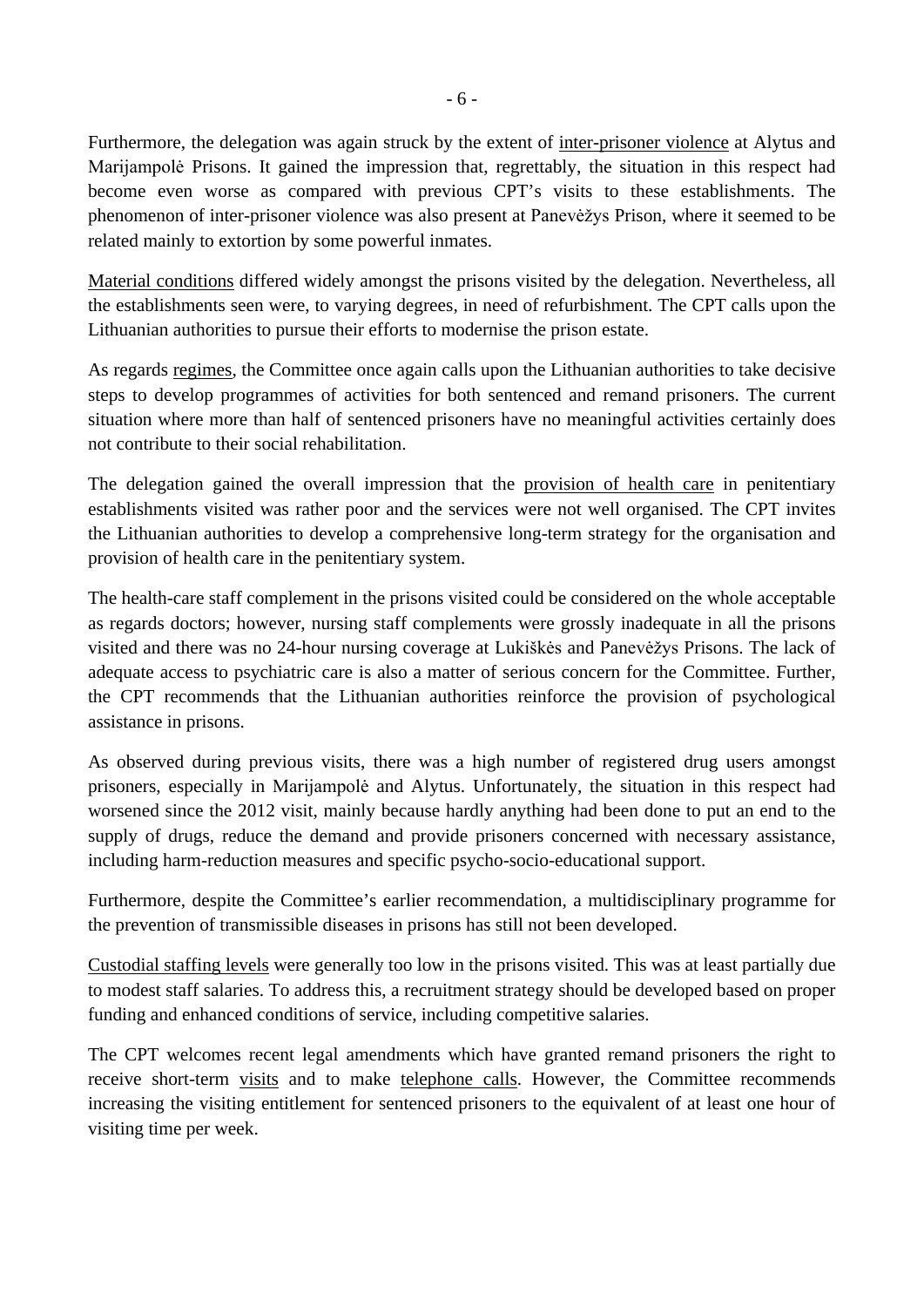Furthermore, the delegation was again struck by the extent of inter-prisoner violence at Alytus and Marijampolė Prisons. It gained the impression that, regrettably, the situation in this respect had become even worse as compared with previous CPT's visits to these establishments. The phenomenon of inter-prisoner violence was also present at Panevėžys Prison, where it seemed to be related mainly to extortion by some powerful inmates.

Material conditions differed widely amongst the prisons visited by the delegation. Nevertheless, all the establishments seen were, to varying degrees, in need of refurbishment. The CPT calls upon the Lithuanian authorities to pursue their efforts to modernise the prison estate.

As regards regimes, the Committee once again calls upon the Lithuanian authorities to take decisive steps to develop programmes of activities for both sentenced and remand prisoners. The current situation where more than half of sentenced prisoners have no meaningful activities certainly does not contribute to their social rehabilitation.

The delegation gained the overall impression that the provision of health care in penitentiary establishments visited was rather poor and the services were not well organised. The CPT invites the Lithuanian authorities to develop a comprehensive long-term strategy for the organisation and provision of health care in the penitentiary system.

The health-care staff complement in the prisons visited could be considered on the whole acceptable as regards doctors; however, nursing staff complements were grossly inadequate in all the prisons visited and there was no 24-hour nursing coverage at Lukiškės and Panevėžys Prisons. The lack of adequate access to psychiatric care is also a matter of serious concern for the Committee. Further, the CPT recommends that the Lithuanian authorities reinforce the provision of psychological assistance in prisons.

As observed during previous visits, there was a high number of registered drug users amongst prisoners, especially in Marijampolė and Alytus. Unfortunately, the situation in this respect had worsened since the 2012 visit, mainly because hardly anything had been done to put an end to the supply of drugs, reduce the demand and provide prisoners concerned with necessary assistance, including harm-reduction measures and specific psycho-socio-educational support.

Furthermore, despite the Committee's earlier recommendation, a multidisciplinary programme for the prevention of transmissible diseases in prisons has still not been developed.

Custodial staffing levels were generally too low in the prisons visited. This was at least partially due to modest staff salaries. To address this, a recruitment strategy should be developed based on proper funding and enhanced conditions of service, including competitive salaries.

The CPT welcomes recent legal amendments which have granted remand prisoners the right to receive short-term visits and to make telephone calls. However, the Committee recommends increasing the visiting entitlement for sentenced prisoners to the equivalent of at least one hour of visiting time per week.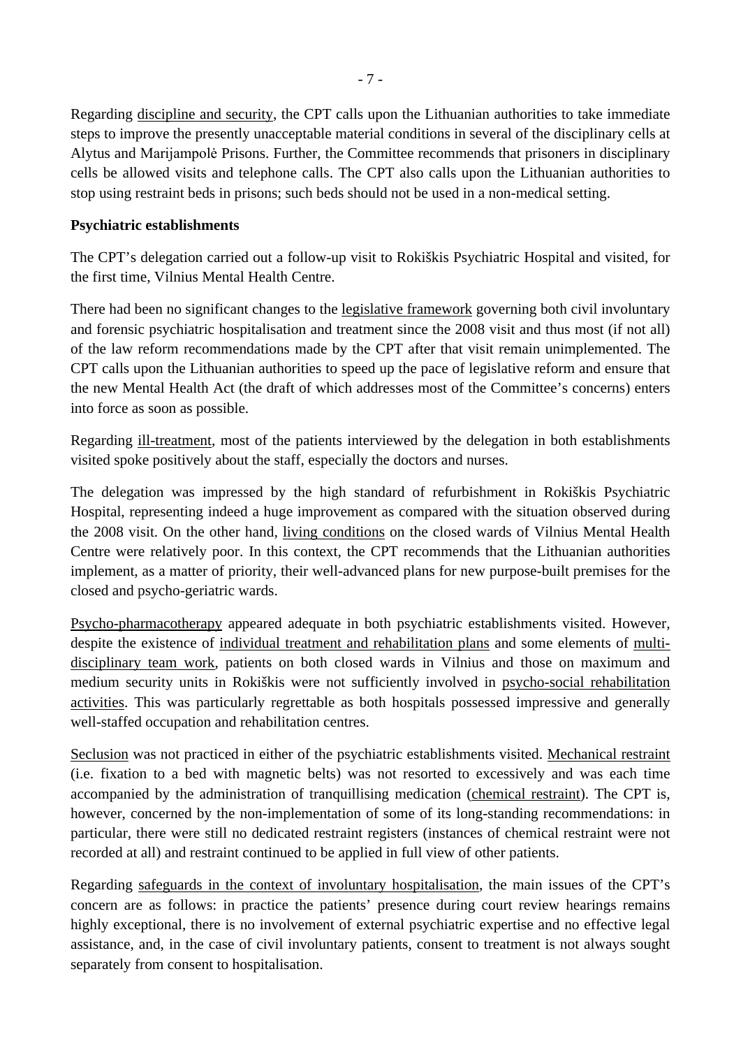Regarding discipline and security, the CPT calls upon the Lithuanian authorities to take immediate steps to improve the presently unacceptable material conditions in several of the disciplinary cells at Alytus and Marijampolė Prisons. Further, the Committee recommends that prisoners in disciplinary cells be allowed visits and telephone calls. The CPT also calls upon the Lithuanian authorities to stop using restraint beds in prisons; such beds should not be used in a non-medical setting.

**Psychiatric establishments**

The CPT's delegation carried out a follow-up visit to Rokiškis Psychiatric Hospital and visited, for the first time, Vilnius Mental Health Centre.

There had been no significant changes to the legislative framework governing both civil involuntary and forensic psychiatric hospitalisation and treatment since the 2008 visit and thus most (if not all) of the law reform recommendations made by the CPT after that visit remain unimplemented. The CPT calls upon the Lithuanian authorities to speed up the pace of legislative reform and ensure that the new Mental Health Act (the draft of which addresses most of the Committee's concerns) enters into force as soon as possible.

Regarding ill-treatment, most of the patients interviewed by the delegation in both establishments visited spoke positively about the staff, especially the doctors and nurses.

The delegation was impressed by the high standard of refurbishment in Rokiškis Psychiatric Hospital, representing indeed a huge improvement as compared with the situation observed during the 2008 visit. On the other hand, living conditions on the closed wards of Vilnius Mental Health Centre were relatively poor. In this context, the CPT recommends that the Lithuanian authorities implement, as a matter of priority, their well-advanced plans for new purpose-built premises for the closed and psycho-geriatric wards.

Psycho-pharmacotherapy appeared adequate in both psychiatric establishments visited. However, despite the existence of individual treatment and rehabilitation plans and some elements of multi-disciplinary team work, patients on both closed wards in Vilnius and those on maximum and medium security units in Rokiškis were not sufficiently involved in psycho-social rehabilitation activities. This was particularly regrettable as both hospitals possessed impressive and generally well-staffed occupation and rehabilitation centres.

Seclusion was not practiced in either of the psychiatric establishments visited. Mechanical restraint (i.e. fixation to a bed with magnetic belts) was not resorted to excessively and was each time accompanied by the administration of tranquillising medication (chemical restraint). The CPT is, however, concerned by the non-implementation of some of its long-standing recommendations: in particular, there were still no dedicated restraint registers (instances of chemical restraint were not recorded at all) and restraint continued to be applied in full view of other patients.

Regarding safeguards in the context of involuntary hospitalisation, the main issues of the CPT's concern are as follows: in practice the patients' presence during court review hearings remains highly exceptional, there is no involvement of external psychiatric expertise and no effective legal assistance, and, in the case of civil involuntary patients, consent to treatment is not always sought separately from consent to hospitalisation.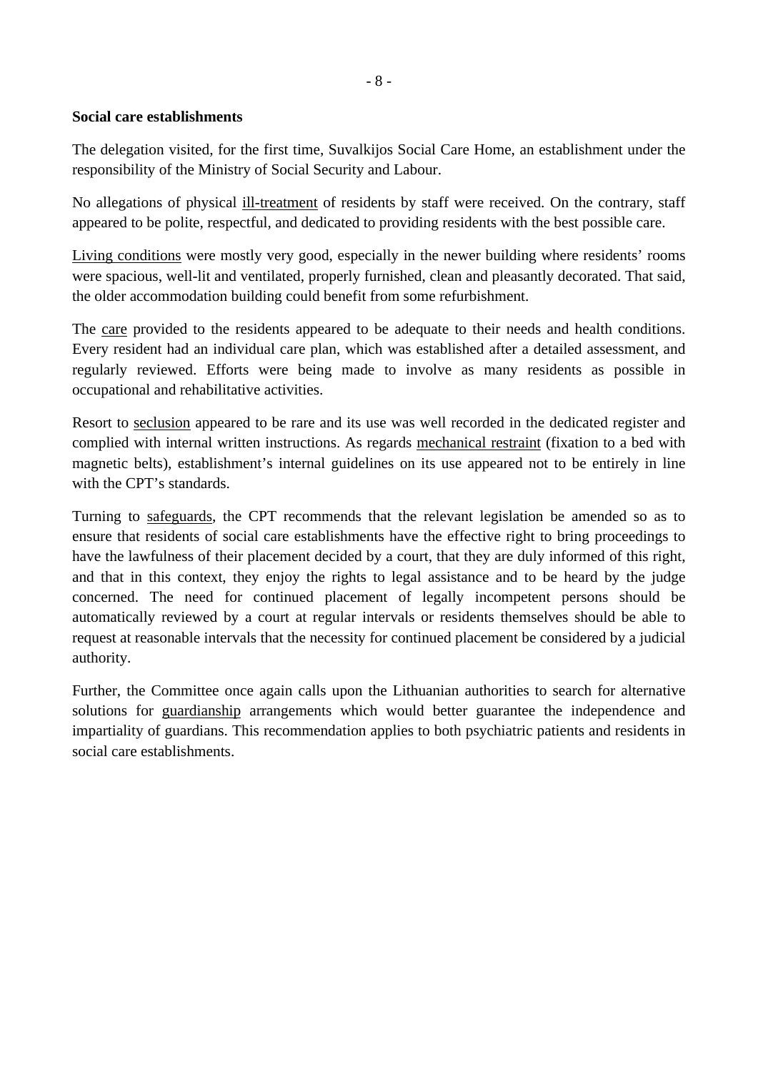**Social care establishments**

The delegation visited, for the first time, Suvalkijos Social Care Home, an establishment under the responsibility of the Ministry of Social Security and Labour.

No allegations of physical ill-treatment of residents by staff were received. On the contrary, staff appeared to be polite, respectful, and dedicated to providing residents with the best possible care.

Living conditions were mostly very good, especially in the newer building where residents' rooms were spacious, well-lit and ventilated, properly furnished, clean and pleasantly decorated. That said, the older accommodation building could benefit from some refurbishment.

The care provided to the residents appeared to be adequate to their needs and health conditions. Every resident had an individual care plan, which was established after a detailed assessment, and regularly reviewed. Efforts were being made to involve as many residents as possible in occupational and rehabilitative activities.

Resort to seclusion appeared to be rare and its use was well recorded in the dedicated register and complied with internal written instructions. As regards mechanical restraint (fixation to a bed with magnetic belts), establishment's internal guidelines on its use appeared not to be entirely in line with the CPT's standards.

Turning to safeguards, the CPT recommends that the relevant legislation be amended so as to ensure that residents of social care establishments have the effective right to bring proceedings to have the lawfulness of their placement decided by a court, that they are duly informed of this right, and that in this context, they enjoy the rights to legal assistance and to be heard by the judge concerned. The need for continued placement of legally incompetent persons should be automatically reviewed by a court at regular intervals or residents themselves should be able to request at reasonable intervals that the necessity for continued placement be considered by a judicial authority.

Further, the Committee once again calls upon the Lithuanian authorities to search for alternative solutions for guardianship arrangements which would better guarantee the independence and impartiality of guardians. This recommendation applies to both psychiatric patients and residents in social care establishments.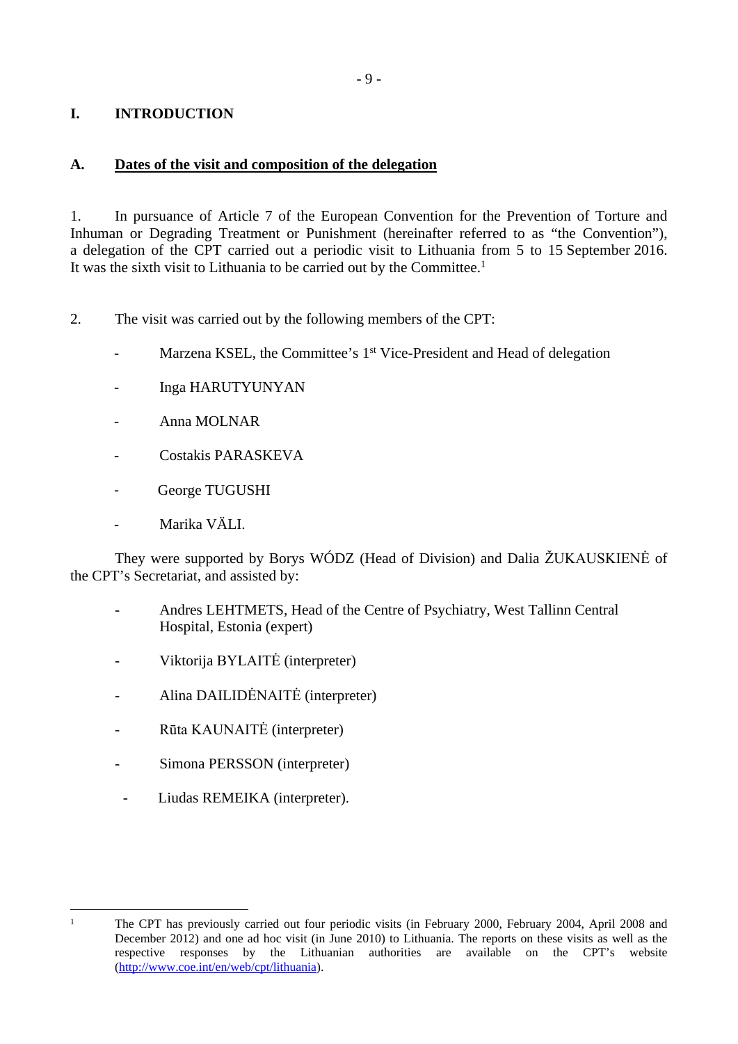# I. INTRODUCTION

## A. Dates of the visit and composition of the delegation

1. In pursuance of Article 7 of the European Convention for the Prevention of Torture and Inhuman or Degrading Treatment or Punishment (hereinafter referred to as "the Convention"), a delegation of the CPT carried out a periodic visit to Lithuania from 5 to 15 September 2016. It was the sixth visit to Lithuania to be carried out by the Committee.[1]

2. The visit was carried out by the following members of the CPT:

- Marzena KSEL, the Committee's 1st Vice-President and Head of delegation
- Inga HARUTYUNYAN
- Anna MOLNAR
- Costakis PARASKEVA
- George TUGUSHI
- Marika VÄLI.

They were supported by Borys WÓDZ (Head of Division) and Dalia ŽUKAUSKIENĖ of the CPT's Secretariat, and assisted by:

- Andres LEHTMETS, Head of the Centre of Psychiatry, West Tallinn Central Hospital, Estonia (expert)
- Viktorija BYLAITĖ (interpreter)
- Alina DAILIDĖNAITĖ (interpreter)
- Rūta KAUNAITĖ (interpreter)
- Simona PERSSON (interpreter)
- Liudas REMEIKA (interpreter).

---

[1] The CPT has previously carried out four periodic visits (in February 2000, February 2004, April 2008 and December 2012) and one ad hoc visit (in June 2010) to Lithuania. The reports on these visits as well as the respective responses by the Lithuanian authorities are available on the CPT's website (http://www.coe.int/en/web/cpt/lithuania).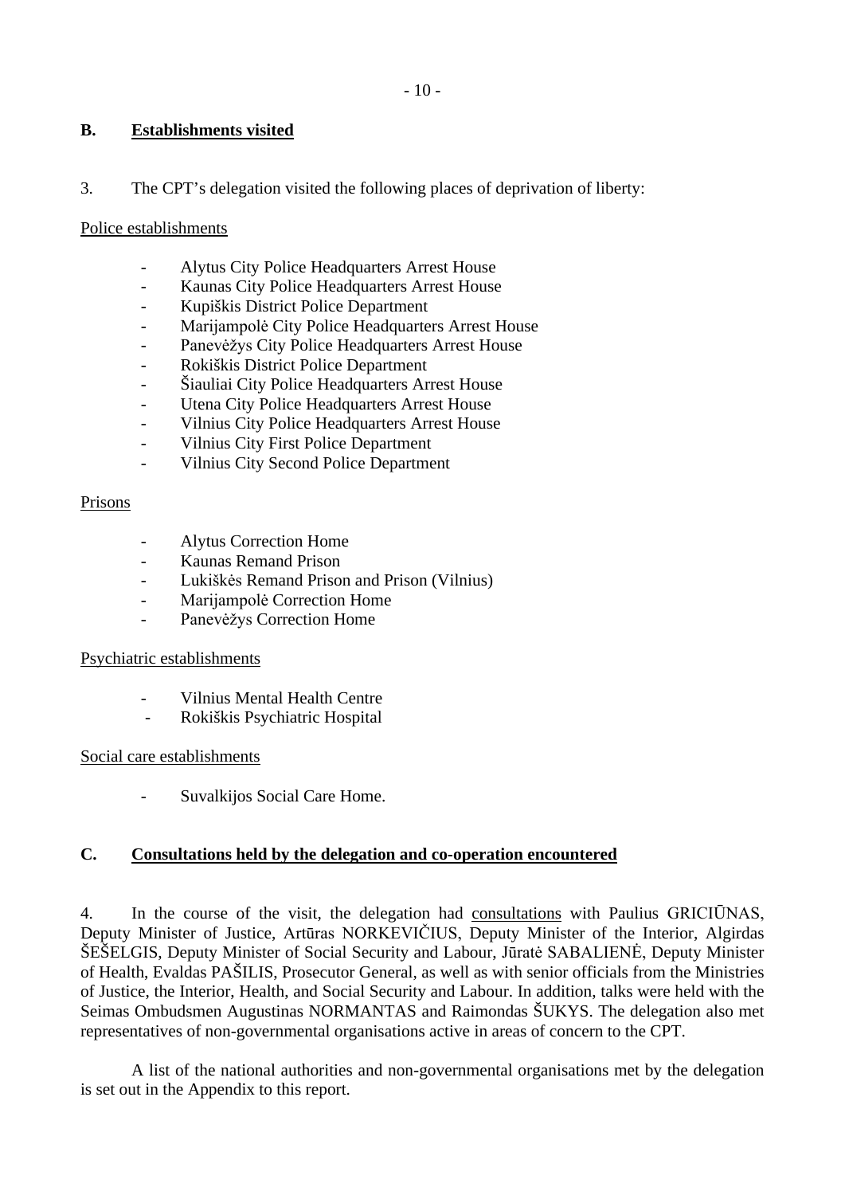## B. Establishments visited

3. The CPT's delegation visited the following places of deprivation of liberty:

Police establishments

- Alytus City Police Headquarters Arrest House
- Kaunas City Police Headquarters Arrest House
- Kupiškis District Police Department
- Marijampolė City Police Headquarters Arrest House
- Panevėžys City Police Headquarters Arrest House
- Rokiškis District Police Department
- Šiauliai City Police Headquarters Arrest House
- Utena City Police Headquarters Arrest House
- Vilnius City Police Headquarters Arrest House
- Vilnius City First Police Department
- Vilnius City Second Police Department

Prisons

- Alytus Correction Home
- Kaunas Remand Prison
- Lukiškės Remand Prison and Prison (Vilnius)
- Marijampolė Correction Home
- Panevėžys Correction Home

Psychiatric establishments

- Vilnius Mental Health Centre
- Rokiškis Psychiatric Hospital

Social care establishments

- Suvalkijos Social Care Home.

## C. Consultations held by the delegation and co-operation encountered

4. In the course of the visit, the delegation had consultations with Paulius GRICIŪNAS, Deputy Minister of Justice, Artūras NORKEVIČIUS, Deputy Minister of the Interior, Algirdas ŠEŠELGIS, Deputy Minister of Social Security and Labour, Jūratė SABALIENĖ, Deputy Minister of Health, Evaldas PAŠILIS, Prosecutor General, as well as with senior officials from the Ministries of Justice, the Interior, Health, and Social Security and Labour. In addition, talks were held with the Seimas Ombudsmen Augustinas NORMANTAS and Raimondas ŠUKYS. The delegation also met representatives of non-governmental organisations active in areas of concern to the CPT.

A list of the national authorities and non-governmental organisations met by the delegation is set out in the Appendix to this report.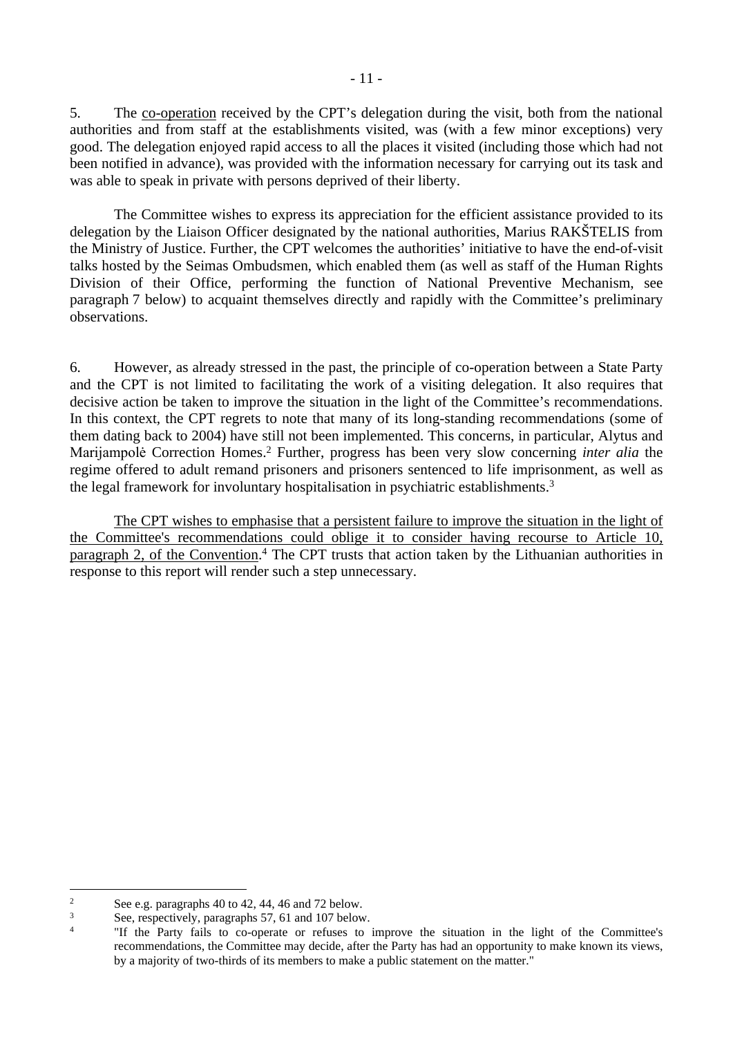5. The co-operation received by the CPT's delegation during the visit, both from the national authorities and from staff at the establishments visited, was (with a few minor exceptions) very good. The delegation enjoyed rapid access to all the places it visited (including those which had not been notified in advance), was provided with the information necessary for carrying out its task and was able to speak in private with persons deprived of their liberty.

The Committee wishes to express its appreciation for the efficient assistance provided to its delegation by the Liaison Officer designated by the national authorities, Marius RAKŠTELIS from the Ministry of Justice. Further, the CPT welcomes the authorities' initiative to have the end-of-visit talks hosted by the Seimas Ombudsmen, which enabled them (as well as staff of the Human Rights Division of their Office, performing the function of National Preventive Mechanism, see paragraph 7 below) to acquaint themselves directly and rapidly with the Committee's preliminary observations.

6. However, as already stressed in the past, the principle of co-operation between a State Party and the CPT is not limited to facilitating the work of a visiting delegation. It also requires that decisive action be taken to improve the situation in the light of the Committee's recommendations. In this context, the CPT regrets to note that many of its long-standing recommendations (some of them dating back to 2004) have still not been implemented. This concerns, in particular, Alytus and Marijampolė Correction Homes.[2] Further, progress has been very slow concerning *inter alia* the regime offered to adult remand prisoners and prisoners sentenced to life imprisonment, as well as the legal framework for involuntary hospitalisation in psychiatric establishments.[3]

The CPT wishes to emphasise that a persistent failure to improve the situation in the light of the Committee's recommendations could oblige it to consider having recourse to Article 10, paragraph 2, of the Convention.[4] The CPT trusts that action taken by the Lithuanian authorities in response to this report will render such a step unnecessary.

---

[2] See e.g. paragraphs 40 to 42, 44, 46 and 72 below.

[3] See, respectively, paragraphs 57, 61 and 107 below.

[4] "If the Party fails to co-operate or refuses to improve the situation in the light of the Committee's recommendations, the Committee may decide, after the Party has had an opportunity to make known its views, by a majority of two-thirds of its members to make a public statement on the matter."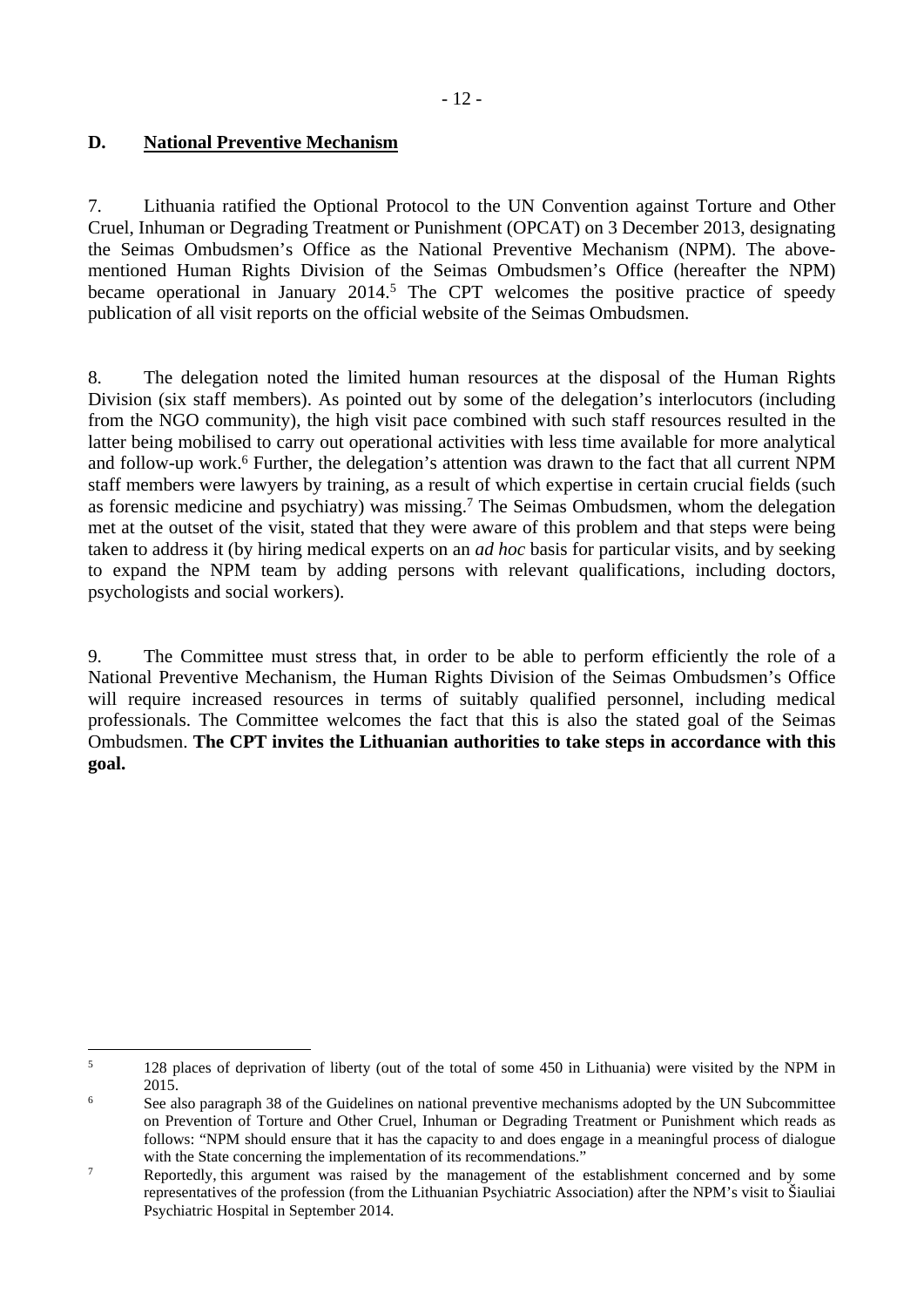## D. National Preventive Mechanism

7. Lithuania ratified the Optional Protocol to the UN Convention against Torture and Other Cruel, Inhuman or Degrading Treatment or Punishment (OPCAT) on 3 December 2013, designating the Seimas Ombudsmen's Office as the National Preventive Mechanism (NPM). The above-mentioned Human Rights Division of the Seimas Ombudsmen's Office (hereafter the NPM) became operational in January 2014.[5] The CPT welcomes the positive practice of speedy publication of all visit reports on the official website of the Seimas Ombudsmen.

8. The delegation noted the limited human resources at the disposal of the Human Rights Division (six staff members). As pointed out by some of the delegation's interlocutors (including from the NGO community), the high visit pace combined with such staff resources resulted in the latter being mobilised to carry out operational activities with less time available for more analytical and follow-up work.[6] Further, the delegation's attention was drawn to the fact that all current NPM staff members were lawyers by training, as a result of which expertise in certain crucial fields (such as forensic medicine and psychiatry) was missing.[7] The Seimas Ombudsmen, whom the delegation met at the outset of the visit, stated that they were aware of this problem and that steps were being taken to address it (by hiring medical experts on an *ad hoc* basis for particular visits, and by seeking to expand the NPM team by adding persons with relevant qualifications, including doctors, psychologists and social workers).

9. The Committee must stress that, in order to be able to perform efficiently the role of a National Preventive Mechanism, the Human Rights Division of the Seimas Ombudsmen's Office will require increased resources in terms of suitably qualified personnel, including medical professionals. The Committee welcomes the fact that this is also the stated goal of the Seimas Ombudsmen. **The CPT invites the Lithuanian authorities to take steps in accordance with this goal.**

---

[5] 128 places of deprivation of liberty (out of the total of some 450 in Lithuania) were visited by the NPM in 2015.

[6] See also paragraph 38 of the Guidelines on national preventive mechanisms adopted by the UN Subcommittee on Prevention of Torture and Other Cruel, Inhuman or Degrading Treatment or Punishment which reads as follows: "NPM should ensure that it has the capacity to and does engage in a meaningful process of dialogue with the State concerning the implementation of its recommendations."

[7] Reportedly, this argument was raised by the management of the establishment concerned and by some representatives of the profession (from the Lithuanian Psychiatric Association) after the NPM's visit to Šiauliai Psychiatric Hospital in September 2014.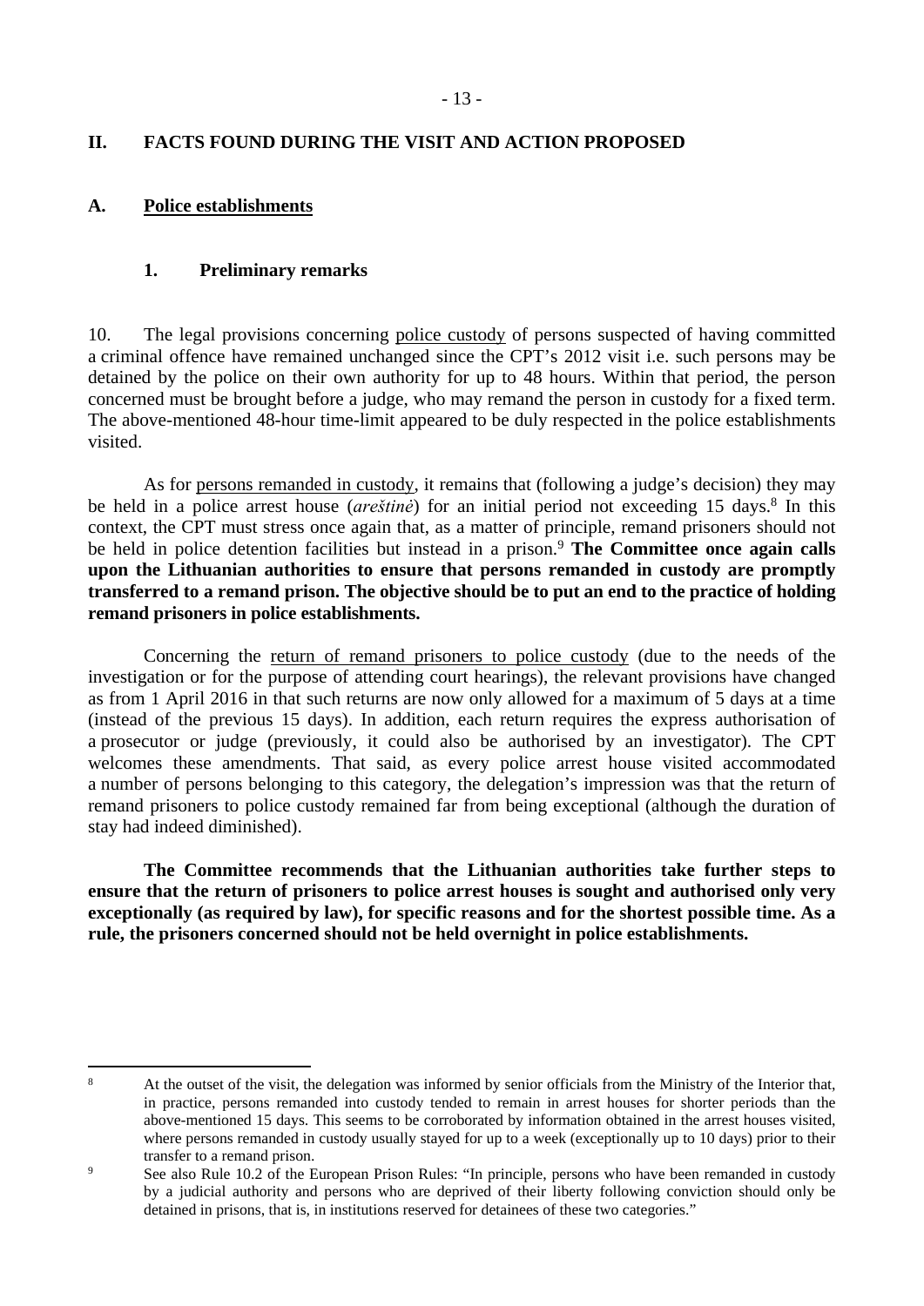## II. FACTS FOUND DURING THE VISIT AND ACTION PROPOSED

### A. Police establishments

#### 1. Preliminary remarks

10. The legal provisions concerning police custody of persons suspected of having committed a criminal offence have remained unchanged since the CPT's 2012 visit i.e. such persons may be detained by the police on their own authority for up to 48 hours. Within that period, the person concerned must be brought before a judge, who may remand the person in custody for a fixed term. The above-mentioned 48-hour time-limit appeared to be duly respected in the police establishments visited.

As for persons remanded in custody, it remains that (following a judge's decision) they may be held in a police arrest house (*areštinė*) for an initial period not exceeding 15 days.[8] In this context, the CPT must stress once again that, as a matter of principle, remand prisoners should not be held in police detention facilities but instead in a prison.[9] **The Committee once again calls upon the Lithuanian authorities to ensure that persons remanded in custody are promptly transferred to a remand prison. The objective should be to put an end to the practice of holding remand prisoners in police establishments.**

Concerning the return of remand prisoners to police custody (due to the needs of the investigation or for the purpose of attending court hearings), the relevant provisions have changed as from 1 April 2016 in that such returns are now only allowed for a maximum of 5 days at a time (instead of the previous 15 days). In addition, each return requires the express authorisation of a prosecutor or judge (previously, it could also be authorised by an investigator). The CPT welcomes these amendments. That said, as every police arrest house visited accommodated a number of persons belonging to this category, the delegation's impression was that the return of remand prisoners to police custody remained far from being exceptional (although the duration of stay had indeed diminished).

**The Committee recommends that the Lithuanian authorities take further steps to ensure that the return of prisoners to police arrest houses is sought and authorised only very exceptionally (as required by law), for specific reasons and for the shortest possible time. As a rule, the prisoners concerned should not be held overnight in police establishments.**

---

[8] At the outset of the visit, the delegation was informed by senior officials from the Ministry of the Interior that, in practice, persons remanded into custody tended to remain in arrest houses for shorter periods than the above-mentioned 15 days. This seems to be corroborated by information obtained in the arrest houses visited, where persons remanded in custody usually stayed for up to a week (exceptionally up to 10 days) prior to their transfer to a remand prison.

[9] See also Rule 10.2 of the European Prison Rules: "In principle, persons who have been remanded in custody by a judicial authority and persons who are deprived of their liberty following conviction should only be detained in prisons, that is, in institutions reserved for detainees of these two categories."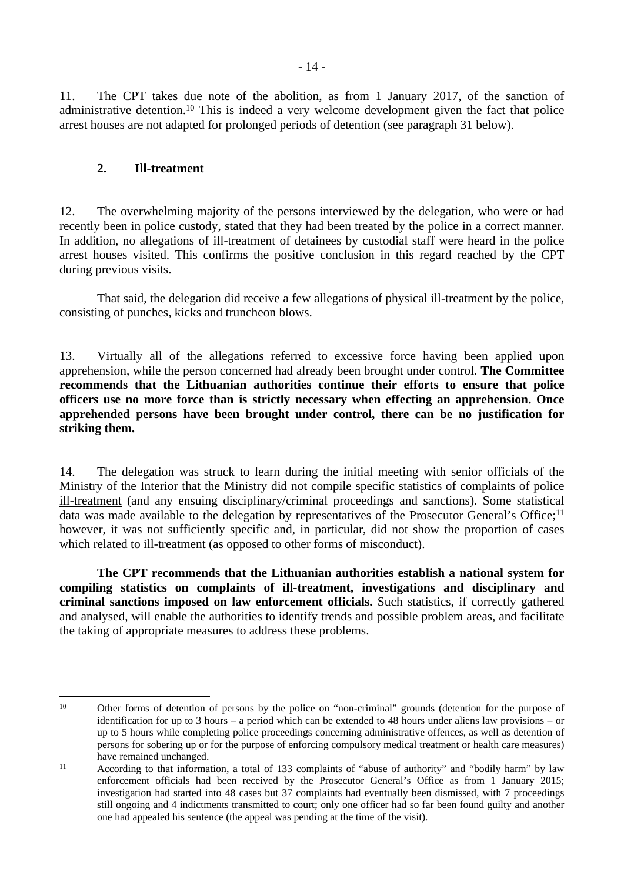11. The CPT takes due note of the abolition, as from 1 January 2017, of the sanction of administrative detention.[10] This is indeed a very welcome development given the fact that police arrest houses are not adapted for prolonged periods of detention (see paragraph 31 below).

## 2. Ill-treatment

12. The overwhelming majority of the persons interviewed by the delegation, who were or had recently been in police custody, stated that they had been treated by the police in a correct manner. In addition, no allegations of ill-treatment of detainees by custodial staff were heard in the police arrest houses visited. This confirms the positive conclusion in this regard reached by the CPT during previous visits.

That said, the delegation did receive a few allegations of physical ill-treatment by the police, consisting of punches, kicks and truncheon blows.

13. Virtually all of the allegations referred to excessive force having been applied upon apprehension, while the person concerned had already been brought under control. **The Committee recommends that the Lithuanian authorities continue their efforts to ensure that police officers use no more force than is strictly necessary when effecting an apprehension. Once apprehended persons have been brought under control, there can be no justification for striking them.**

14. The delegation was struck to learn during the initial meeting with senior officials of the Ministry of the Interior that the Ministry did not compile specific statistics of complaints of police ill-treatment (and any ensuing disciplinary/criminal proceedings and sanctions). Some statistical data was made available to the delegation by representatives of the Prosecutor General's Office;[11] however, it was not sufficiently specific and, in particular, did not show the proportion of cases which related to ill-treatment (as opposed to other forms of misconduct).

**The CPT recommends that the Lithuanian authorities establish a national system for compiling statistics on complaints of ill-treatment, investigations and disciplinary and criminal sanctions imposed on law enforcement officials.** Such statistics, if correctly gathered and analysed, will enable the authorities to identify trends and possible problem areas, and facilitate the taking of appropriate measures to address these problems.

---

[10] Other forms of detention of persons by the police on "non-criminal" grounds (detention for the purpose of identification for up to 3 hours – a period which can be extended to 48 hours under aliens law provisions – or up to 5 hours while completing police proceedings concerning administrative offences, as well as detention of persons for sobering up or for the purpose of enforcing compulsory medical treatment or health care measures) have remained unchanged.

[11] According to that information, a total of 133 complaints of "abuse of authority" and "bodily harm" by law enforcement officials had been received by the Prosecutor General's Office as from 1 January 2015; investigation had started into 48 cases but 37 complaints had eventually been dismissed, with 7 proceedings still ongoing and 4 indictments transmitted to court; only one officer had so far been found guilty and another one had appealed his sentence (the appeal was pending at the time of the visit).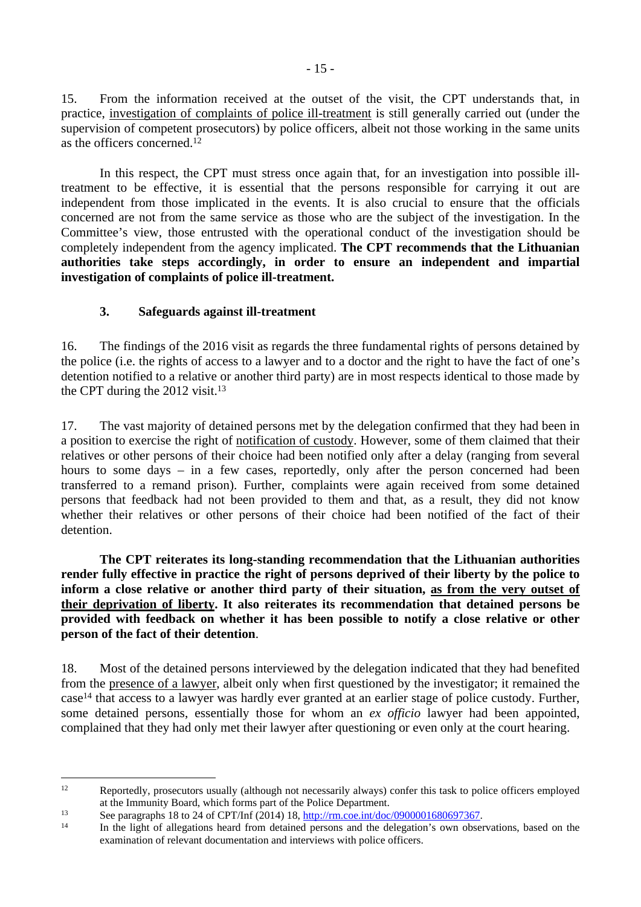15. From the information received at the outset of the visit, the CPT understands that, in practice, investigation of complaints of police ill-treatment is still generally carried out (under the supervision of competent prosecutors) by police officers, albeit not those working in the same units as the officers concerned.[12]

In this respect, the CPT must stress once again that, for an investigation into possible ill-treatment to be effective, it is essential that the persons responsible for carrying it out are independent from those implicated in the events. It is also crucial to ensure that the officials concerned are not from the same service as those who are the subject of the investigation. In the Committee's view, those entrusted with the operational conduct of the investigation should be completely independent from the agency implicated. **The CPT recommends that the Lithuanian authorities take steps accordingly, in order to ensure an independent and impartial investigation of complaints of police ill-treatment.**

### 3. Safeguards against ill-treatment

16. The findings of the 2016 visit as regards the three fundamental rights of persons detained by the police (i.e. the rights of access to a lawyer and to a doctor and the right to have the fact of one's detention notified to a relative or another third party) are in most respects identical to those made by the CPT during the 2012 visit.[13]

17. The vast majority of detained persons met by the delegation confirmed that they had been in a position to exercise the right of notification of custody. However, some of them claimed that their relatives or other persons of their choice had been notified only after a delay (ranging from several hours to some days – in a few cases, reportedly, only after the person concerned had been transferred to a remand prison). Further, complaints were again received from some detained persons that feedback had not been provided to them and that, as a result, they did not know whether their relatives or other persons of their choice had been notified of the fact of their detention.

**The CPT reiterates its long-standing recommendation that the Lithuanian authorities render fully effective in practice the right of persons deprived of their liberty by the police to inform a close relative or another third party of their situation, as from the very outset of their deprivation of liberty. It also reiterates its recommendation that detained persons be provided with feedback on whether it has been possible to notify a close relative or other person of the fact of their detention.**

18. Most of the detained persons interviewed by the delegation indicated that they had benefited from the presence of a lawyer, albeit only when first questioned by the investigator; it remained the case[14] that access to a lawyer was hardly ever granted at an earlier stage of police custody. Further, some detained persons, essentially those for whom an *ex officio* lawyer had been appointed, complained that they had only met their lawyer after questioning or even only at the court hearing.

---

[12] Reportedly, prosecutors usually (although not necessarily always) confer this task to police officers employed at the Immunity Board, which forms part of the Police Department.

[13] See paragraphs 18 to 24 of CPT/Inf (2014) 18, http://rm.coe.int/doc/0900001680697367.

[14] In the light of allegations heard from detained persons and the delegation's own observations, based on the examination of relevant documentation and interviews with police officers.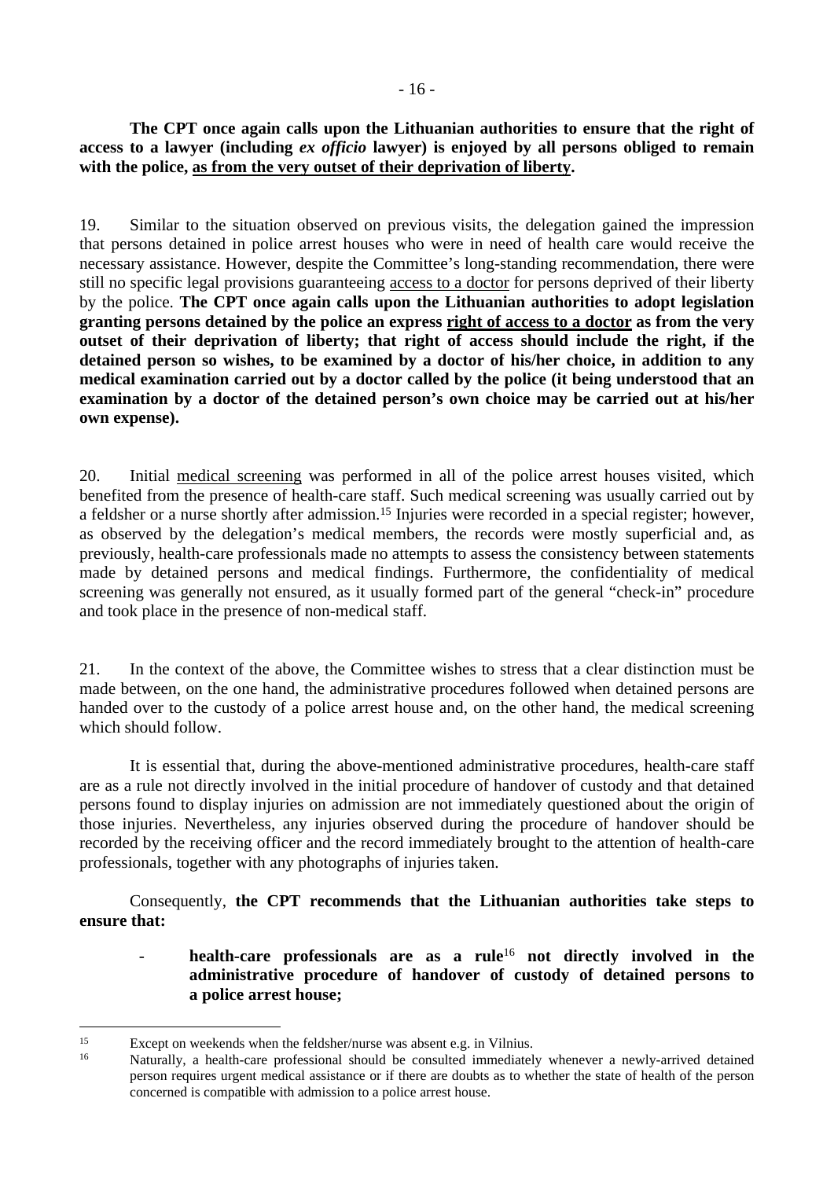**The CPT once again calls upon the Lithuanian authorities to ensure that the right of access to a lawyer (including *ex officio* lawyer) is enjoyed by all persons obliged to remain with the police, as from the very outset of their deprivation of liberty.**

19. Similar to the situation observed on previous visits, the delegation gained the impression that persons detained in police arrest houses who were in need of health care would receive the necessary assistance. However, despite the Committee's long-standing recommendation, there were still no specific legal provisions guaranteeing access to a doctor for persons deprived of their liberty by the police. **The CPT once again calls upon the Lithuanian authorities to adopt legislation granting persons detained by the police an express right of access to a doctor as from the very outset of their deprivation of liberty; that right of access should include the right, if the detained person so wishes, to be examined by a doctor of his/her choice, in addition to any medical examination carried out by a doctor called by the police (it being understood that an examination by a doctor of the detained person's own choice may be carried out at his/her own expense).**

20. Initial medical screening was performed in all of the police arrest houses visited, which benefited from the presence of health-care staff. Such medical screening was usually carried out by a feldsher or a nurse shortly after admission.[15] Injuries were recorded in a special register; however, as observed by the delegation's medical members, the records were mostly superficial and, as previously, health-care professionals made no attempts to assess the consistency between statements made by detained persons and medical findings. Furthermore, the confidentiality of medical screening was generally not ensured, as it usually formed part of the general "check-in" procedure and took place in the presence of non-medical staff.

21. In the context of the above, the Committee wishes to stress that a clear distinction must be made between, on the one hand, the administrative procedures followed when detained persons are handed over to the custody of a police arrest house and, on the other hand, the medical screening which should follow.

It is essential that, during the above-mentioned administrative procedures, health-care staff are as a rule not directly involved in the initial procedure of handover of custody and that detained persons found to display injuries on admission are not immediately questioned about the origin of those injuries. Nevertheless, any injuries observed during the procedure of handover should be recorded by the receiving officer and the record immediately brought to the attention of health-care professionals, together with any photographs of injuries taken.

Consequently, **the CPT recommends that the Lithuanian authorities take steps to ensure that:**

- **health-care professionals are as a rule**[16] **not directly involved in the administrative procedure of handover of custody of detained persons to a police arrest house;**

---

[15] Except on weekends when the feldsher/nurse was absent e.g. in Vilnius.

[16] Naturally, a health-care professional should be consulted immediately whenever a newly-arrived detained person requires urgent medical assistance or if there are doubts as to whether the state of health of the person concerned is compatible with admission to a police arrest house.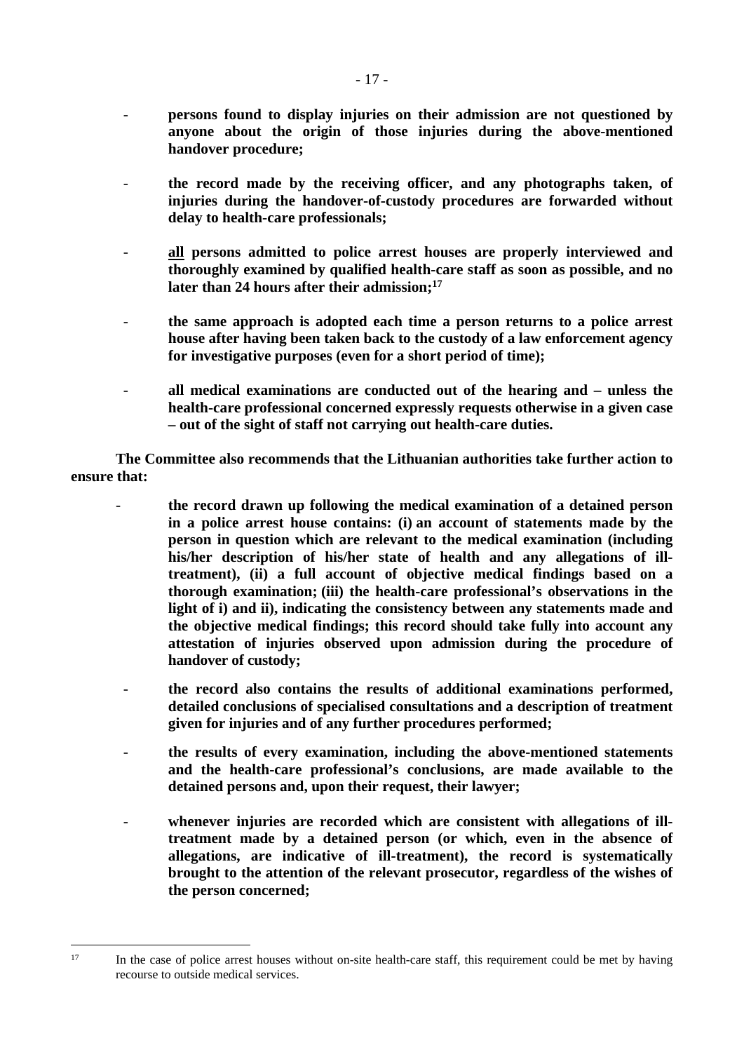- **persons found to display injuries on their admission are not questioned by anyone about the origin of those injuries during the above-mentioned handover procedure;**

- **the record made by the receiving officer, and any photographs taken, of injuries during the handover-of-custody procedures are forwarded without delay to health-care professionals;**

- **<u>all</u> persons admitted to police arrest houses are properly interviewed and thoroughly examined by qualified health-care staff as soon as possible, and no later than 24 hours after their admission;[17]**

- **the same approach is adopted each time a person returns to a police arrest house after having been taken back to the custody of a law enforcement agency for investigative purposes (even for a short period of time);**

- **all medical examinations are conducted out of the hearing and – unless the health-care professional concerned expressly requests otherwise in a given case – out of the sight of staff not carrying out health-care duties.**

**The Committee also recommends that the Lithuanian authorities take further action to ensure that:**

- **the record drawn up following the medical examination of a detained person in a police arrest house contains: (i) an account of statements made by the person in question which are relevant to the medical examination (including his/her description of his/her state of health and any allegations of ill-treatment), (ii) a full account of objective medical findings based on a thorough examination; (iii) the health-care professional's observations in the light of i) and ii), indicating the consistency between any statements made and the objective medical findings; this record should take fully into account any attestation of injuries observed upon admission during the procedure of handover of custody;**

- **the record also contains the results of additional examinations performed, detailed conclusions of specialised consultations and a description of treatment given for injuries and of any further procedures performed;**

- **the results of every examination, including the above-mentioned statements and the health-care professional's conclusions, are made available to the detained persons and, upon their request, their lawyer;**

- **whenever injuries are recorded which are consistent with allegations of ill-treatment made by a detained person (or which, even in the absence of allegations, are indicative of ill-treatment), the record is systematically brought to the attention of the relevant prosecutor, regardless of the wishes of the person concerned;**

---

[17] In the case of police arrest houses without on-site health-care staff, this requirement could be met by having recourse to outside medical services.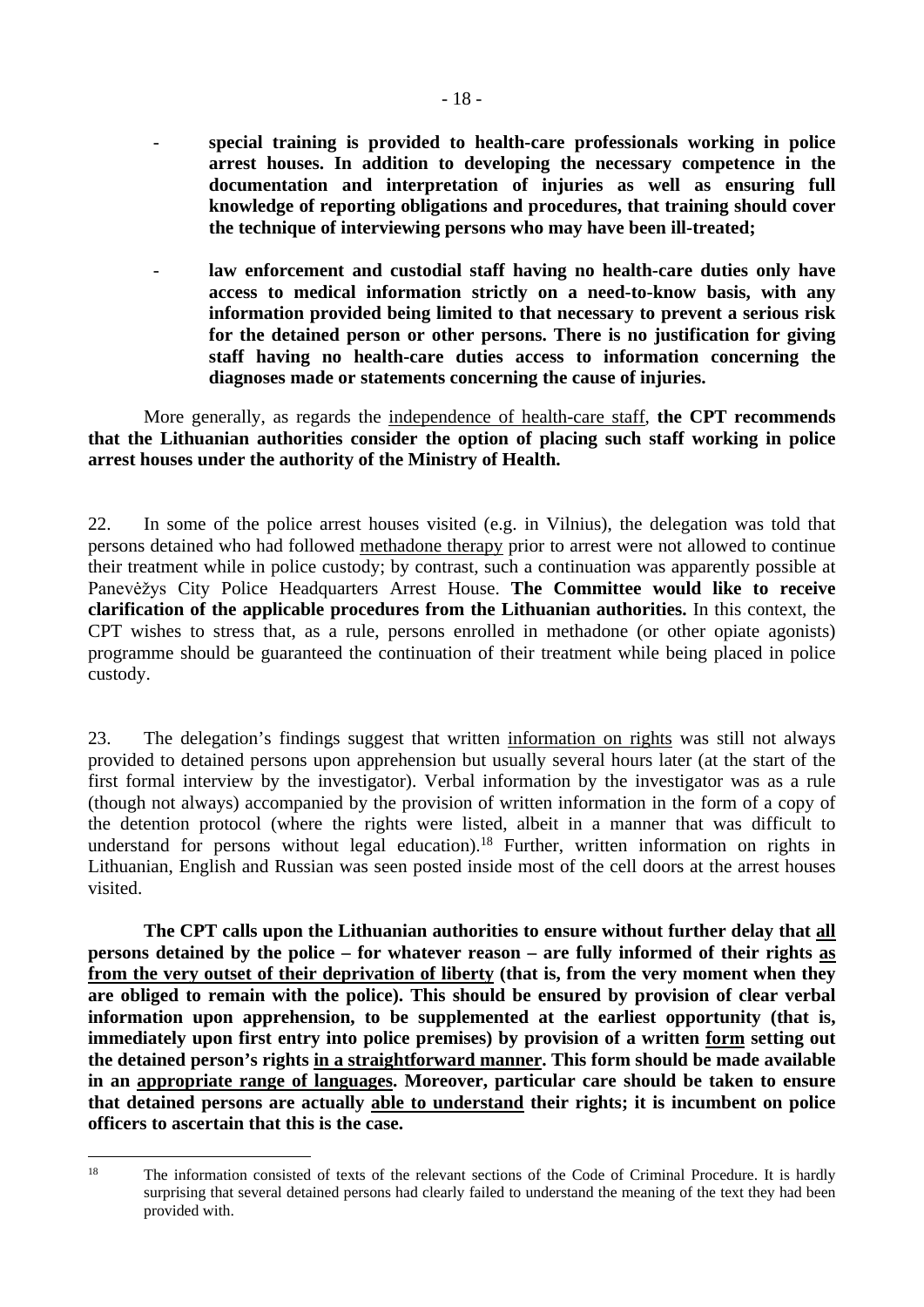- **special training is provided to health-care professionals working in police arrest houses. In addition to developing the necessary competence in the documentation and interpretation of injuries as well as ensuring full knowledge of reporting obligations and procedures, that training should cover the technique of interviewing persons who may have been ill-treated;**

- **law enforcement and custodial staff having no health-care duties only have access to medical information strictly on a need-to-know basis, with any information provided being limited to that necessary to prevent a serious risk for the detained person or other persons. There is no justification for giving staff having no health-care duties access to information concerning the diagnoses made or statements concerning the cause of injuries.**

More generally, as regards the independence of health-care staff, **the CPT recommends that the Lithuanian authorities consider the option of placing such staff working in police arrest houses under the authority of the Ministry of Health.**

22. In some of the police arrest houses visited (e.g. in Vilnius), the delegation was told that persons detained who had followed methadone therapy prior to arrest were not allowed to continue their treatment while in police custody; by contrast, such a continuation was apparently possible at Panevėžys City Police Headquarters Arrest House. **The Committee would like to receive clarification of the applicable procedures from the Lithuanian authorities.** In this context, the CPT wishes to stress that, as a rule, persons enrolled in methadone (or other opiate agonists) programme should be guaranteed the continuation of their treatment while being placed in police custody.

23. The delegation's findings suggest that written information on rights was still not always provided to detained persons upon apprehension but usually several hours later (at the start of the first formal interview by the investigator). Verbal information by the investigator was as a rule (though not always) accompanied by the provision of written information in the form of a copy of the detention protocol (where the rights were listed, albeit in a manner that was difficult to understand for persons without legal education).[18] Further, written information on rights in Lithuanian, English and Russian was seen posted inside most of the cell doors at the arrest houses visited.

**The CPT calls upon the Lithuanian authorities to ensure without further delay that all persons detained by the police – for whatever reason – are fully informed of their rights as from the very outset of their deprivation of liberty (that is, from the very moment when they are obliged to remain with the police). This should be ensured by provision of clear verbal information upon apprehension, to be supplemented at the earliest opportunity (that is, immediately upon first entry into police premises) by provision of a written form setting out the detained person's rights in a straightforward manner. This form should be made available in an appropriate range of languages. Moreover, particular care should be taken to ensure that detained persons are actually able to understand their rights; it is incumbent on police officers to ascertain that this is the case.**

---

[18] The information consisted of texts of the relevant sections of the Code of Criminal Procedure. It is hardly surprising that several detained persons had clearly failed to understand the meaning of the text they had been provided with.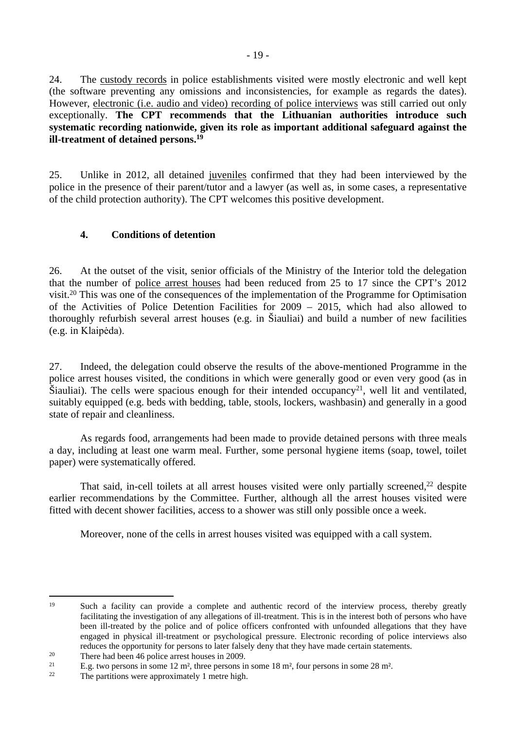24. The custody records in police establishments visited were mostly electronic and well kept (the software preventing any omissions and inconsistencies, for example as regards the dates). However, electronic (i.e. audio and video) recording of police interviews was still carried out only exceptionally. **The CPT recommends that the Lithuanian authorities introduce such systematic recording nationwide, given its role as important additional safeguard against the ill-treatment of detained persons.**[19]

25. Unlike in 2012, all detained juveniles confirmed that they had been interviewed by the police in the presence of their parent/tutor and a lawyer (as well as, in some cases, a representative of the child protection authority). The CPT welcomes this positive development.

### 4. Conditions of detention

26. At the outset of the visit, senior officials of the Ministry of the Interior told the delegation that the number of police arrest houses had been reduced from 25 to 17 since the CPT's 2012 visit.[20] This was one of the consequences of the implementation of the Programme for Optimisation of the Activities of Police Detention Facilities for 2009 – 2015, which had also allowed to thoroughly refurbish several arrest houses (e.g. in Šiauliai) and build a number of new facilities (e.g. in Klaipėda).

27. Indeed, the delegation could observe the results of the above-mentioned Programme in the police arrest houses visited, the conditions in which were generally good or even very good (as in Šiauliai). The cells were spacious enough for their intended occupancy[21], well lit and ventilated, suitably equipped (e.g. beds with bedding, table, stools, lockers, washbasin) and generally in a good state of repair and cleanliness.

As regards food, arrangements had been made to provide detained persons with three meals a day, including at least one warm meal. Further, some personal hygiene items (soap, towel, toilet paper) were systematically offered.

That said, in-cell toilets at all arrest houses visited were only partially screened,[22] despite earlier recommendations by the Committee. Further, although all the arrest houses visited were fitted with decent shower facilities, access to a shower was still only possible once a week.

Moreover, none of the cells in arrest houses visited was equipped with a call system.

---

[19] Such a facility can provide a complete and authentic record of the interview process, thereby greatly facilitating the investigation of any allegations of ill-treatment. This is in the interest both of persons who have been ill-treated by the police and of police officers confronted with unfounded allegations that they have engaged in physical ill-treatment or psychological pressure. Electronic recording of police interviews also reduces the opportunity for persons to later falsely deny that they have made certain statements.

[20] There had been 46 police arrest houses in 2009.

[21] E.g. two persons in some 12 m², three persons in some 18 m², four persons in some 28 m².

[22] The partitions were approximately 1 metre high.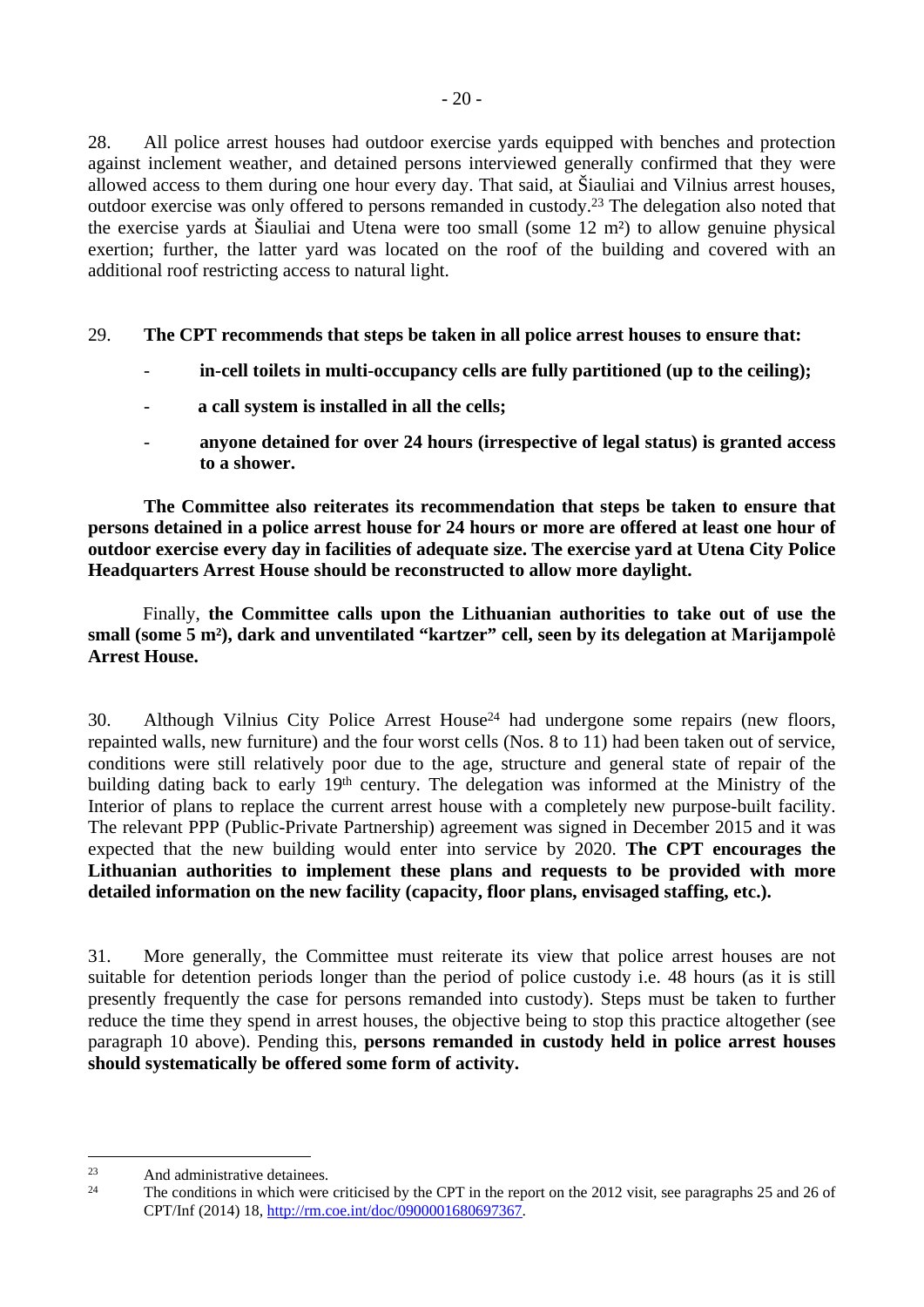28. All police arrest houses had outdoor exercise yards equipped with benches and protection against inclement weather, and detained persons interviewed generally confirmed that they were allowed access to them during one hour every day. That said, at Šiauliai and Vilnius arrest houses, outdoor exercise was only offered to persons remanded in custody.[23] The delegation also noted that the exercise yards at Šiauliai and Utena were too small (some 12 m²) to allow genuine physical exertion; further, the latter yard was located on the roof of the building and covered with an additional roof restricting access to natural light.

29. **The CPT recommends that steps be taken in all police arrest houses to ensure that:**

- **in-cell toilets in multi-occupancy cells are fully partitioned (up to the ceiling);**
- **a call system is installed in all the cells;**
- **anyone detained for over 24 hours (irrespective of legal status) is granted access to a shower.**

**The Committee also reiterates its recommendation that steps be taken to ensure that persons detained in a police arrest house for 24 hours or more are offered at least one hour of outdoor exercise every day in facilities of adequate size. The exercise yard at Utena City Police Headquarters Arrest House should be reconstructed to allow more daylight.**

Finally, **the Committee calls upon the Lithuanian authorities to take out of use the small (some 5 m²), dark and unventilated "kartzer" cell, seen by its delegation at Marijampolė Arrest House.**

30. Although Vilnius City Police Arrest House[24] had undergone some repairs (new floors, repainted walls, new furniture) and the four worst cells (Nos. 8 to 11) had been taken out of service, conditions were still relatively poor due to the age, structure and general state of repair of the building dating back to early 19th century. The delegation was informed at the Ministry of the Interior of plans to replace the current arrest house with a completely new purpose-built facility. The relevant PPP (Public-Private Partnership) agreement was signed in December 2015 and it was expected that the new building would enter into service by 2020. **The CPT encourages the Lithuanian authorities to implement these plans and requests to be provided with more detailed information on the new facility (capacity, floor plans, envisaged staffing, etc.).**

31. More generally, the Committee must reiterate its view that police arrest houses are not suitable for detention periods longer than the period of police custody i.e. 48 hours (as it is still presently frequently the case for persons remanded into custody). Steps must be taken to further reduce the time they spend in arrest houses, the objective being to stop this practice altogether (see paragraph 10 above). Pending this, **persons remanded in custody held in police arrest houses should systematically be offered some form of activity.**

---

[23] And administrative detainees.

[24] The conditions in which were criticised by the CPT in the report on the 2012 visit, see paragraphs 25 and 26 of CPT/Inf (2014) 18, http://rm.coe.int/doc/0900001680697367.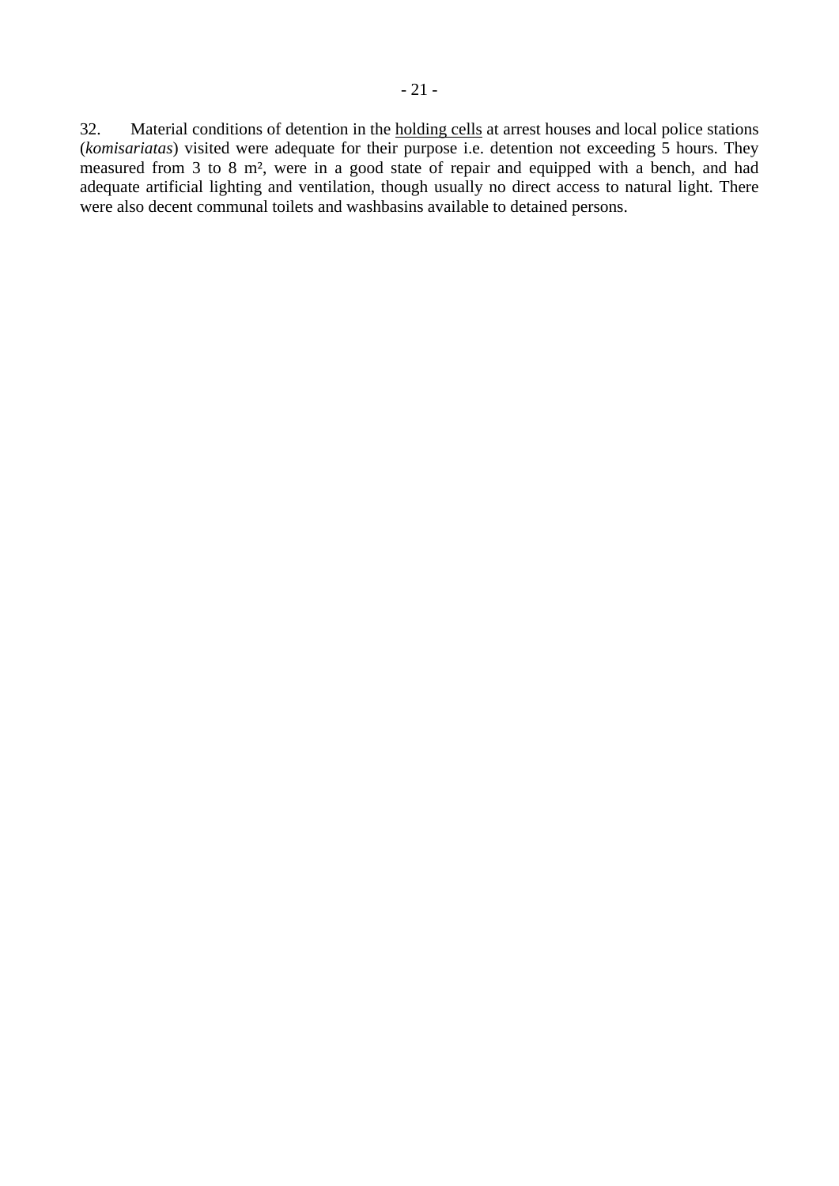32. Material conditions of detention in the holding cells at arrest houses and local police stations (*komisariatas*) visited were adequate for their purpose i.e. detention not exceeding 5 hours. They measured from 3 to 8 m², were in a good state of repair and equipped with a bench, and had adequate artificial lighting and ventilation, though usually no direct access to natural light. There were also decent communal toilets and washbasins available to detained persons.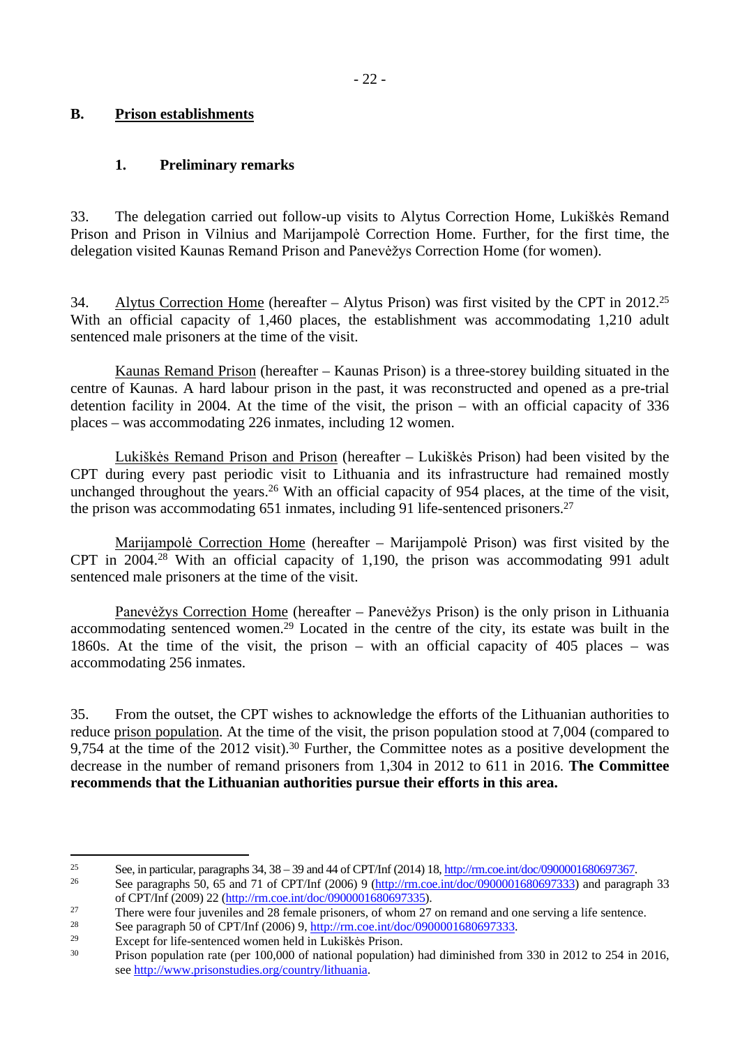## B. Prison establishments

### 1. Preliminary remarks

33. The delegation carried out follow-up visits to Alytus Correction Home, Lukiškės Remand Prison and Prison in Vilnius and Marijampolė Correction Home. Further, for the first time, the delegation visited Kaunas Remand Prison and Panevėžys Correction Home (for women).

34. Alytus Correction Home (hereafter – Alytus Prison) was first visited by the CPT in 2012.[25] With an official capacity of 1,460 places, the establishment was accommodating 1,210 adult sentenced male prisoners at the time of the visit.

Kaunas Remand Prison (hereafter – Kaunas Prison) is a three-storey building situated in the centre of Kaunas. A hard labour prison in the past, it was reconstructed and opened as a pre-trial detention facility in 2004. At the time of the visit, the prison – with an official capacity of 336 places – was accommodating 226 inmates, including 12 women.

Lukiškės Remand Prison and Prison (hereafter – Lukiškės Prison) had been visited by the CPT during every past periodic visit to Lithuania and its infrastructure had remained mostly unchanged throughout the years.[26] With an official capacity of 954 places, at the time of the visit, the prison was accommodating 651 inmates, including 91 life-sentenced prisoners.[27]

Marijampolė Correction Home (hereafter – Marijampolė Prison) was first visited by the CPT in 2004.[28] With an official capacity of 1,190, the prison was accommodating 991 adult sentenced male prisoners at the time of the visit.

Panevėžys Correction Home (hereafter – Panevėžys Prison) is the only prison in Lithuania accommodating sentenced women.[29] Located in the centre of the city, its estate was built in the 1860s. At the time of the visit, the prison – with an official capacity of 405 places – was accommodating 256 inmates.

35. From the outset, the CPT wishes to acknowledge the efforts of the Lithuanian authorities to reduce prison population. At the time of the visit, the prison population stood at 7,004 (compared to 9,754 at the time of the 2012 visit).[30] Further, the Committee notes as a positive development the decrease in the number of remand prisoners from 1,304 in 2012 to 611 in 2016. **The Committee recommends that the Lithuanian authorities pursue their efforts in this area.**

---

[25] See, in particular, paragraphs 34, 38 – 39 and 44 of CPT/Inf (2014) 18, http://rm.coe.int/doc/0900001680697367.

[26] See paragraphs 50, 65 and 71 of CPT/Inf (2006) 9 (http://rm.coe.int/doc/0900001680697333) and paragraph 33 of CPT/Inf (2009) 22 (http://rm.coe.int/doc/0900001680697335).

[27] There were four juveniles and 28 female prisoners, of whom 27 on remand and one serving a life sentence.

[28] See paragraph 50 of CPT/Inf (2006) 9, http://rm.coe.int/doc/0900001680697333.

[29] Except for life-sentenced women held in Lukiškės Prison.

[30] Prison population rate (per 100,000 of national population) had diminished from 330 in 2012 to 254 in 2016, see http://www.prisonstudies.org/country/lithuania.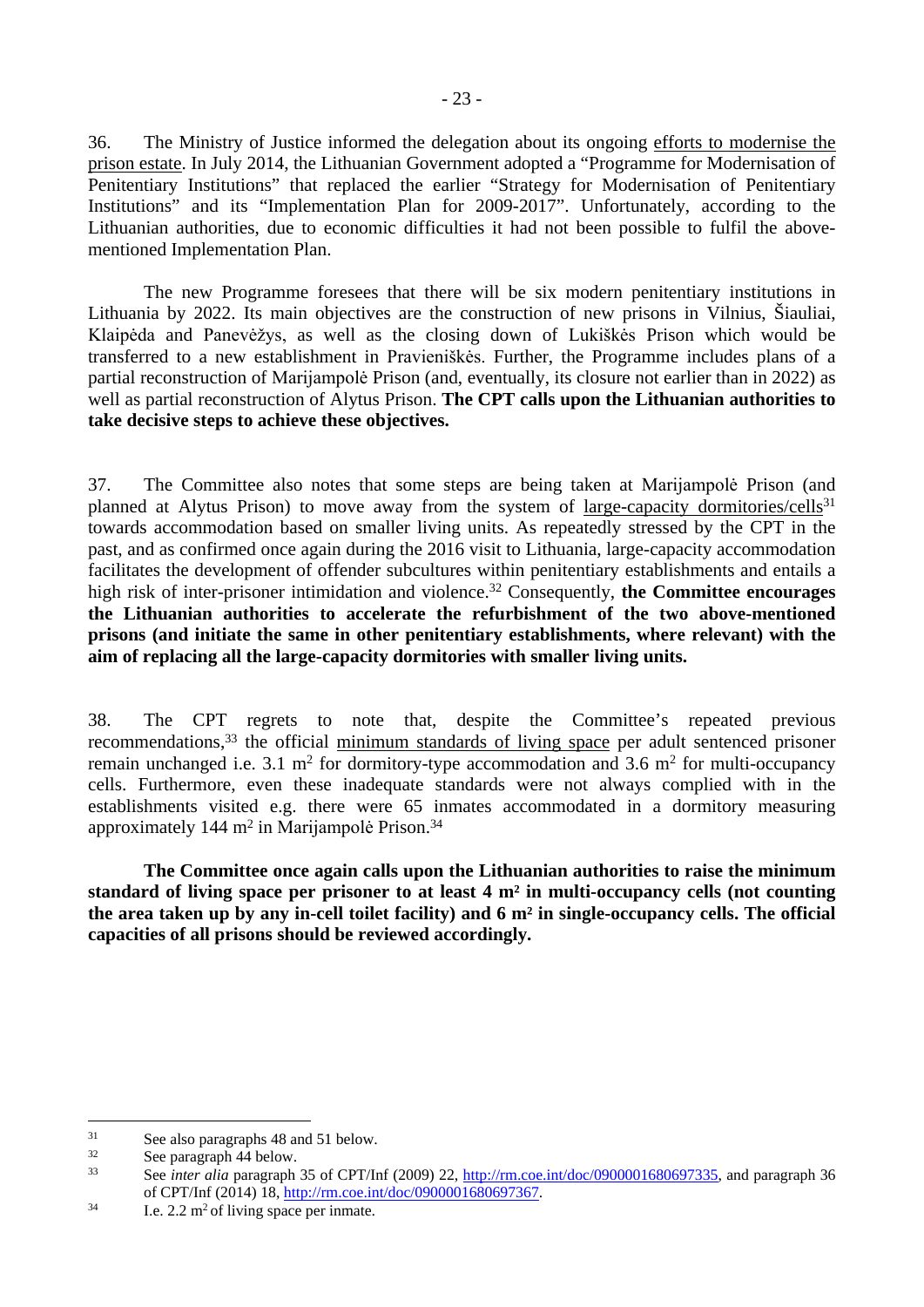36. The Ministry of Justice informed the delegation about its ongoing efforts to modernise the prison estate. In July 2014, the Lithuanian Government adopted a "Programme for Modernisation of Penitentiary Institutions" that replaced the earlier "Strategy for Modernisation of Penitentiary Institutions" and its "Implementation Plan for 2009-2017". Unfortunately, according to the Lithuanian authorities, due to economic difficulties it had not been possible to fulfil the above-mentioned Implementation Plan.

The new Programme foresees that there will be six modern penitentiary institutions in Lithuania by 2022. Its main objectives are the construction of new prisons in Vilnius, Šiauliai, Klaipėda and Panevėžys, as well as the closing down of Lukiškės Prison which would be transferred to a new establishment in Pravieniškės. Further, the Programme includes plans of a partial reconstruction of Marijampolė Prison (and, eventually, its closure not earlier than in 2022) as well as partial reconstruction of Alytus Prison. **The CPT calls upon the Lithuanian authorities to take decisive steps to achieve these objectives.**

37. The Committee also notes that some steps are being taken at Marijampolė Prison (and planned at Alytus Prison) to move away from the system of large-capacity dormitories/cells[31] towards accommodation based on smaller living units. As repeatedly stressed by the CPT in the past, and as confirmed once again during the 2016 visit to Lithuania, large-capacity accommodation facilitates the development of offender subcultures within penitentiary establishments and entails a high risk of inter-prisoner intimidation and violence.[32] Consequently, **the Committee encourages the Lithuanian authorities to accelerate the refurbishment of the two above-mentioned prisons (and initiate the same in other penitentiary establishments, where relevant) with the aim of replacing all the large-capacity dormitories with smaller living units.**

38. The CPT regrets to note that, despite the Committee's repeated previous recommendations,[33] the official minimum standards of living space per adult sentenced prisoner remain unchanged i.e. 3.1 m² for dormitory-type accommodation and 3.6 m² for multi-occupancy cells. Furthermore, even these inadequate standards were not always complied with in the establishments visited e.g. there were 65 inmates accommodated in a dormitory measuring approximately 144 m² in Marijampolė Prison.[34]

**The Committee once again calls upon the Lithuanian authorities to raise the minimum standard of living space per prisoner to at least 4 m² in multi-occupancy cells (not counting the area taken up by any in-cell toilet facility) and 6 m² in single-occupancy cells. The official capacities of all prisons should be reviewed accordingly.**

---

[31] See also paragraphs 48 and 51 below.

[32] See paragraph 44 below.

[33] See *inter alia* paragraph 35 of CPT/Inf (2009) 22, http://rm.coe.int/doc/0900001680697335, and paragraph 36 of CPT/Inf (2014) 18, http://rm.coe.int/doc/0900001680697367.

[34] I.e. 2.2 m² of living space per inmate.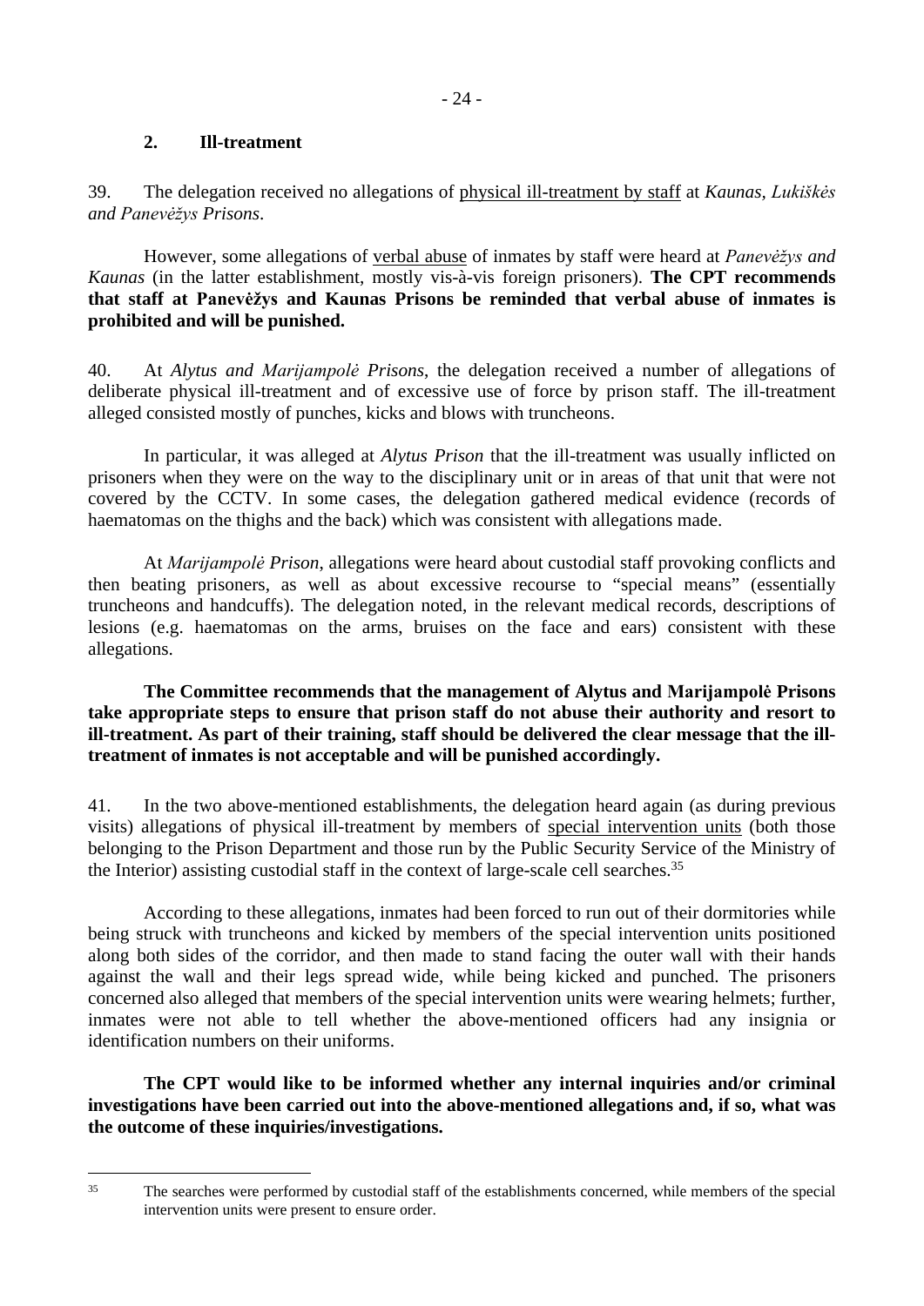### 2. Ill-treatment

39. The delegation received no allegations of physical ill-treatment by staff at *Kaunas, Lukiškės and Panevėžys Prisons*.

However, some allegations of verbal abuse of inmates by staff were heard at *Panevėžys and Kaunas* (in the latter establishment, mostly vis-à-vis foreign prisoners). **The CPT recommends that staff at Panevėžys and Kaunas Prisons be reminded that verbal abuse of inmates is prohibited and will be punished.**

40. At *Alytus and Marijampolė Prisons*, the delegation received a number of allegations of deliberate physical ill-treatment and of excessive use of force by prison staff. The ill-treatment alleged consisted mostly of punches, kicks and blows with truncheons.

In particular, it was alleged at *Alytus Prison* that the ill-treatment was usually inflicted on prisoners when they were on the way to the disciplinary unit or in areas of that unit that were not covered by the CCTV. In some cases, the delegation gathered medical evidence (records of haematomas on the thighs and the back) which was consistent with allegations made.

At *Marijampolė Prison*, allegations were heard about custodial staff provoking conflicts and then beating prisoners, as well as about excessive recourse to "special means" (essentially truncheons and handcuffs). The delegation noted, in the relevant medical records, descriptions of lesions (e.g. haematomas on the arms, bruises on the face and ears) consistent with these allegations.

**The Committee recommends that the management of Alytus and Marijampolė Prisons take appropriate steps to ensure that prison staff do not abuse their authority and resort to ill-treatment. As part of their training, staff should be delivered the clear message that the ill-treatment of inmates is not acceptable and will be punished accordingly.**

41. In the two above-mentioned establishments, the delegation heard again (as during previous visits) allegations of physical ill-treatment by members of special intervention units (both those belonging to the Prison Department and those run by the Public Security Service of the Ministry of the Interior) assisting custodial staff in the context of large-scale cell searches.[35]

According to these allegations, inmates had been forced to run out of their dormitories while being struck with truncheons and kicked by members of the special intervention units positioned along both sides of the corridor, and then made to stand facing the outer wall with their hands against the wall and their legs spread wide, while being kicked and punched. The prisoners concerned also alleged that members of the special intervention units were wearing helmets; further, inmates were not able to tell whether the above-mentioned officers had any insignia or identification numbers on their uniforms.

**The CPT would like to be informed whether any internal inquiries and/or criminal investigations have been carried out into the above-mentioned allegations and, if so, what was the outcome of these inquiries/investigations.**

---

[35] The searches were performed by custodial staff of the establishments concerned, while members of the special intervention units were present to ensure order.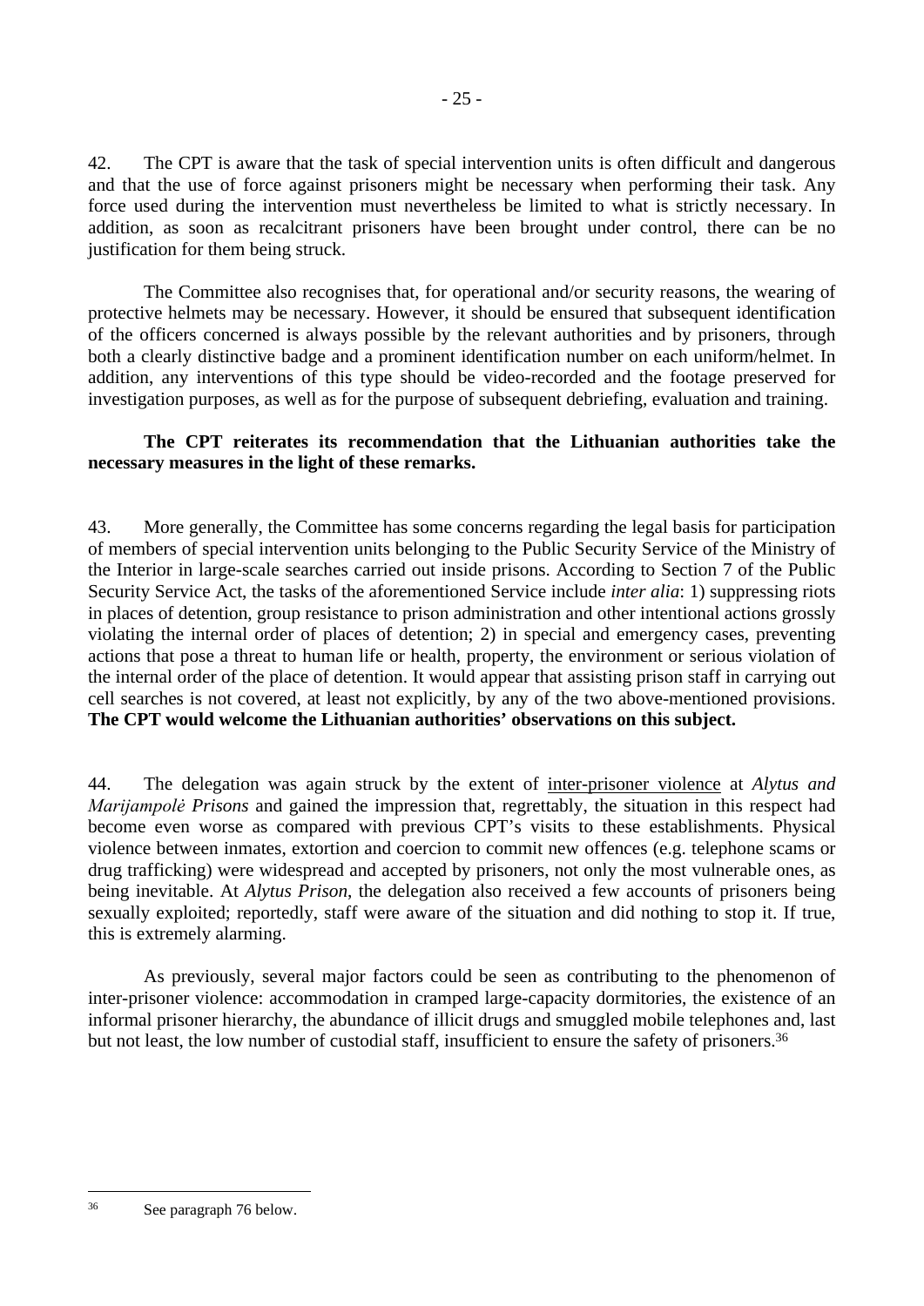42. The CPT is aware that the task of special intervention units is often difficult and dangerous and that the use of force against prisoners might be necessary when performing their task. Any force used during the intervention must nevertheless be limited to what is strictly necessary. In addition, as soon as recalcitrant prisoners have been brought under control, there can be no justification for them being struck.

The Committee also recognises that, for operational and/or security reasons, the wearing of protective helmets may be necessary. However, it should be ensured that subsequent identification of the officers concerned is always possible by the relevant authorities and by prisoners, through both a clearly distinctive badge and a prominent identification number on each uniform/helmet. In addition, any interventions of this type should be video-recorded and the footage preserved for investigation purposes, as well as for the purpose of subsequent debriefing, evaluation and training.

**The CPT reiterates its recommendation that the Lithuanian authorities take the necessary measures in the light of these remarks.**

43. More generally, the Committee has some concerns regarding the legal basis for participation of members of special intervention units belonging to the Public Security Service of the Ministry of the Interior in large-scale searches carried out inside prisons. According to Section 7 of the Public Security Service Act, the tasks of the aforementioned Service include *inter alia*: 1) suppressing riots in places of detention, group resistance to prison administration and other intentional actions grossly violating the internal order of places of detention; 2) in special and emergency cases, preventing actions that pose a threat to human life or health, property, the environment or serious violation of the internal order of the place of detention. It would appear that assisting prison staff in carrying out cell searches is not covered, at least not explicitly, by any of the two above-mentioned provisions. **The CPT would welcome the Lithuanian authorities' observations on this subject.**

44. The delegation was again struck by the extent of inter-prisoner violence at *Alytus and Marijampolė Prisons* and gained the impression that, regrettably, the situation in this respect had become even worse as compared with previous CPT's visits to these establishments. Physical violence between inmates, extortion and coercion to commit new offences (e.g. telephone scams or drug trafficking) were widespread and accepted by prisoners, not only the most vulnerable ones, as being inevitable. At *Alytus Prison*, the delegation also received a few accounts of prisoners being sexually exploited; reportedly, staff were aware of the situation and did nothing to stop it. If true, this is extremely alarming.

As previously, several major factors could be seen as contributing to the phenomenon of inter-prisoner violence: accommodation in cramped large-capacity dormitories, the existence of an informal prisoner hierarchy, the abundance of illicit drugs and smuggled mobile telephones and, last but not least, the low number of custodial staff, insufficient to ensure the safety of prisoners.[36]

---

[36] See paragraph 76 below.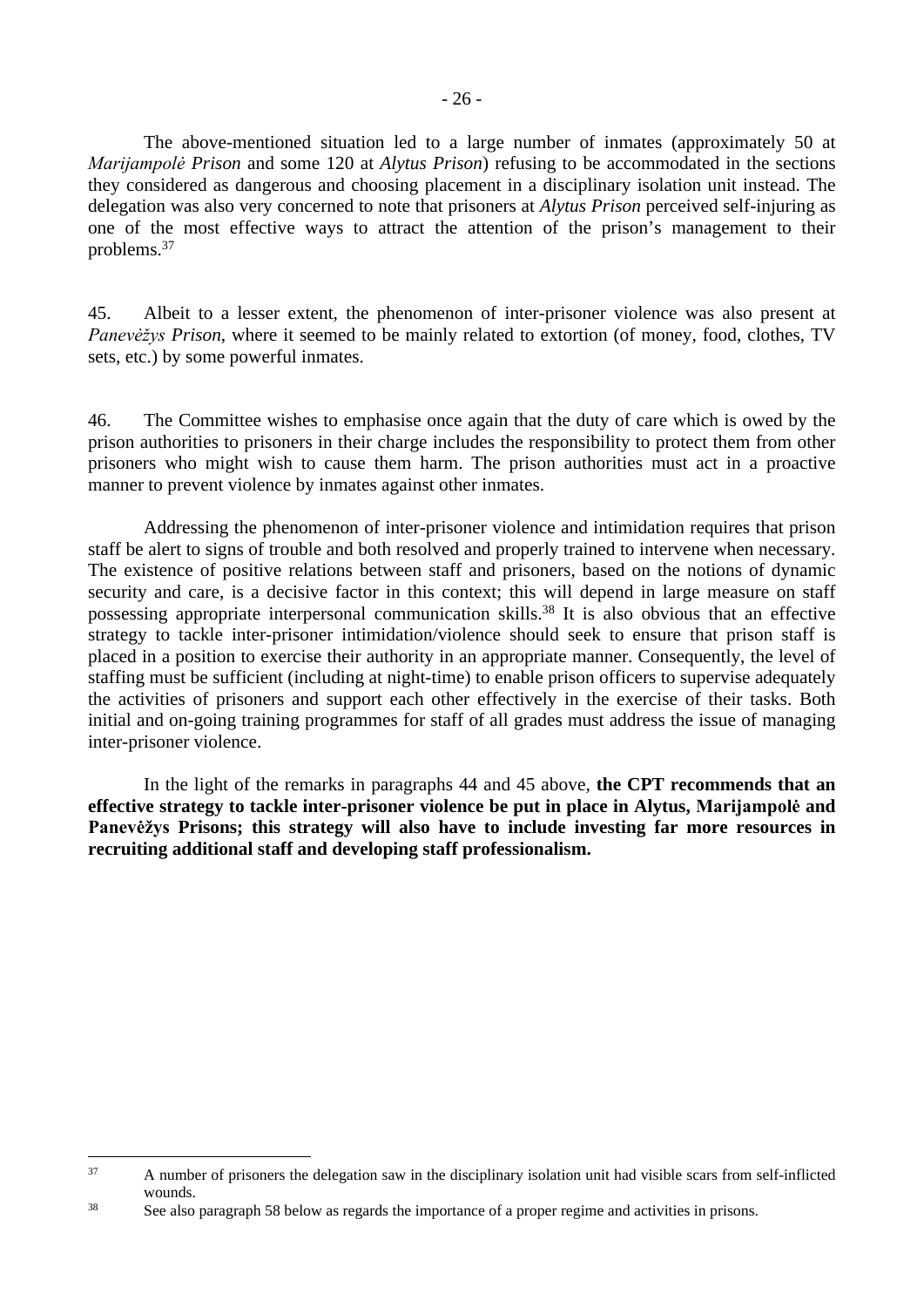The above-mentioned situation led to a large number of inmates (approximately 50 at *Marijampolė Prison* and some 120 at *Alytus Prison*) refusing to be accommodated in the sections they considered as dangerous and choosing placement in a disciplinary isolation unit instead. The delegation was also very concerned to note that prisoners at *Alytus Prison* perceived self-injuring as one of the most effective ways to attract the attention of the prison's management to their problems.[37]

45. Albeit to a lesser extent, the phenomenon of inter-prisoner violence was also present at *Panevėžys Prison*, where it seemed to be mainly related to extortion (of money, food, clothes, TV sets, etc.) by some powerful inmates.

46. The Committee wishes to emphasise once again that the duty of care which is owed by the prison authorities to prisoners in their charge includes the responsibility to protect them from other prisoners who might wish to cause them harm. The prison authorities must act in a proactive manner to prevent violence by inmates against other inmates.

Addressing the phenomenon of inter-prisoner violence and intimidation requires that prison staff be alert to signs of trouble and both resolved and properly trained to intervene when necessary. The existence of positive relations between staff and prisoners, based on the notions of dynamic security and care, is a decisive factor in this context; this will depend in large measure on staff possessing appropriate interpersonal communication skills.[38] It is also obvious that an effective strategy to tackle inter-prisoner intimidation/violence should seek to ensure that prison staff is placed in a position to exercise their authority in an appropriate manner. Consequently, the level of staffing must be sufficient (including at night-time) to enable prison officers to supervise adequately the activities of prisoners and support each other effectively in the exercise of their tasks. Both initial and on-going training programmes for staff of all grades must address the issue of managing inter-prisoner violence.

In the light of the remarks in paragraphs 44 and 45 above, **the CPT recommends that an effective strategy to tackle inter-prisoner violence be put in place in Alytus, Marijampolė and Panevėžys Prisons; this strategy will also have to include investing far more resources in recruiting additional staff and developing staff professionalism.**

---

[37] A number of prisoners the delegation saw in the disciplinary isolation unit had visible scars from self-inflicted wounds.

[38] See also paragraph 58 below as regards the importance of a proper regime and activities in prisons.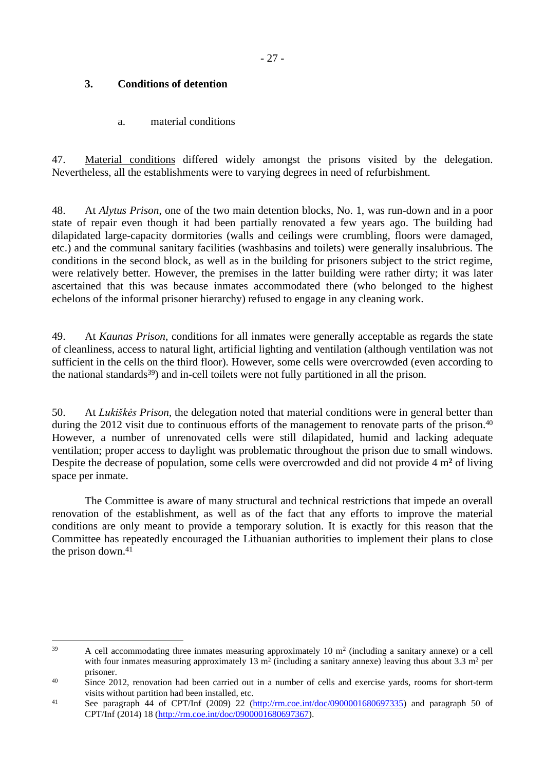### 3. Conditions of detention

a. material conditions

47. Material conditions differed widely amongst the prisons visited by the delegation. Nevertheless, all the establishments were to varying degrees in need of refurbishment.

48. At *Alytus Prison*, one of the two main detention blocks, No. 1, was run-down and in a poor state of repair even though it had been partially renovated a few years ago. The building had dilapidated large-capacity dormitories (walls and ceilings were crumbling, floors were damaged, etc.) and the communal sanitary facilities (washbasins and toilets) were generally insalubrious. The conditions in the second block, as well as in the building for prisoners subject to the strict regime, were relatively better. However, the premises in the latter building were rather dirty; it was later ascertained that this was because inmates accommodated there (who belonged to the highest echelons of the informal prisoner hierarchy) refused to engage in any cleaning work.

49. At *Kaunas Prison*, conditions for all inmates were generally acceptable as regards the state of cleanliness, access to natural light, artificial lighting and ventilation (although ventilation was not sufficient in the cells on the third floor). However, some cells were overcrowded (even according to the national standards[39]) and in-cell toilets were not fully partitioned in all the prison.

50. At *Lukiškės Prison*, the delegation noted that material conditions were in general better than during the 2012 visit due to continuous efforts of the management to renovate parts of the prison.[40] However, a number of unrenovated cells were still dilapidated, humid and lacking adequate ventilation; proper access to daylight was problematic throughout the prison due to small windows. Despite the decrease of population, some cells were overcrowded and did not provide 4 m² of living space per inmate.

The Committee is aware of many structural and technical restrictions that impede an overall renovation of the establishment, as well as of the fact that any efforts to improve the material conditions are only meant to provide a temporary solution. It is exactly for this reason that the Committee has repeatedly encouraged the Lithuanian authorities to implement their plans to close the prison down.[41]

---

[39] A cell accommodating three inmates measuring approximately 10 m² (including a sanitary annexe) or a cell with four inmates measuring approximately 13 m² (including a sanitary annexe) leaving thus about 3.3 m² per prisoner.

[40] Since 2012, renovation had been carried out in a number of cells and exercise yards, rooms for short-term visits without partition had been installed, etc.

[41] See paragraph 44 of CPT/Inf (2009) 22 (http://rm.coe.int/doc/0900001680697335) and paragraph 50 of CPT/Inf (2014) 18 (http://rm.coe.int/doc/0900001680697367).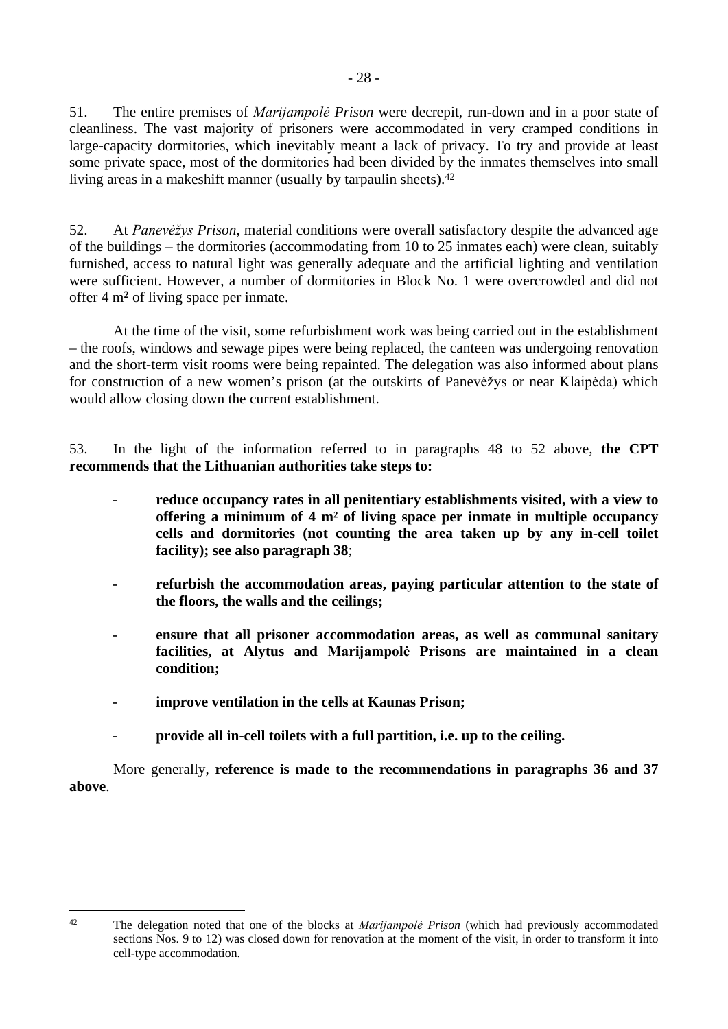51. The entire premises of *Marijampolė Prison* were decrepit, run-down and in a poor state of cleanliness. The vast majority of prisoners were accommodated in very cramped conditions in large-capacity dormitories, which inevitably meant a lack of privacy. To try and provide at least some private space, most of the dormitories had been divided by the inmates themselves into small living areas in a makeshift manner (usually by tarpaulin sheets).[42]

52. At *Panevėžys Prison*, material conditions were overall satisfactory despite the advanced age of the buildings – the dormitories (accommodating from 10 to 25 inmates each) were clean, suitably furnished, access to natural light was generally adequate and the artificial lighting and ventilation were sufficient. However, a number of dormitories in Block No. 1 were overcrowded and did not offer 4 m² of living space per inmate.

At the time of the visit, some refurbishment work was being carried out in the establishment – the roofs, windows and sewage pipes were being replaced, the canteen was undergoing renovation and the short-term visit rooms were being repainted. The delegation was also informed about plans for construction of a new women's prison (at the outskirts of Panevėžys or near Klaipėda) which would allow closing down the current establishment.

53. In the light of the information referred to in paragraphs 48 to 52 above, **the CPT recommends that the Lithuanian authorities take steps to:**

- **reduce occupancy rates in all penitentiary establishments visited, with a view to offering a minimum of 4 m² of living space per inmate in multiple occupancy cells and dormitories (not counting the area taken up by any in-cell toilet facility); see also paragraph 38**;
- **refurbish the accommodation areas, paying particular attention to the state of the floors, the walls and the ceilings;**
- **ensure that all prisoner accommodation areas, as well as communal sanitary facilities, at Alytus and Marijampolė Prisons are maintained in a clean condition;**
- **improve ventilation in the cells at Kaunas Prison;**
- **provide all in-cell toilets with a full partition, i.e. up to the ceiling.**

More generally, **reference is made to the recommendations in paragraphs 36 and 37 above**.

[42] The delegation noted that one of the blocks at *Marijampolė Prison* (which had previously accommodated sections Nos. 9 to 12) was closed down for renovation at the moment of the visit, in order to transform it into cell-type accommodation.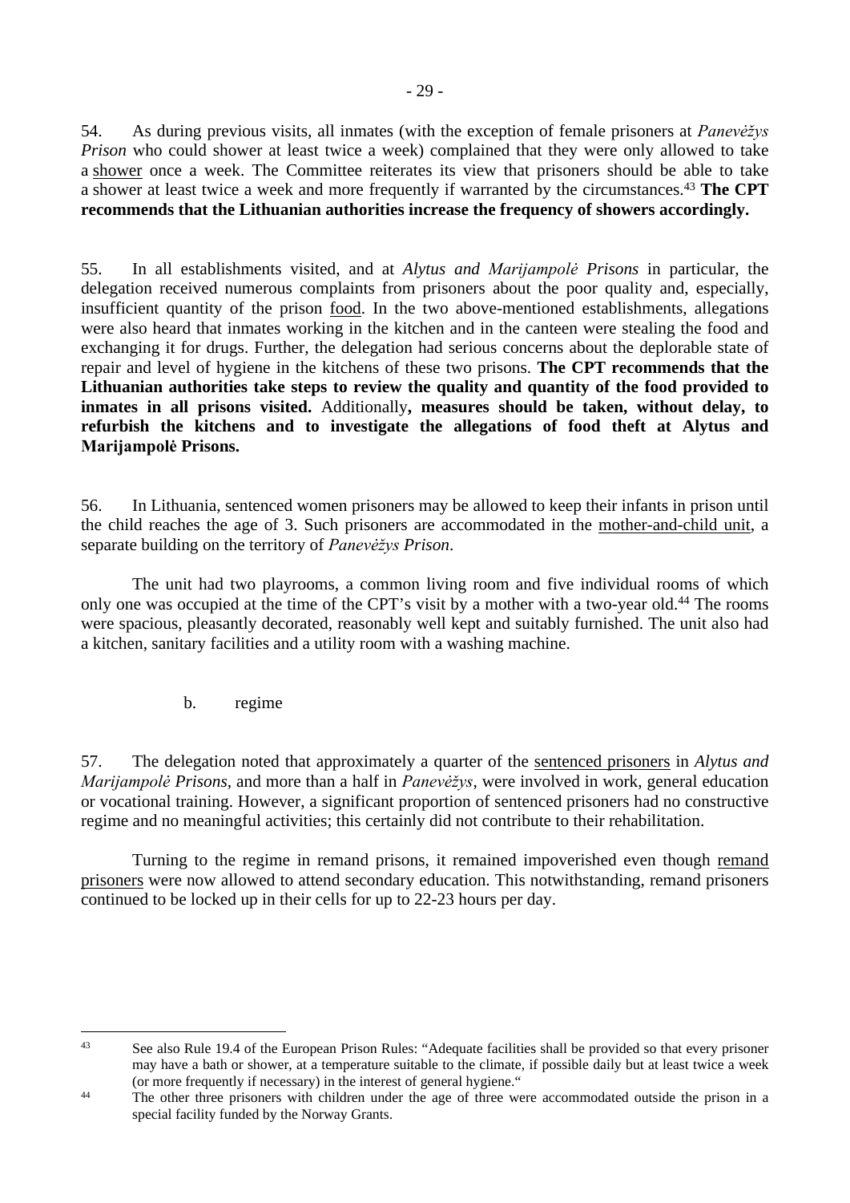54. As during previous visits, all inmates (with the exception of female prisoners at *Panevėžys Prison* who could shower at least twice a week) complained that they were only allowed to take a shower once a week. The Committee reiterates its view that prisoners should be able to take a shower at least twice a week and more frequently if warranted by the circumstances.[43] **The CPT recommends that the Lithuanian authorities increase the frequency of showers accordingly.**

55. In all establishments visited, and at *Alytus and Marijampolė Prisons* in particular, the delegation received numerous complaints from prisoners about the poor quality and, especially, insufficient quantity of the prison food. In the two above-mentioned establishments, allegations were also heard that inmates working in the kitchen and in the canteen were stealing the food and exchanging it for drugs. Further, the delegation had serious concerns about the deplorable state of repair and level of hygiene in the kitchens of these two prisons. **The CPT recommends that the Lithuanian authorities take steps to review the quality and quantity of the food provided to inmates in all prisons visited.** Additionally**, measures should be taken, without delay, to refurbish the kitchens and to investigate the allegations of food theft at Alytus and Marijampolė Prisons.**

56. In Lithuania, sentenced women prisoners may be allowed to keep their infants in prison until the child reaches the age of 3. Such prisoners are accommodated in the mother-and-child unit, a separate building on the territory of *Panevėžys Prison*.

The unit had two playrooms, a common living room and five individual rooms of which only one was occupied at the time of the CPT's visit by a mother with a two-year old.[44] The rooms were spacious, pleasantly decorated, reasonably well kept and suitably furnished. The unit also had a kitchen, sanitary facilities and a utility room with a washing machine.

b. regime

57. The delegation noted that approximately a quarter of the sentenced prisoners in *Alytus and Marijampolė Prisons*, and more than a half in *Panevėžys*, were involved in work, general education or vocational training. However, a significant proportion of sentenced prisoners had no constructive regime and no meaningful activities; this certainly did not contribute to their rehabilitation.

Turning to the regime in remand prisons, it remained impoverished even though remand prisoners were now allowed to attend secondary education. This notwithstanding, remand prisoners continued to be locked up in their cells for up to 22-23 hours per day.

---

[43] See also Rule 19.4 of the European Prison Rules: "Adequate facilities shall be provided so that every prisoner may have a bath or shower, at a temperature suitable to the climate, if possible daily but at least twice a week (or more frequently if necessary) in the interest of general hygiene."

[44] The other three prisoners with children under the age of three were accommodated outside the prison in a special facility funded by the Norway Grants.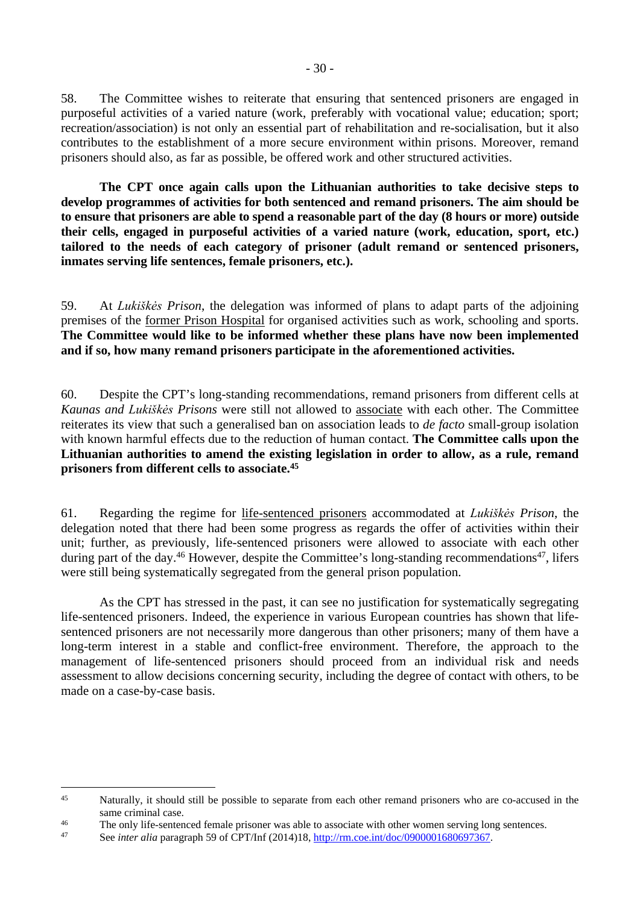58. The Committee wishes to reiterate that ensuring that sentenced prisoners are engaged in purposeful activities of a varied nature (work, preferably with vocational value; education; sport; recreation/association) is not only an essential part of rehabilitation and re-socialisation, but it also contributes to the establishment of a more secure environment within prisons. Moreover, remand prisoners should also, as far as possible, be offered work and other structured activities.

**The CPT once again calls upon the Lithuanian authorities to take decisive steps to develop programmes of activities for both sentenced and remand prisoners. The aim should be to ensure that prisoners are able to spend a reasonable part of the day (8 hours or more) outside their cells, engaged in purposeful activities of a varied nature (work, education, sport, etc.) tailored to the needs of each category of prisoner (adult remand or sentenced prisoners, inmates serving life sentences, female prisoners, etc.).**

59. At *Lukiškės Prison*, the delegation was informed of plans to adapt parts of the adjoining premises of the former Prison Hospital for organised activities such as work, schooling and sports. **The Committee would like to be informed whether these plans have now been implemented and if so, how many remand prisoners participate in the aforementioned activities.**

60. Despite the CPT's long-standing recommendations, remand prisoners from different cells at *Kaunas and Lukiškės Prisons* were still not allowed to associate with each other. The Committee reiterates its view that such a generalised ban on association leads to *de facto* small-group isolation with known harmful effects due to the reduction of human contact. **The Committee calls upon the Lithuanian authorities to amend the existing legislation in order to allow, as a rule, remand prisoners from different cells to associate.[45]**

61. Regarding the regime for life-sentenced prisoners accommodated at *Lukiškės Prison*, the delegation noted that there had been some progress as regards the offer of activities within their unit; further, as previously, life-sentenced prisoners were allowed to associate with each other during part of the day.[46] However, despite the Committee's long-standing recommendations[47], lifers were still being systematically segregated from the general prison population.

As the CPT has stressed in the past, it can see no justification for systematically segregating life-sentenced prisoners. Indeed, the experience in various European countries has shown that life-sentenced prisoners are not necessarily more dangerous than other prisoners; many of them have a long-term interest in a stable and conflict-free environment. Therefore, the approach to the management of life-sentenced prisoners should proceed from an individual risk and needs assessment to allow decisions concerning security, including the degree of contact with others, to be made on a case-by-case basis.

---

[45] Naturally, it should still be possible to separate from each other remand prisoners who are co-accused in the same criminal case.

[46] The only life-sentenced female prisoner was able to associate with other women serving long sentences.

[47] See *inter alia* paragraph 59 of CPT/Inf (2014)18, http://rm.coe.int/doc/0900001680697367.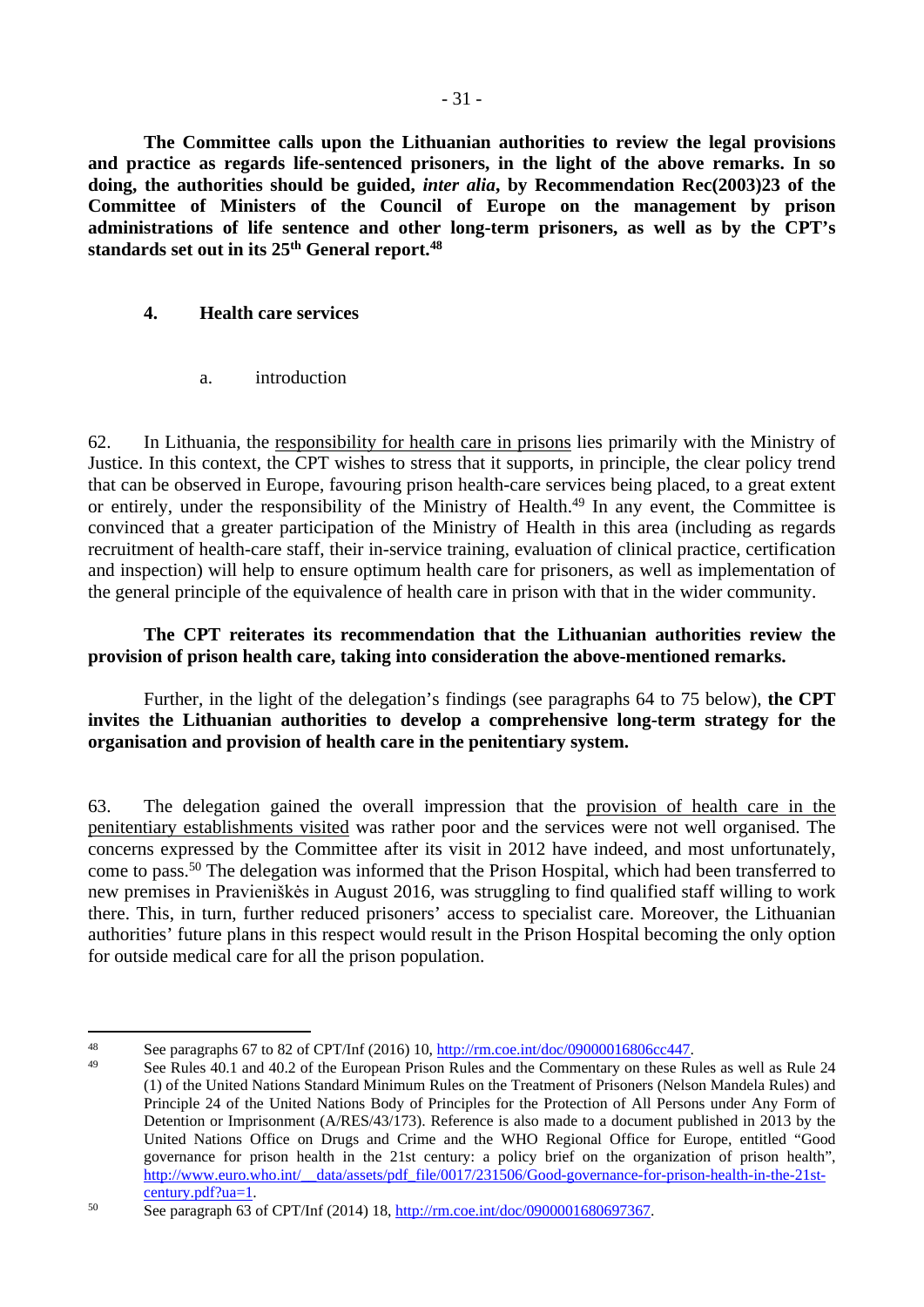**The Committee calls upon the Lithuanian authorities to review the legal provisions and practice as regards life-sentenced prisoners, in the light of the above remarks. In so doing, the authorities should be guided, *inter alia*, by Recommendation Rec(2003)23 of the Committee of Ministers of the Council of Europe on the management by prison administrations of life sentence and other long-term prisoners, as well as by the CPT's standards set out in its 25th General report.[48]**

### 4. Health care services

#### a. introduction

62. In Lithuania, the responsibility for health care in prisons lies primarily with the Ministry of Justice. In this context, the CPT wishes to stress that it supports, in principle, the clear policy trend that can be observed in Europe, favouring prison health-care services being placed, to a great extent or entirely, under the responsibility of the Ministry of Health.[49] In any event, the Committee is convinced that a greater participation of the Ministry of Health in this area (including as regards recruitment of health-care staff, their in-service training, evaluation of clinical practice, certification and inspection) will help to ensure optimum health care for prisoners, as well as implementation of the general principle of the equivalence of health care in prison with that in the wider community.

**The CPT reiterates its recommendation that the Lithuanian authorities review the provision of prison health care, taking into consideration the above-mentioned remarks.**

Further, in the light of the delegation's findings (see paragraphs 64 to 75 below), **the CPT invites the Lithuanian authorities to develop a comprehensive long-term strategy for the organisation and provision of health care in the penitentiary system.**

63. The delegation gained the overall impression that the provision of health care in the penitentiary establishments visited was rather poor and the services were not well organised. The concerns expressed by the Committee after its visit in 2012 have indeed, and most unfortunately, come to pass.[50] The delegation was informed that the Prison Hospital, which had been transferred to new premises in Pravieniškės in August 2016, was struggling to find qualified staff willing to work there. This, in turn, further reduced prisoners' access to specialist care. Moreover, the Lithuanian authorities' future plans in this respect would result in the Prison Hospital becoming the only option for outside medical care for all the prison population.

---

[48] See paragraphs 67 to 82 of CPT/Inf (2016) 10, http://rm.coe.int/doc/09000016806cc447.

[49] See Rules 40.1 and 40.2 of the European Prison Rules and the Commentary on these Rules as well as Rule 24 (1) of the United Nations Standard Minimum Rules on the Treatment of Prisoners (Nelson Mandela Rules) and Principle 24 of the United Nations Body of Principles for the Protection of All Persons under Any Form of Detention or Imprisonment (A/RES/43/173). Reference is also made to a document published in 2013 by the United Nations Office on Drugs and Crime and the WHO Regional Office for Europe, entitled "Good governance for prison health in the 21st century: a policy brief on the organization of prison health", http://www.euro.who.int/__data/assets/pdf_file/0017/231506/Good-governance-for-prison-health-in-the-21st-century.pdf?ua=1.

[50] See paragraph 63 of CPT/Inf (2014) 18, http://rm.coe.int/doc/0900001680697367.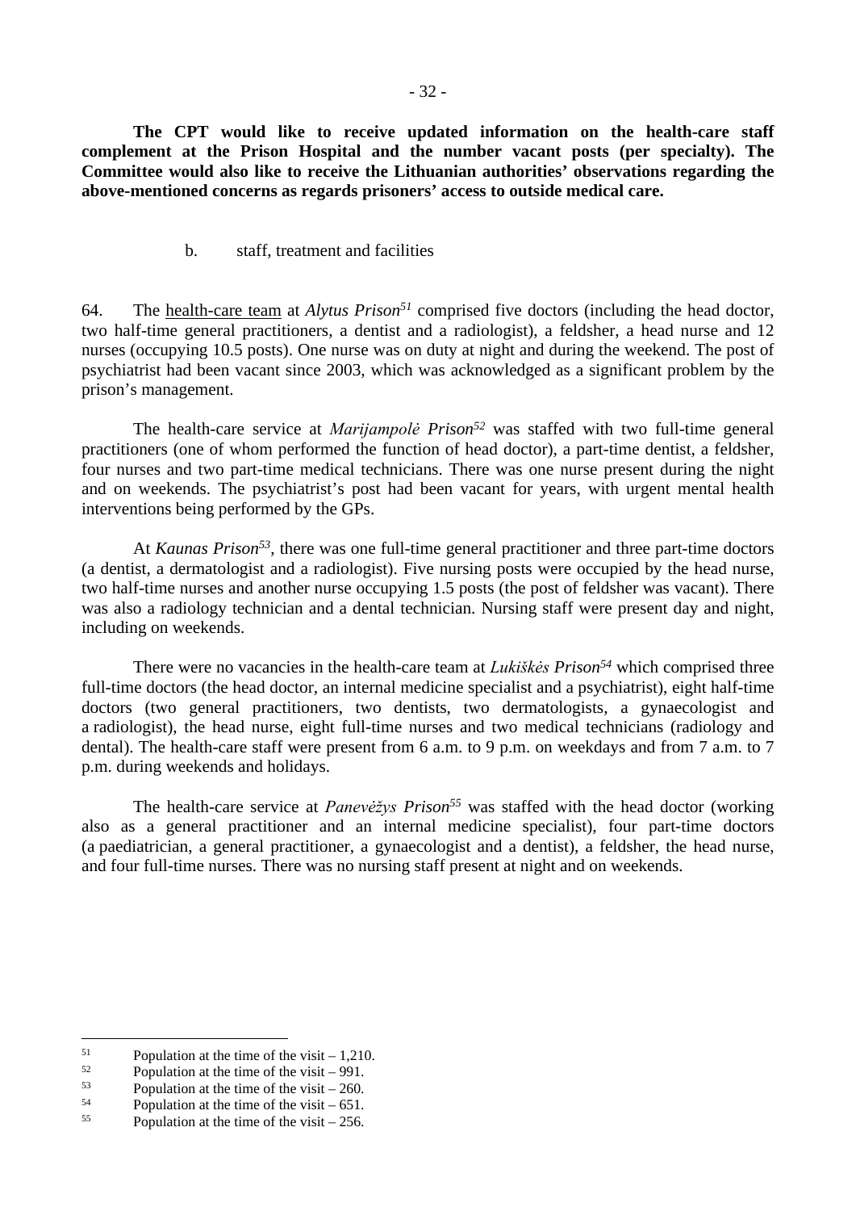**The CPT would like to receive updated information on the health-care staff complement at the Prison Hospital and the number vacant posts (per specialty). The Committee would also like to receive the Lithuanian authorities' observations regarding the above-mentioned concerns as regards prisoners' access to outside medical care.**

b. staff, treatment and facilities

64. The health-care team at *Alytus Prison*[51] comprised five doctors (including the head doctor, two half-time general practitioners, a dentist and a radiologist), a feldsher, a head nurse and 12 nurses (occupying 10.5 posts). One nurse was on duty at night and during the weekend. The post of psychiatrist had been vacant since 2003, which was acknowledged as a significant problem by the prison's management.

The health-care service at *Marijampolė Prison*[52] was staffed with two full-time general practitioners (one of whom performed the function of head doctor), a part-time dentist, a feldsher, four nurses and two part-time medical technicians. There was one nurse present during the night and on weekends. The psychiatrist's post had been vacant for years, with urgent mental health interventions being performed by the GPs.

At *Kaunas Prison*[53], there was one full-time general practitioner and three part-time doctors (a dentist, a dermatologist and a radiologist). Five nursing posts were occupied by the head nurse, two half-time nurses and another nurse occupying 1.5 posts (the post of feldsher was vacant). There was also a radiology technician and a dental technician. Nursing staff were present day and night, including on weekends.

There were no vacancies in the health-care team at *Lukiškės Prison*[54] which comprised three full-time doctors (the head doctor, an internal medicine specialist and a psychiatrist), eight half-time doctors (two general practitioners, two dentists, two dermatologists, a gynaecologist and a radiologist), the head nurse, eight full-time nurses and two medical technicians (radiology and dental). The health-care staff were present from 6 a.m. to 9 p.m. on weekdays and from 7 a.m. to 7 p.m. during weekends and holidays.

The health-care service at *Panevėžys Prison*[55] was staffed with the head doctor (working also as a general practitioner and an internal medicine specialist), four part-time doctors (a paediatrician, a general practitioner, a gynaecologist and a dentist), a feldsher, the head nurse, and four full-time nurses. There was no nursing staff present at night and on weekends.

---

[51] Population at the time of the visit – 1,210.

[52] Population at the time of the visit – 991.

[53] Population at the time of the visit – 260.

[54] Population at the time of the visit – 651.

[55] Population at the time of the visit – 256.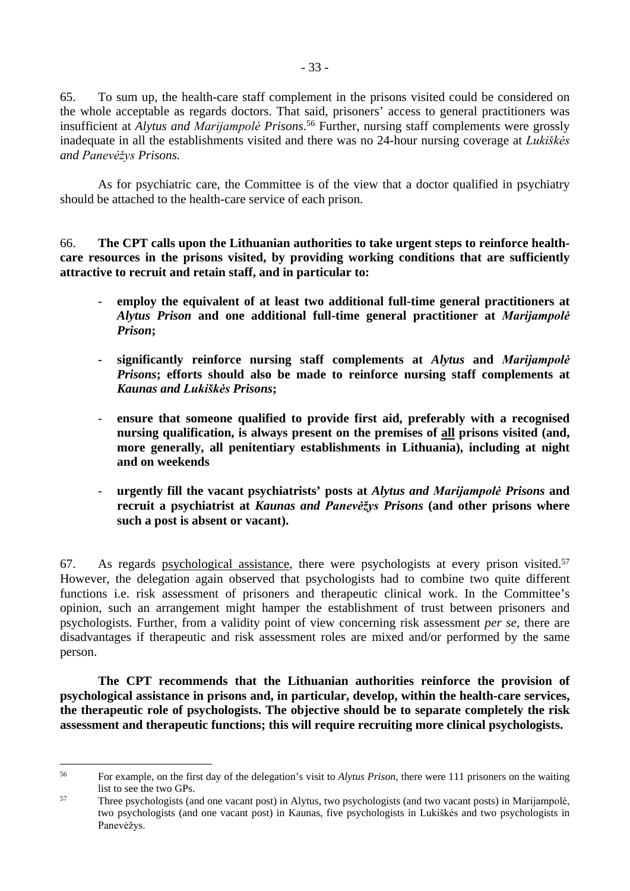65. To sum up, the health-care staff complement in the prisons visited could be considered on the whole acceptable as regards doctors. That said, prisoners' access to general practitioners was insufficient at *Alytus and Marijampolė Prisons*.[56] Further, nursing staff complements were grossly inadequate in all the establishments visited and there was no 24-hour nursing coverage at *Lukiškės and Panevėžys Prisons.*

As for psychiatric care, the Committee is of the view that a doctor qualified in psychiatry should be attached to the health-care service of each prison.

66. **The CPT calls upon the Lithuanian authorities to take urgent steps to reinforce health-care resources in the prisons visited, by providing working conditions that are sufficiently attractive to recruit and retain staff, and in particular to:**

- **employ the equivalent of at least two additional full-time general practitioners at *Alytus Prison* and one additional full-time general practitioner at *Marijampolė Prison*;**

- **significantly reinforce nursing staff complements at *Alytus* and *Marijampolė Prisons*; efforts should also be made to reinforce nursing staff complements at *Kaunas and Lukiškės Prisons*;**

- **ensure that someone qualified to provide first aid, preferably with a recognised nursing qualification, is always present on the premises of <u>all</u> prisons visited (and, more generally, all penitentiary establishments in Lithuania), including at night and on weekends**

- **urgently fill the vacant psychiatrists' posts at *Alytus and Marijampolė Prisons* and recruit a psychiatrist at *Kaunas and Panevėžys Prisons* (and other prisons where such a post is absent or vacant).**

67. As regards <u>psychological assistance</u>, there were psychologists at every prison visited.[57] However, the delegation again observed that psychologists had to combine two quite different functions i.e. risk assessment of prisoners and therapeutic clinical work. In the Committee's opinion, such an arrangement might hamper the establishment of trust between prisoners and psychologists. Further, from a validity point of view concerning risk assessment *per se*, there are disadvantages if therapeutic and risk assessment roles are mixed and/or performed by the same person.

**The CPT recommends that the Lithuanian authorities reinforce the provision of psychological assistance in prisons and, in particular, develop, within the health-care services, the therapeutic role of psychologists. The objective should be to separate completely the risk assessment and therapeutic functions; this will require recruiting more clinical psychologists.**

---

[56] For example, on the first day of the delegation's visit to *Alytus Prison*, there were 111 prisoners on the waiting list to see the two GPs.

[57] Three psychologists (and one vacant post) in Alytus, two psychologists (and two vacant posts) in Marijampolė, two psychologists (and one vacant post) in Kaunas, five psychologists in Lukiškės and two psychologists in Panevėžys.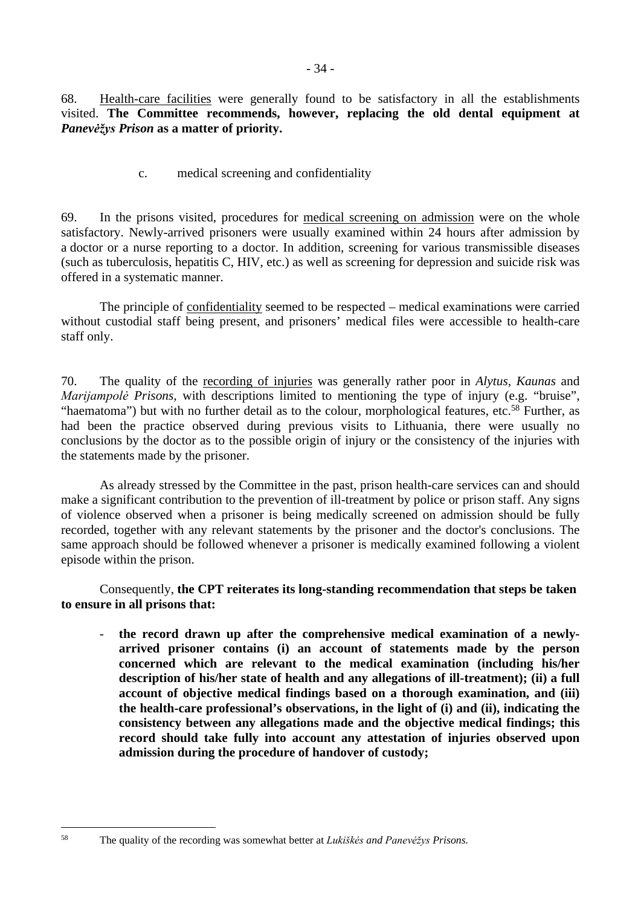68. Health-care facilities were generally found to be satisfactory in all the establishments visited. **The Committee recommends, however, replacing the old dental equipment at *Panevėžys Prison* as a matter of priority.**

c. medical screening and confidentiality

69. In the prisons visited, procedures for medical screening on admission were on the whole satisfactory. Newly-arrived prisoners were usually examined within 24 hours after admission by a doctor or a nurse reporting to a doctor. In addition, screening for various transmissible diseases (such as tuberculosis, hepatitis C, HIV, etc.) as well as screening for depression and suicide risk was offered in a systematic manner.

The principle of confidentiality seemed to be respected – medical examinations were carried without custodial staff being present, and prisoners' medical files were accessible to health-care staff only.

70. The quality of the recording of injuries was generally rather poor in *Alytus, Kaunas* and *Marijampolė Prisons*, with descriptions limited to mentioning the type of injury (e.g. "bruise", "haematoma") but with no further detail as to the colour, morphological features, etc.[58] Further, as had been the practice observed during previous visits to Lithuania, there were usually no conclusions by the doctor as to the possible origin of injury or the consistency of the injuries with the statements made by the prisoner.

As already stressed by the Committee in the past, prison health-care services can and should make a significant contribution to the prevention of ill-treatment by police or prison staff. Any signs of violence observed when a prisoner is being medically screened on admission should be fully recorded, together with any relevant statements by the prisoner and the doctor's conclusions. The same approach should be followed whenever a prisoner is medically examined following a violent episode within the prison.

Consequently, **the CPT reiterates its long-standing recommendation that steps be taken to ensure in all prisons that:**

- **the record drawn up after the comprehensive medical examination of a newly-arrived prisoner contains (i) an account of statements made by the person concerned which are relevant to the medical examination (including his/her description of his/her state of health and any allegations of ill-treatment); (ii) a full account of objective medical findings based on a thorough examination, and (iii) the health-care professional's observations, in the light of (i) and (ii), indicating the consistency between any allegations made and the objective medical findings; this record should take fully into account any attestation of injuries observed upon admission during the procedure of handover of custody;**

[58] The quality of the recording was somewhat better at *Lukiškės and Panevėžys Prisons.*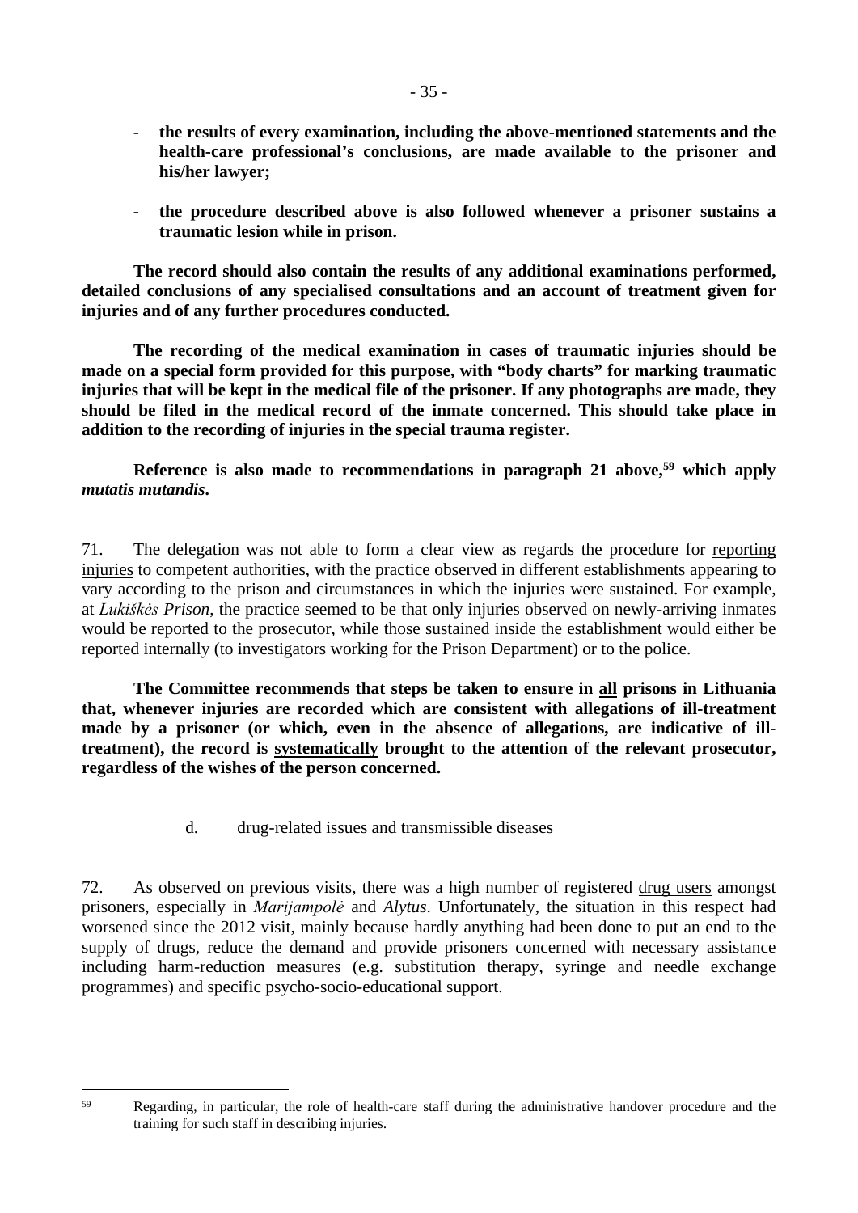- **the results of every examination, including the above-mentioned statements and the health-care professional's conclusions, are made available to the prisoner and his/her lawyer;**

- **the procedure described above is also followed whenever a prisoner sustains a traumatic lesion while in prison.**

**The record should also contain the results of any additional examinations performed, detailed conclusions of any specialised consultations and an account of treatment given for injuries and of any further procedures conducted.**

**The recording of the medical examination in cases of traumatic injuries should be made on a special form provided for this purpose, with "body charts" for marking traumatic injuries that will be kept in the medical file of the prisoner. If any photographs are made, they should be filed in the medical record of the inmate concerned. This should take place in addition to the recording of injuries in the special trauma register.**

**Reference is also made to recommendations in paragraph 21 above,[59] which apply *mutatis mutandis*.**

71. The delegation was not able to form a clear view as regards the procedure for reporting injuries to competent authorities, with the practice observed in different establishments appearing to vary according to the prison and circumstances in which the injuries were sustained. For example, at *Lukiškės Prison*, the practice seemed to be that only injuries observed on newly-arriving inmates would be reported to the prosecutor, while those sustained inside the establishment would either be reported internally (to investigators working for the Prison Department) or to the police.

**The Committee recommends that steps be taken to ensure in all prisons in Lithuania that, whenever injuries are recorded which are consistent with allegations of ill-treatment made by a prisoner (or which, even in the absence of allegations, are indicative of ill-treatment), the record is systematically brought to the attention of the relevant prosecutor, regardless of the wishes of the person concerned.**

d. drug-related issues and transmissible diseases

72. As observed on previous visits, there was a high number of registered drug users amongst prisoners, especially in *Marijampolė* and *Alytus*. Unfortunately, the situation in this respect had worsened since the 2012 visit, mainly because hardly anything had been done to put an end to the supply of drugs, reduce the demand and provide prisoners concerned with necessary assistance including harm-reduction measures (e.g. substitution therapy, syringe and needle exchange programmes) and specific psycho-socio-educational support.

[59] Regarding, in particular, the role of health-care staff during the administrative handover procedure and the training for such staff in describing injuries.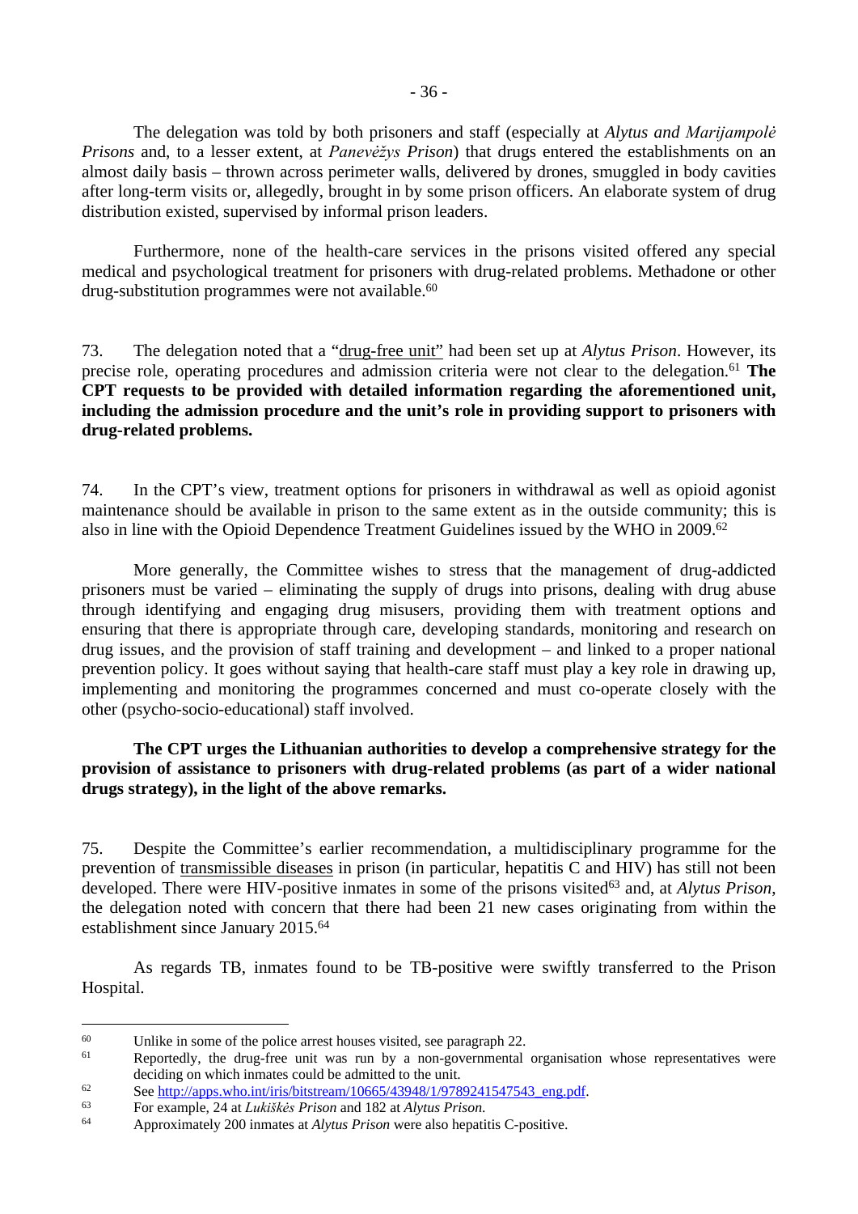The delegation was told by both prisoners and staff (especially at *Alytus and Marijampolė Prisons* and, to a lesser extent, at *Panevėžys Prison*) that drugs entered the establishments on an almost daily basis – thrown across perimeter walls, delivered by drones, smuggled in body cavities after long-term visits or, allegedly, brought in by some prison officers. An elaborate system of drug distribution existed, supervised by informal prison leaders.

Furthermore, none of the health-care services in the prisons visited offered any special medical and psychological treatment for prisoners with drug-related problems. Methadone or other drug-substitution programmes were not available.[60]

73. The delegation noted that a "drug-free unit" had been set up at *Alytus Prison*. However, its precise role, operating procedures and admission criteria were not clear to the delegation.[61] **The CPT requests to be provided with detailed information regarding the aforementioned unit, including the admission procedure and the unit's role in providing support to prisoners with drug-related problems.**

74. In the CPT's view, treatment options for prisoners in withdrawal as well as opioid agonist maintenance should be available in prison to the same extent as in the outside community; this is also in line with the Opioid Dependence Treatment Guidelines issued by the WHO in 2009.[62]

More generally, the Committee wishes to stress that the management of drug-addicted prisoners must be varied – eliminating the supply of drugs into prisons, dealing with drug abuse through identifying and engaging drug misusers, providing them with treatment options and ensuring that there is appropriate through care, developing standards, monitoring and research on drug issues, and the provision of staff training and development – and linked to a proper national prevention policy. It goes without saying that health-care staff must play a key role in drawing up, implementing and monitoring the programmes concerned and must co-operate closely with the other (psycho-socio-educational) staff involved.

**The CPT urges the Lithuanian authorities to develop a comprehensive strategy for the provision of assistance to prisoners with drug-related problems (as part of a wider national drugs strategy), in the light of the above remarks.**

75. Despite the Committee's earlier recommendation, a multidisciplinary programme for the prevention of transmissible diseases in prison (in particular, hepatitis C and HIV) has still not been developed. There were HIV-positive inmates in some of the prisons visited[63] and, at *Alytus Prison*, the delegation noted with concern that there had been 21 new cases originating from within the establishment since January 2015.[64]

As regards TB, inmates found to be TB-positive were swiftly transferred to the Prison Hospital.

---

[60] Unlike in some of the police arrest houses visited, see paragraph 22.

[61] Reportedly, the drug-free unit was run by a non-governmental organisation whose representatives were deciding on which inmates could be admitted to the unit.

[62] See http://apps.who.int/iris/bitstream/10665/43948/1/9789241547543_eng.pdf.

[63] For example, 24 at *Lukiškės Prison* and 182 at *Alytus Prison*.

[64] Approximately 200 inmates at *Alytus Prison* were also hepatitis C-positive.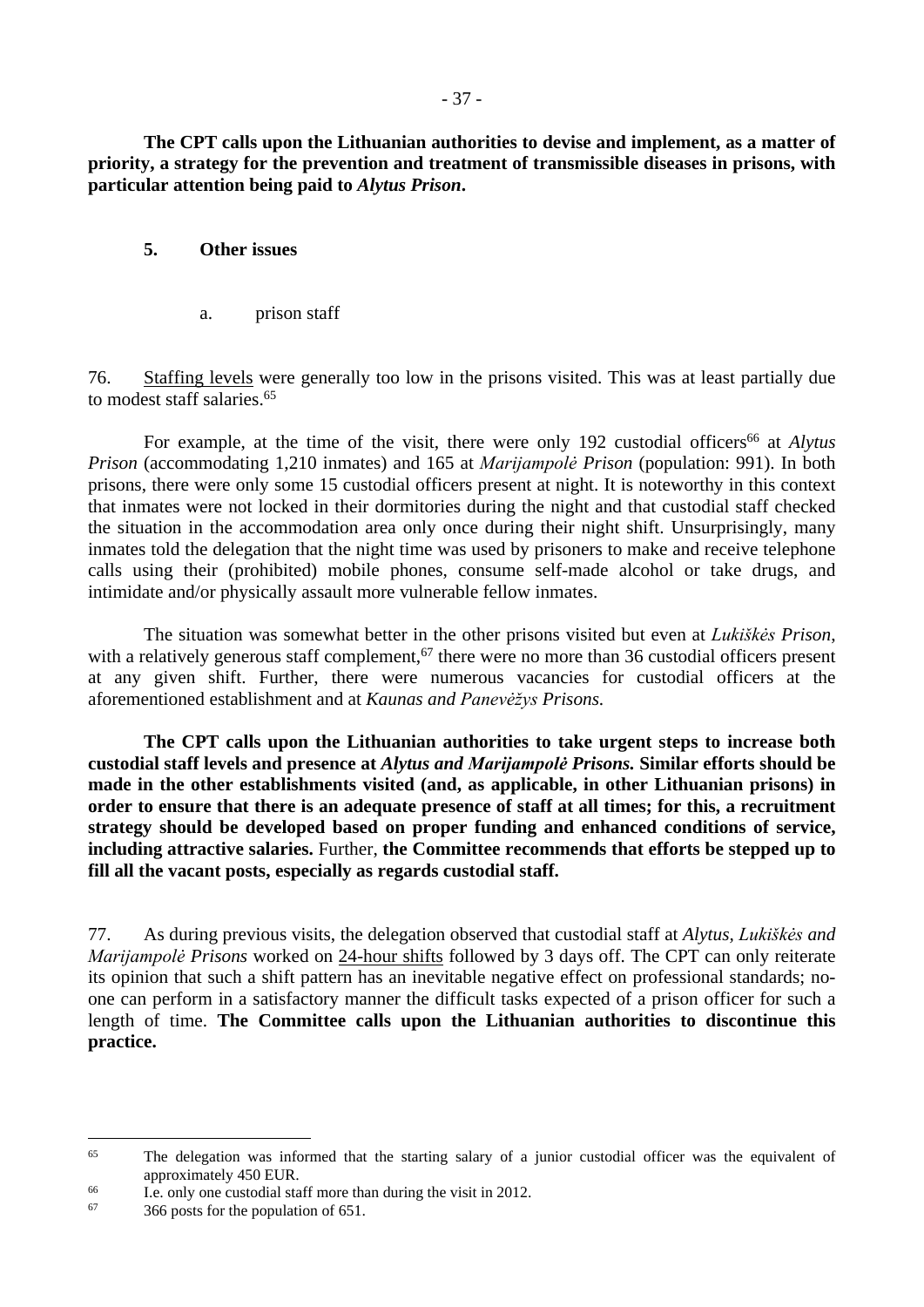**The CPT calls upon the Lithuanian authorities to devise and implement, as a matter of priority, a strategy for the prevention and treatment of transmissible diseases in prisons, with particular attention being paid to *Alytus Prison*.**

## 5. Other issues

### a. prison staff

76. Staffing levels were generally too low in the prisons visited. This was at least partially due to modest staff salaries.[65]

For example, at the time of the visit, there were only 192 custodial officers[66] at *Alytus Prison* (accommodating 1,210 inmates) and 165 at *Marijampolė Prison* (population: 991). In both prisons, there were only some 15 custodial officers present at night. It is noteworthy in this context that inmates were not locked in their dormitories during the night and that custodial staff checked the situation in the accommodation area only once during their night shift. Unsurprisingly, many inmates told the delegation that the night time was used by prisoners to make and receive telephone calls using their (prohibited) mobile phones, consume self-made alcohol or take drugs, and intimidate and/or physically assault more vulnerable fellow inmates.

The situation was somewhat better in the other prisons visited but even at *Lukiškės Prison*, with a relatively generous staff complement,[67] there were no more than 36 custodial officers present at any given shift. Further, there were numerous vacancies for custodial officers at the aforementioned establishment and at *Kaunas and Panevėžys Prisons.*

**The CPT calls upon the Lithuanian authorities to take urgent steps to increase both custodial staff levels and presence at *Alytus and Marijampolė Prisons.* Similar efforts should be made in the other establishments visited (and, as applicable, in other Lithuanian prisons) in order to ensure that there is an adequate presence of staff at all times; for this, a recruitment strategy should be developed based on proper funding and enhanced conditions of service, including attractive salaries.** Further, **the Committee recommends that efforts be stepped up to fill all the vacant posts, especially as regards custodial staff.**

77. As during previous visits, the delegation observed that custodial staff at *Alytus, Lukiškės and Marijampolė Prisons* worked on 24-hour shifts followed by 3 days off. The CPT can only reiterate its opinion that such a shift pattern has an inevitable negative effect on professional standards; no-one can perform in a satisfactory manner the difficult tasks expected of a prison officer for such a length of time. **The Committee calls upon the Lithuanian authorities to discontinue this practice.**

---

[65] The delegation was informed that the starting salary of a junior custodial officer was the equivalent of approximately 450 EUR.

[66] I.e. only one custodial staff more than during the visit in 2012.

[67] 366 posts for the population of 651.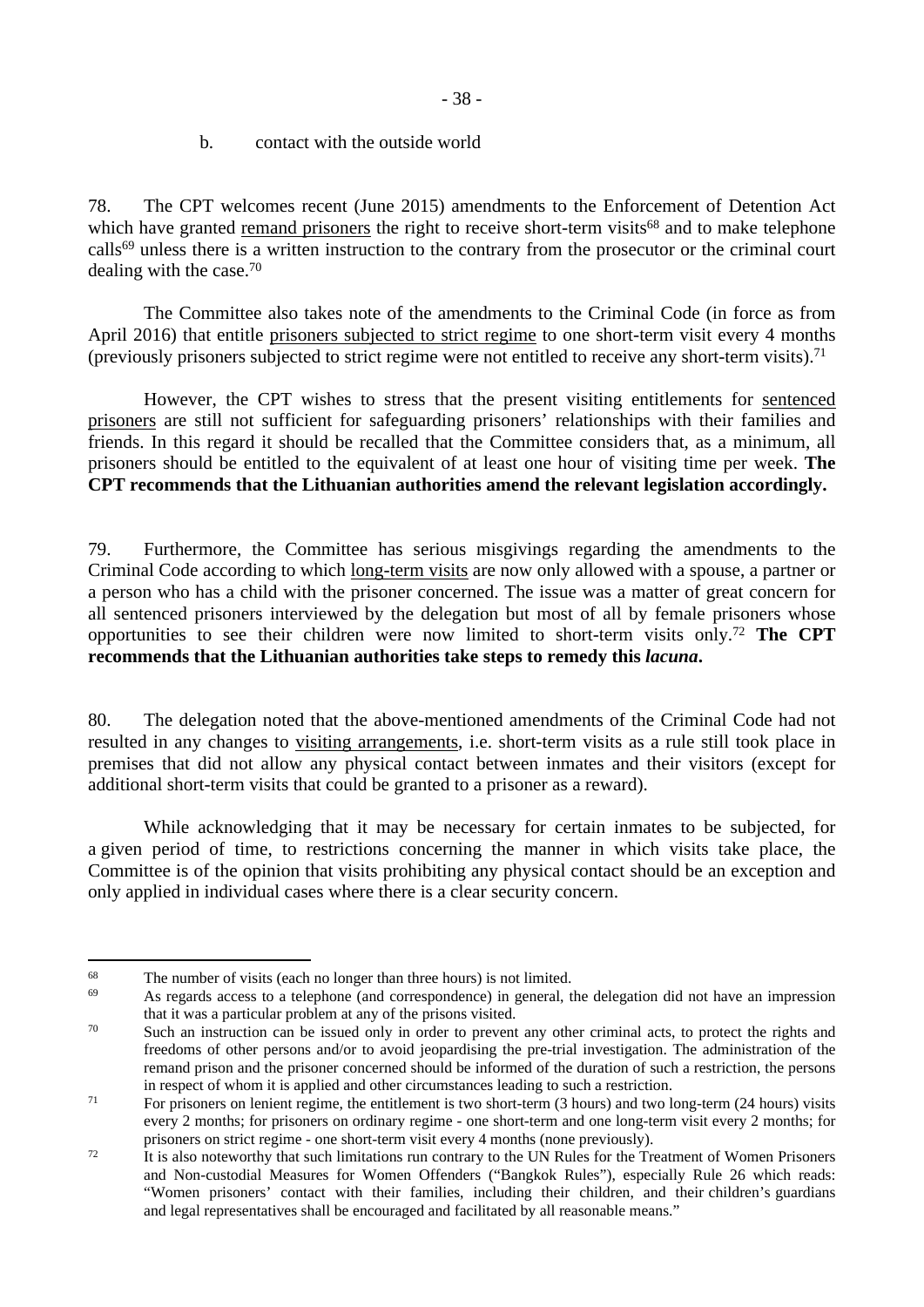### b. contact with the outside world

78. The CPT welcomes recent (June 2015) amendments to the Enforcement of Detention Act which have granted remand prisoners the right to receive short-term visits[68] and to make telephone calls[69] unless there is a written instruction to the contrary from the prosecutor or the criminal court dealing with the case.[70]

The Committee also takes note of the amendments to the Criminal Code (in force as from April 2016) that entitle prisoners subjected to strict regime to one short-term visit every 4 months (previously prisoners subjected to strict regime were not entitled to receive any short-term visits).[71]

However, the CPT wishes to stress that the present visiting entitlements for sentenced prisoners are still not sufficient for safeguarding prisoners' relationships with their families and friends. In this regard it should be recalled that the Committee considers that, as a minimum, all prisoners should be entitled to the equivalent of at least one hour of visiting time per week. **The CPT recommends that the Lithuanian authorities amend the relevant legislation accordingly.**

79. Furthermore, the Committee has serious misgivings regarding the amendments to the Criminal Code according to which long-term visits are now only allowed with a spouse, a partner or a person who has a child with the prisoner concerned. The issue was a matter of great concern for all sentenced prisoners interviewed by the delegation but most of all by female prisoners whose opportunities to see their children were now limited to short-term visits only.[72] **The CPT recommends that the Lithuanian authorities take steps to remedy this *lacuna*.**

80. The delegation noted that the above-mentioned amendments of the Criminal Code had not resulted in any changes to visiting arrangements, i.e. short-term visits as a rule still took place in premises that did not allow any physical contact between inmates and their visitors (except for additional short-term visits that could be granted to a prisoner as a reward).

While acknowledging that it may be necessary for certain inmates to be subjected, for a given period of time, to restrictions concerning the manner in which visits take place, the Committee is of the opinion that visits prohibiting any physical contact should be an exception and only applied in individual cases where there is a clear security concern.

---

[68] The number of visits (each no longer than three hours) is not limited.

[69] As regards access to a telephone (and correspondence) in general, the delegation did not have an impression that it was a particular problem at any of the prisons visited.

[70] Such an instruction can be issued only in order to prevent any other criminal acts, to protect the rights and freedoms of other persons and/or to avoid jeopardising the pre-trial investigation. The administration of the remand prison and the prisoner concerned should be informed of the duration of such a restriction, the persons in respect of whom it is applied and other circumstances leading to such a restriction.

[71] For prisoners on lenient regime, the entitlement is two short-term (3 hours) and two long-term (24 hours) visits every 2 months; for prisoners on ordinary regime - one short-term and one long-term visit every 2 months; for prisoners on strict regime - one short-term visit every 4 months (none previously).

[72] It is also noteworthy that such limitations run contrary to the UN Rules for the Treatment of Women Prisoners and Non-custodial Measures for Women Offenders ("Bangkok Rules"), especially Rule 26 which reads: "Women prisoners' contact with their families, including their children, and their children's guardians and legal representatives shall be encouraged and facilitated by all reasonable means."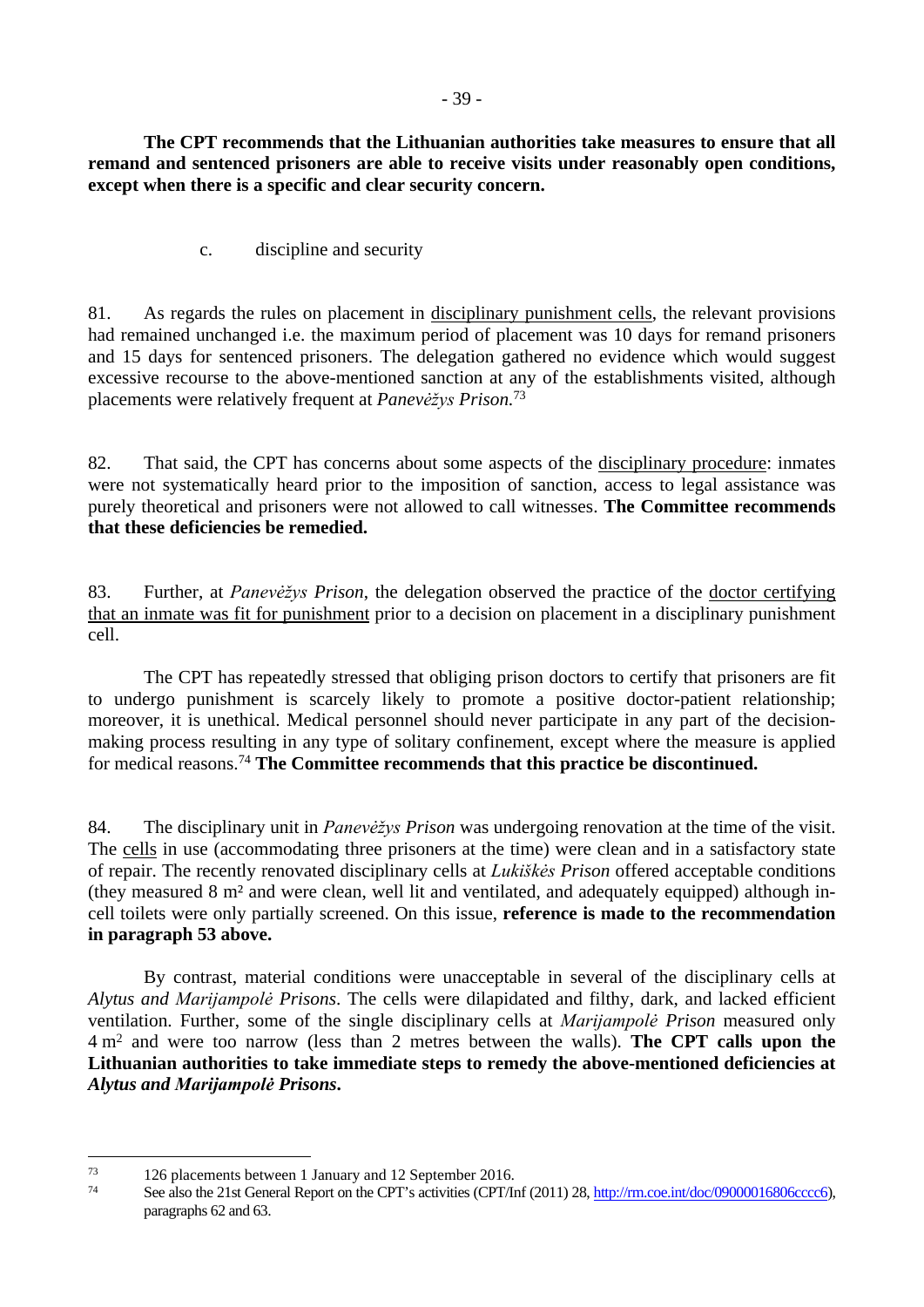**The CPT recommends that the Lithuanian authorities take measures to ensure that all remand and sentenced prisoners are able to receive visits under reasonably open conditions, except when there is a specific and clear security concern.**

c. discipline and security

81. As regards the rules on placement in disciplinary punishment cells, the relevant provisions had remained unchanged i.e. the maximum period of placement was 10 days for remand prisoners and 15 days for sentenced prisoners. The delegation gathered no evidence which would suggest excessive recourse to the above-mentioned sanction at any of the establishments visited, although placements were relatively frequent at *Panevėžys Prison.*[73]

82. That said, the CPT has concerns about some aspects of the disciplinary procedure: inmates were not systematically heard prior to the imposition of sanction, access to legal assistance was purely theoretical and prisoners were not allowed to call witnesses. **The Committee recommends that these deficiencies be remedied.**

83. Further, at *Panevėžys Prison*, the delegation observed the practice of the doctor certifying that an inmate was fit for punishment prior to a decision on placement in a disciplinary punishment cell.

The CPT has repeatedly stressed that obliging prison doctors to certify that prisoners are fit to undergo punishment is scarcely likely to promote a positive doctor-patient relationship; moreover, it is unethical. Medical personnel should never participate in any part of the decision-making process resulting in any type of solitary confinement, except where the measure is applied for medical reasons.[74] **The Committee recommends that this practice be discontinued.**

84. The disciplinary unit in *Panevėžys Prison* was undergoing renovation at the time of the visit. The cells in use (accommodating three prisoners at the time) were clean and in a satisfactory state of repair. The recently renovated disciplinary cells at *Lukiškės Prison* offered acceptable conditions (they measured 8 m² and were clean, well lit and ventilated, and adequately equipped) although in-cell toilets were only partially screened. On this issue, **reference is made to the recommendation in paragraph 53 above.**

By contrast, material conditions were unacceptable in several of the disciplinary cells at *Alytus and Marijampolė Prisons*. The cells were dilapidated and filthy, dark, and lacked efficient ventilation. Further, some of the single disciplinary cells at *Marijampolė Prison* measured only 4 m² and were too narrow (less than 2 metres between the walls). **The CPT calls upon the Lithuanian authorities to take immediate steps to remedy the above-mentioned deficiencies at *Alytus and Marijampolė Prisons*.**

---

[73] 126 placements between 1 January and 12 September 2016.

[74] See also the 21st General Report on the CPT's activities (CPT/Inf (2011) 28, http://rm.coe.int/doc/09000016806cccc6), paragraphs 62 and 63.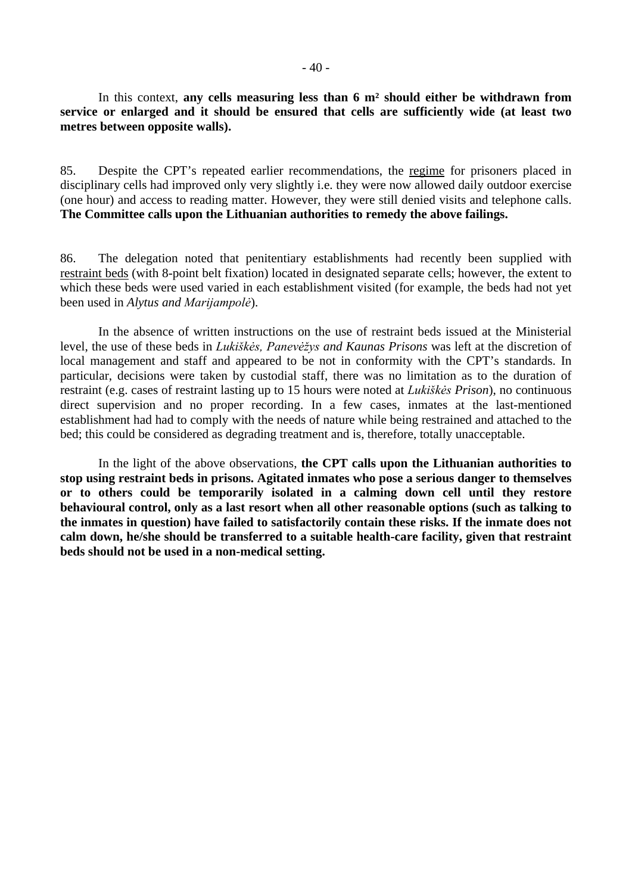In this context, **any cells measuring less than 6 m² should either be withdrawn from service or enlarged and it should be ensured that cells are sufficiently wide (at least two metres between opposite walls).**

85. Despite the CPT's repeated earlier recommendations, the regime for prisoners placed in disciplinary cells had improved only very slightly i.e. they were now allowed daily outdoor exercise (one hour) and access to reading matter. However, they were still denied visits and telephone calls. **The Committee calls upon the Lithuanian authorities to remedy the above failings.**

86. The delegation noted that penitentiary establishments had recently been supplied with restraint beds (with 8-point belt fixation) located in designated separate cells; however, the extent to which these beds were used varied in each establishment visited (for example, the beds had not yet been used in *Alytus and Marijampolė*).

In the absence of written instructions on the use of restraint beds issued at the Ministerial level, the use of these beds in *Lukiškės, Panevėžys and Kaunas Prisons* was left at the discretion of local management and staff and appeared to be not in conformity with the CPT's standards. In particular, decisions were taken by custodial staff, there was no limitation as to the duration of restraint (e.g. cases of restraint lasting up to 15 hours were noted at *Lukiškės Prison*), no continuous direct supervision and no proper recording. In a few cases, inmates at the last-mentioned establishment had had to comply with the needs of nature while being restrained and attached to the bed; this could be considered as degrading treatment and is, therefore, totally unacceptable.

In the light of the above observations, **the CPT calls upon the Lithuanian authorities to stop using restraint beds in prisons. Agitated inmates who pose a serious danger to themselves or to others could be temporarily isolated in a calming down cell until they restore behavioural control, only as a last resort when all other reasonable options (such as talking to the inmates in question) have failed to satisfactorily contain these risks. If the inmate does not calm down, he/she should be transferred to a suitable health-care facility, given that restraint beds should not be used in a non-medical setting.**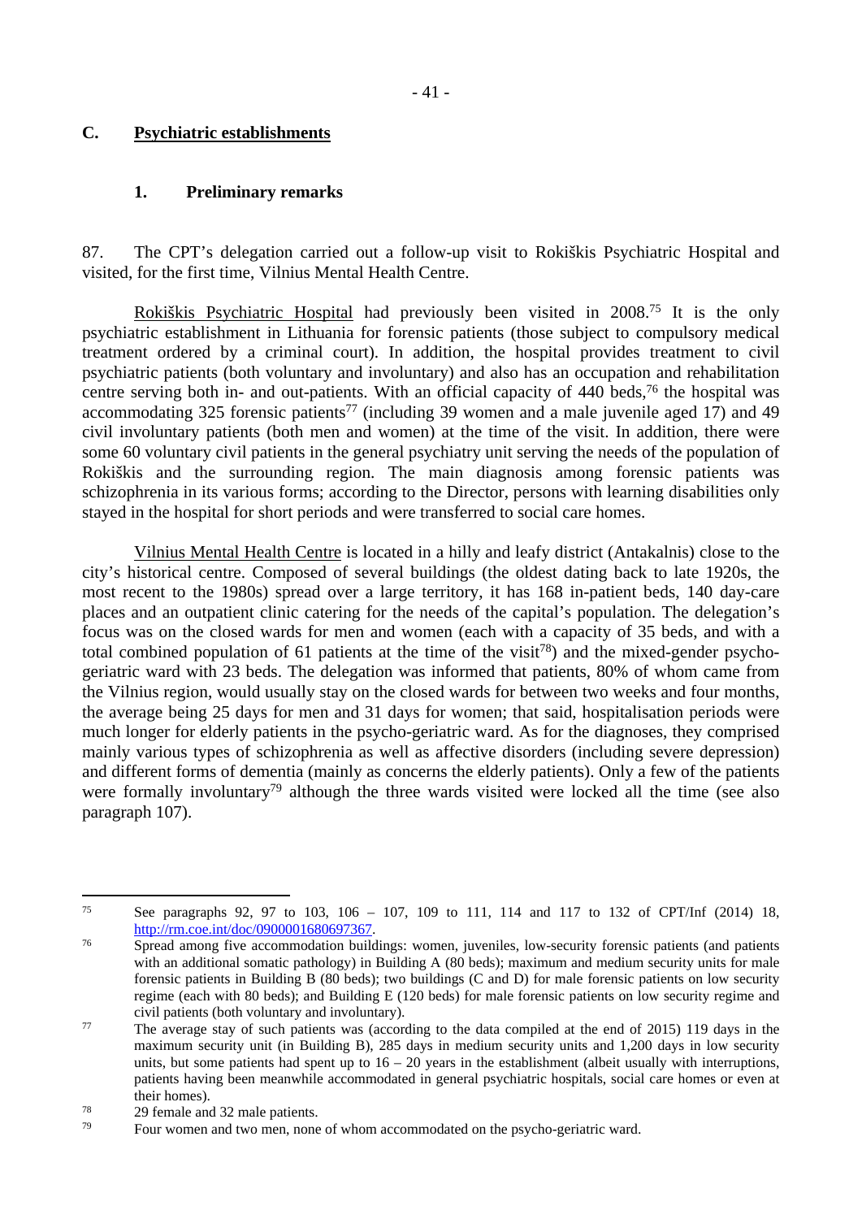## C. Psychiatric establishments

### 1. Preliminary remarks

87. The CPT's delegation carried out a follow-up visit to Rokiškis Psychiatric Hospital and visited, for the first time, Vilnius Mental Health Centre.

Rokiškis Psychiatric Hospital had previously been visited in 2008.[75] It is the only psychiatric establishment in Lithuania for forensic patients (those subject to compulsory medical treatment ordered by a criminal court). In addition, the hospital provides treatment to civil psychiatric patients (both voluntary and involuntary) and also has an occupation and rehabilitation centre serving both in- and out-patients. With an official capacity of 440 beds,[76] the hospital was accommodating 325 forensic patients[77] (including 39 women and a male juvenile aged 17) and 49 civil involuntary patients (both men and women) at the time of the visit. In addition, there were some 60 voluntary civil patients in the general psychiatry unit serving the needs of the population of Rokiškis and the surrounding region. The main diagnosis among forensic patients was schizophrenia in its various forms; according to the Director, persons with learning disabilities only stayed in the hospital for short periods and were transferred to social care homes.

Vilnius Mental Health Centre is located in a hilly and leafy district (Antakalnis) close to the city's historical centre. Composed of several buildings (the oldest dating back to late 1920s, the most recent to the 1980s) spread over a large territory, it has 168 in-patient beds, 140 day-care places and an outpatient clinic catering for the needs of the capital's population. The delegation's focus was on the closed wards for men and women (each with a capacity of 35 beds, and with a total combined population of 61 patients at the time of the visit[78]) and the mixed-gender psycho-geriatric ward with 23 beds. The delegation was informed that patients, 80% of whom came from the Vilnius region, would usually stay on the closed wards for between two weeks and four months, the average being 25 days for men and 31 days for women; that said, hospitalisation periods were much longer for elderly patients in the psycho-geriatric ward. As for the diagnoses, they comprised mainly various types of schizophrenia as well as affective disorders (including severe depression) and different forms of dementia (mainly as concerns the elderly patients). Only a few of the patients were formally involuntary[79] although the three wards visited were locked all the time (see also paragraph 107).

---

[75] See paragraphs 92, 97 to 103, 106 – 107, 109 to 111, 114 and 117 to 132 of CPT/Inf (2014) 18, http://rm.coe.int/doc/0900001680697367.

[76] Spread among five accommodation buildings: women, juveniles, low-security forensic patients (and patients with an additional somatic pathology) in Building A (80 beds); maximum and medium security units for male forensic patients in Building B (80 beds); two buildings (C and D) for male forensic patients on low security regime (each with 80 beds); and Building E (120 beds) for male forensic patients on low security regime and civil patients (both voluntary and involuntary).

[77] The average stay of such patients was (according to the data compiled at the end of 2015) 119 days in the maximum security unit (in Building B), 285 days in medium security units and 1,200 days in low security units, but some patients had spent up to 16 – 20 years in the establishment (albeit usually with interruptions, patients having been meanwhile accommodated in general psychiatric hospitals, social care homes or even at their homes).

[78] 29 female and 32 male patients.

[79] Four women and two men, none of whom accommodated on the psycho-geriatric ward.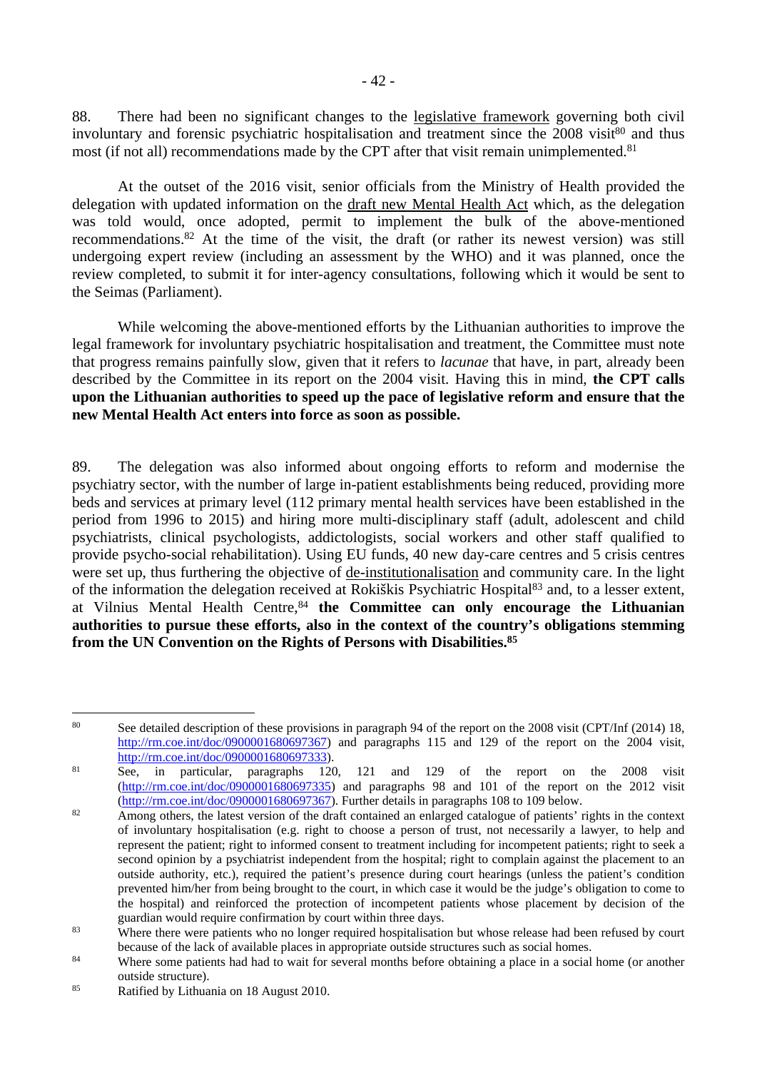88. There had been no significant changes to the legislative framework governing both civil involuntary and forensic psychiatric hospitalisation and treatment since the 2008 visit[80] and thus most (if not all) recommendations made by the CPT after that visit remain unimplemented.[81]

At the outset of the 2016 visit, senior officials from the Ministry of Health provided the delegation with updated information on the draft new Mental Health Act which, as the delegation was told would, once adopted, permit to implement the bulk of the above-mentioned recommendations.[82] At the time of the visit, the draft (or rather its newest version) was still undergoing expert review (including an assessment by the WHO) and it was planned, once the review completed, to submit it for inter-agency consultations, following which it would be sent to the Seimas (Parliament).

While welcoming the above-mentioned efforts by the Lithuanian authorities to improve the legal framework for involuntary psychiatric hospitalisation and treatment, the Committee must note that progress remains painfully slow, given that it refers to *lacunae* that have, in part, already been described by the Committee in its report on the 2004 visit. Having this in mind, **the CPT calls upon the Lithuanian authorities to speed up the pace of legislative reform and ensure that the new Mental Health Act enters into force as soon as possible.**

89. The delegation was also informed about ongoing efforts to reform and modernise the psychiatry sector, with the number of large in-patient establishments being reduced, providing more beds and services at primary level (112 primary mental health services have been established in the period from 1996 to 2015) and hiring more multi-disciplinary staff (adult, adolescent and child psychiatrists, clinical psychologists, addictologists, social workers and other staff qualified to provide psycho-social rehabilitation). Using EU funds, 40 new day-care centres and 5 crisis centres were set up, thus furthering the objective of de-institutionalisation and community care. In the light of the information the delegation received at Rokiškis Psychiatric Hospital[83] and, to a lesser extent, at Vilnius Mental Health Centre,[84] **the Committee can only encourage the Lithuanian authorities to pursue these efforts, also in the context of the country's obligations stemming from the UN Convention on the Rights of Persons with Disabilities.[85]**

---

[80] See detailed description of these provisions in paragraph 94 of the report on the 2008 visit (CPT/Inf (2014) 18, http://rm.coe.int/doc/0900001680697367) and paragraphs 115 and 129 of the report on the 2004 visit, http://rm.coe.int/doc/0900001680697333).

[81] See, in particular, paragraphs 120, 121 and 129 of the report on the 2008 visit (http://rm.coe.int/doc/0900001680697335) and paragraphs 98 and 101 of the report on the 2012 visit (http://rm.coe.int/doc/0900001680697367). Further details in paragraphs 108 to 109 below.

[82] Among others, the latest version of the draft contained an enlarged catalogue of patients' rights in the context of involuntary hospitalisation (e.g. right to choose a person of trust, not necessarily a lawyer, to help and represent the patient; right to informed consent to treatment including for incompetent patients; right to seek a second opinion by a psychiatrist independent from the hospital; right to complain against the placement to an outside authority, etc.), required the patient's presence during court hearings (unless the patient's condition prevented him/her from being brought to the court, in which case it would be the judge's obligation to come to the hospital) and reinforced the protection of incompetent patients whose placement by decision of the guardian would require confirmation by court within three days.

[83] Where there were patients who no longer required hospitalisation but whose release had been refused by court because of the lack of available places in appropriate outside structures such as social homes.

[84] Where some patients had had to wait for several months before obtaining a place in a social home (or another outside structure).

[85] Ratified by Lithuania on 18 August 2010.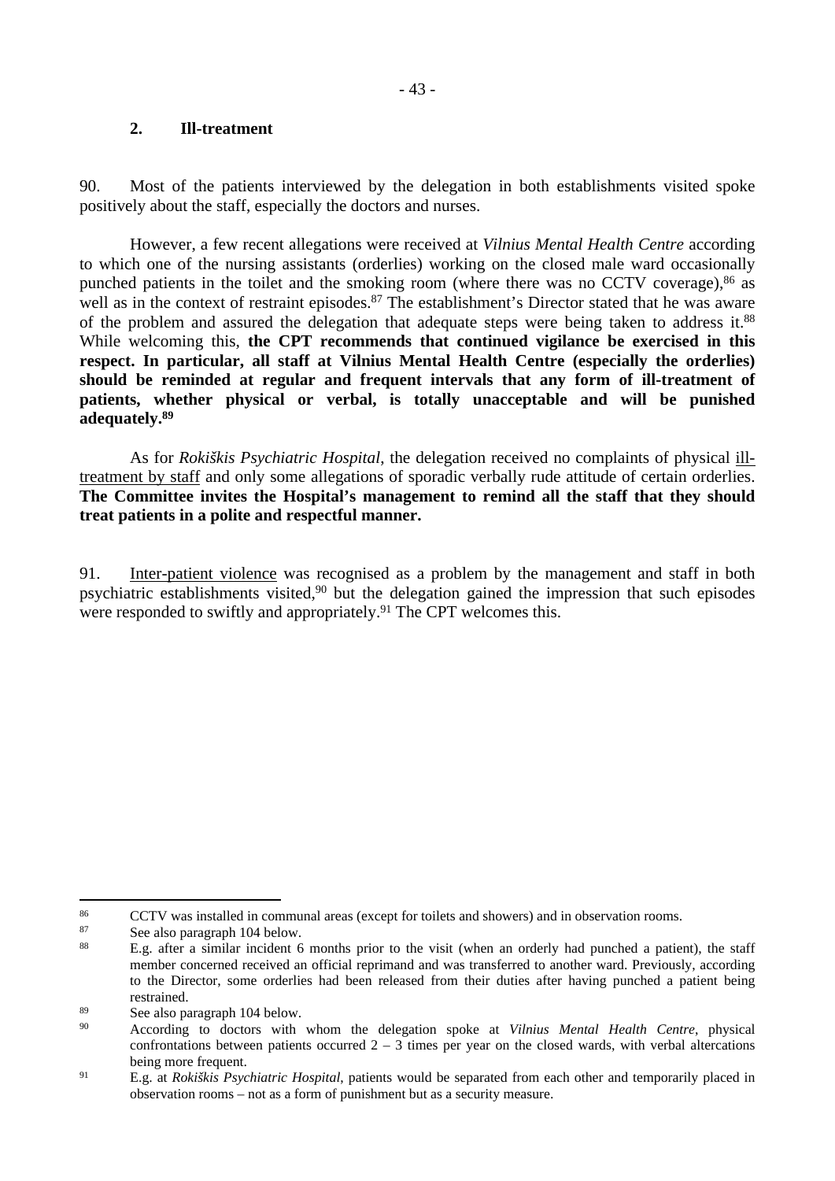### 2. Ill-treatment

90. Most of the patients interviewed by the delegation in both establishments visited spoke positively about the staff, especially the doctors and nurses.

However, a few recent allegations were received at *Vilnius Mental Health Centre* according to which one of the nursing assistants (orderlies) working on the closed male ward occasionally punched patients in the toilet and the smoking room (where there was no CCTV coverage),[86] as well as in the context of restraint episodes.[87] The establishment's Director stated that he was aware of the problem and assured the delegation that adequate steps were being taken to address it.[88] While welcoming this, **the CPT recommends that continued vigilance be exercised in this respect. In particular, all staff at Vilnius Mental Health Centre (especially the orderlies) should be reminded at regular and frequent intervals that any form of ill-treatment of patients, whether physical or verbal, is totally unacceptable and will be punished adequately.[89]**

As for *Rokiškis Psychiatric Hospital*, the delegation received no complaints of physical ill-treatment by staff and only some allegations of sporadic verbally rude attitude of certain orderlies. **The Committee invites the Hospital's management to remind all the staff that they should treat patients in a polite and respectful manner.**

91. Inter-patient violence was recognised as a problem by the management and staff in both psychiatric establishments visited,[90] but the delegation gained the impression that such episodes were responded to swiftly and appropriately.[91] The CPT welcomes this.

---

[86] CCTV was installed in communal areas (except for toilets and showers) and in observation rooms.

[87] See also paragraph 104 below.

[88] E.g. after a similar incident 6 months prior to the visit (when an orderly had punched a patient), the staff member concerned received an official reprimand and was transferred to another ward. Previously, according to the Director, some orderlies had been released from their duties after having punched a patient being restrained.

[89] See also paragraph 104 below.

[90] According to doctors with whom the delegation spoke at *Vilnius Mental Health Centre*, physical confrontations between patients occurred 2 – 3 times per year on the closed wards, with verbal altercations being more frequent.

[91] E.g. at *Rokiškis Psychiatric Hospital*, patients would be separated from each other and temporarily placed in observation rooms – not as a form of punishment but as a security measure.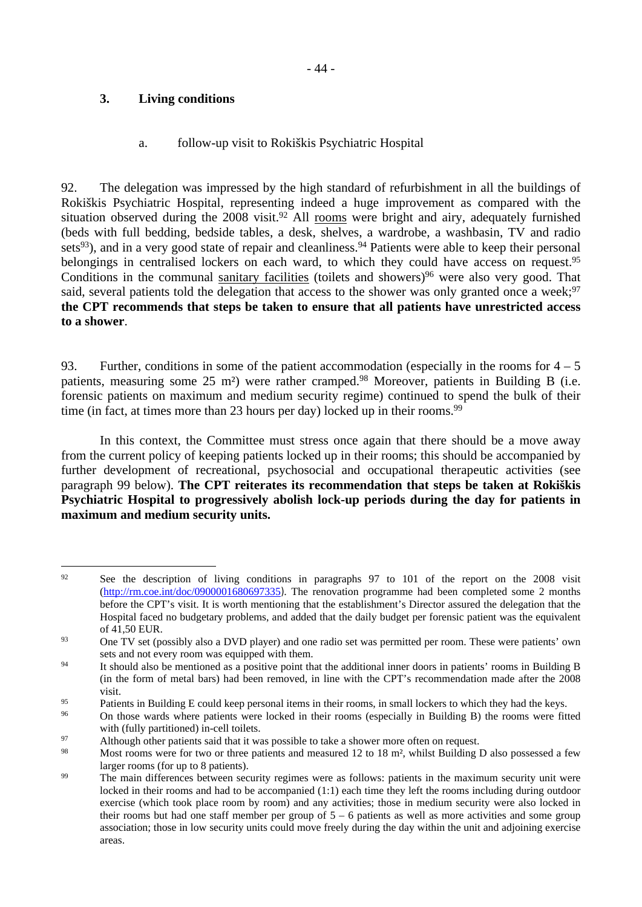## 3. Living conditions

### a. follow-up visit to Rokiškis Psychiatric Hospital

92. The delegation was impressed by the high standard of refurbishment in all the buildings of Rokiškis Psychiatric Hospital, representing indeed a huge improvement as compared with the situation observed during the 2008 visit.[92] All rooms were bright and airy, adequately furnished (beds with full bedding, bedside tables, a desk, shelves, a wardrobe, a washbasin, TV and radio sets[93]), and in a very good state of repair and cleanliness.[94] Patients were able to keep their personal belongings in centralised lockers on each ward, to which they could have access on request.[95] Conditions in the communal sanitary facilities (toilets and showers)[96] were also very good. That said, several patients told the delegation that access to the shower was only granted once a week;[97] **the CPT recommends that steps be taken to ensure that all patients have unrestricted access to a shower**.

93. Further, conditions in some of the patient accommodation (especially in the rooms for 4 – 5 patients, measuring some 25 m²) were rather cramped.[98] Moreover, patients in Building B (i.e. forensic patients on maximum and medium security regime) continued to spend the bulk of their time (in fact, at times more than 23 hours per day) locked up in their rooms.[99]

In this context, the Committee must stress once again that there should be a move away from the current policy of keeping patients locked up in their rooms; this should be accompanied by further development of recreational, psychosocial and occupational therapeutic activities (see paragraph 99 below). **The CPT reiterates its recommendation that steps be taken at Rokiškis Psychiatric Hospital to progressively abolish lock-up periods during the day for patients in maximum and medium security units.**

---

[92] See the description of living conditions in paragraphs 97 to 101 of the report on the 2008 visit (http://rm.coe.int/doc/0900001680697335). The renovation programme had been completed some 2 months before the CPT's visit. It is worth mentioning that the establishment's Director assured the delegation that the Hospital faced no budgetary problems, and added that the daily budget per forensic patient was the equivalent of 41,50 EUR.

[93] One TV set (possibly also a DVD player) and one radio set was permitted per room. These were patients' own sets and not every room was equipped with them.

[94] It should also be mentioned as a positive point that the additional inner doors in patients' rooms in Building B (in the form of metal bars) had been removed, in line with the CPT's recommendation made after the 2008 visit.

[95] Patients in Building E could keep personal items in their rooms, in small lockers to which they had the keys.

[96] On those wards where patients were locked in their rooms (especially in Building B) the rooms were fitted with (fully partitioned) in-cell toilets.

[97] Although other patients said that it was possible to take a shower more often on request.

[98] Most rooms were for two or three patients and measured 12 to 18 m², whilst Building D also possessed a few larger rooms (for up to 8 patients).

[99] The main differences between security regimes were as follows: patients in the maximum security unit were locked in their rooms and had to be accompanied (1:1) each time they left the rooms including during outdoor exercise (which took place room by room) and any activities; those in medium security were also locked in their rooms but had one staff member per group of 5 – 6 patients as well as more activities and some group association; those in low security units could move freely during the day within the unit and adjoining exercise areas.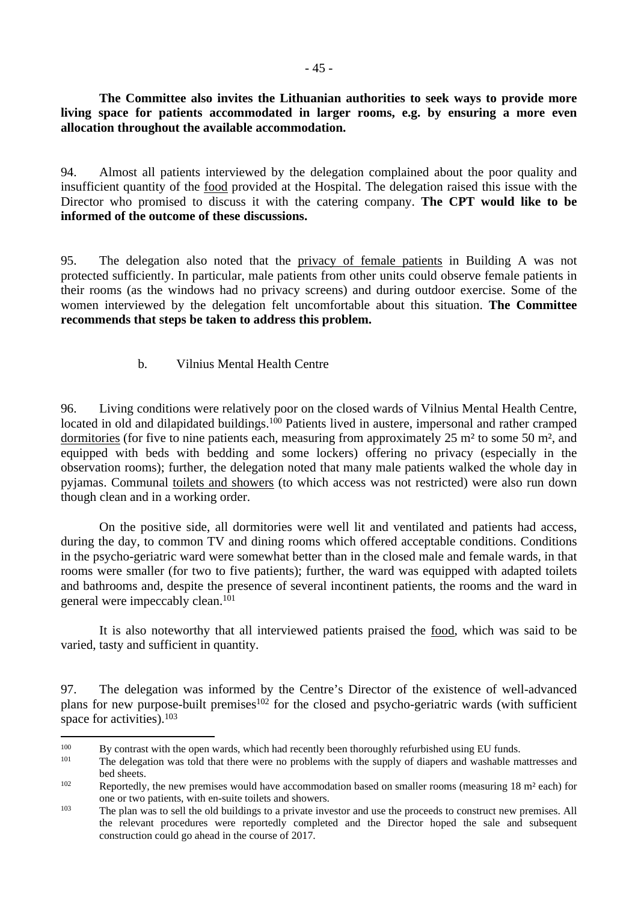**The Committee also invites the Lithuanian authorities to seek ways to provide more living space for patients accommodated in larger rooms, e.g. by ensuring a more even allocation throughout the available accommodation.**

94. Almost all patients interviewed by the delegation complained about the poor quality and insufficient quantity of the food provided at the Hospital. The delegation raised this issue with the Director who promised to discuss it with the catering company. **The CPT would like to be informed of the outcome of these discussions.**

95. The delegation also noted that the privacy of female patients in Building A was not protected sufficiently. In particular, male patients from other units could observe female patients in their rooms (as the windows had no privacy screens) and during outdoor exercise. Some of the women interviewed by the delegation felt uncomfortable about this situation. **The Committee recommends that steps be taken to address this problem.**

b. Vilnius Mental Health Centre

96. Living conditions were relatively poor on the closed wards of Vilnius Mental Health Centre, located in old and dilapidated buildings.[100] Patients lived in austere, impersonal and rather cramped dormitories (for five to nine patients each, measuring from approximately 25 m² to some 50 m², and equipped with beds with bedding and some lockers) offering no privacy (especially in the observation rooms); further, the delegation noted that many male patients walked the whole day in pyjamas. Communal toilets and showers (to which access was not restricted) were also run down though clean and in a working order.

On the positive side, all dormitories were well lit and ventilated and patients had access, during the day, to common TV and dining rooms which offered acceptable conditions. Conditions in the psycho-geriatric ward were somewhat better than in the closed male and female wards, in that rooms were smaller (for two to five patients); further, the ward was equipped with adapted toilets and bathrooms and, despite the presence of several incontinent patients, the rooms and the ward in general were impeccably clean.[101]

It is also noteworthy that all interviewed patients praised the food, which was said to be varied, tasty and sufficient in quantity.

97. The delegation was informed by the Centre's Director of the existence of well-advanced plans for new purpose-built premises[102] for the closed and psycho-geriatric wards (with sufficient space for activities).[103]

---

[100] By contrast with the open wards, which had recently been thoroughly refurbished using EU funds.

[101] The delegation was told that there were no problems with the supply of diapers and washable mattresses and bed sheets.

[102] Reportedly, the new premises would have accommodation based on smaller rooms (measuring 18 m² each) for one or two patients, with en-suite toilets and showers.

[103] The plan was to sell the old buildings to a private investor and use the proceeds to construct new premises. All the relevant procedures were reportedly completed and the Director hoped the sale and subsequent construction could go ahead in the course of 2017.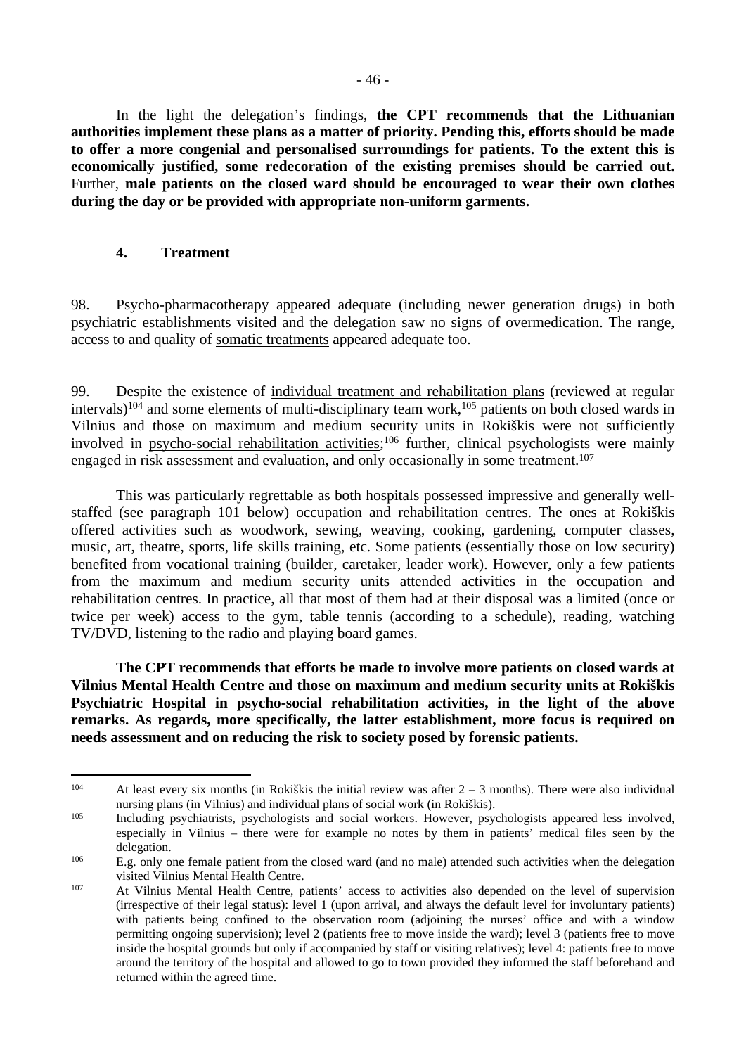In the light the delegation's findings, **the CPT recommends that the Lithuanian authorities implement these plans as a matter of priority. Pending this, efforts should be made to offer a more congenial and personalised surroundings for patients. To the extent this is economically justified, some redecoration of the existing premises should be carried out.** Further, **male patients on the closed ward should be encouraged to wear their own clothes during the day or be provided with appropriate non-uniform garments.**

### 4. Treatment

98. Psycho-pharmacotherapy appeared adequate (including newer generation drugs) in both psychiatric establishments visited and the delegation saw no signs of overmedication. The range, access to and quality of somatic treatments appeared adequate too.

99. Despite the existence of individual treatment and rehabilitation plans (reviewed at regular intervals)[104] and some elements of multi-disciplinary team work,[105] patients on both closed wards in Vilnius and those on maximum and medium security units in Rokiškis were not sufficiently involved in psycho-social rehabilitation activities;[106] further, clinical psychologists were mainly engaged in risk assessment and evaluation, and only occasionally in some treatment.[107]

This was particularly regrettable as both hospitals possessed impressive and generally well-staffed (see paragraph 101 below) occupation and rehabilitation centres. The ones at Rokiškis offered activities such as woodwork, sewing, weaving, cooking, gardening, computer classes, music, art, theatre, sports, life skills training, etc. Some patients (essentially those on low security) benefited from vocational training (builder, caretaker, leader work). However, only a few patients from the maximum and medium security units attended activities in the occupation and rehabilitation centres. In practice, all that most of them had at their disposal was a limited (once or twice per week) access to the gym, table tennis (according to a schedule), reading, watching TV/DVD, listening to the radio and playing board games.

**The CPT recommends that efforts be made to involve more patients on closed wards at Vilnius Mental Health Centre and those on maximum and medium security units at Rokiškis Psychiatric Hospital in psycho-social rehabilitation activities, in the light of the above remarks. As regards, more specifically, the latter establishment, more focus is required on needs assessment and on reducing the risk to society posed by forensic patients.**

---

[104] At least every six months (in Rokiškis the initial review was after 2 – 3 months). There were also individual nursing plans (in Vilnius) and individual plans of social work (in Rokiškis).

[105] Including psychiatrists, psychologists and social workers. However, psychologists appeared less involved, especially in Vilnius – there were for example no notes by them in patients' medical files seen by the delegation.

[106] E.g. only one female patient from the closed ward (and no male) attended such activities when the delegation visited Vilnius Mental Health Centre.

[107] At Vilnius Mental Health Centre, patients' access to activities also depended on the level of supervision (irrespective of their legal status): level 1 (upon arrival, and always the default level for involuntary patients) with patients being confined to the observation room (adjoining the nurses' office and with a window permitting ongoing supervision); level 2 (patients free to move inside the ward); level 3 (patients free to move inside the hospital grounds but only if accompanied by staff or visiting relatives); level 4: patients free to move around the territory of the hospital and allowed to go to town provided they informed the staff beforehand and returned within the agreed time.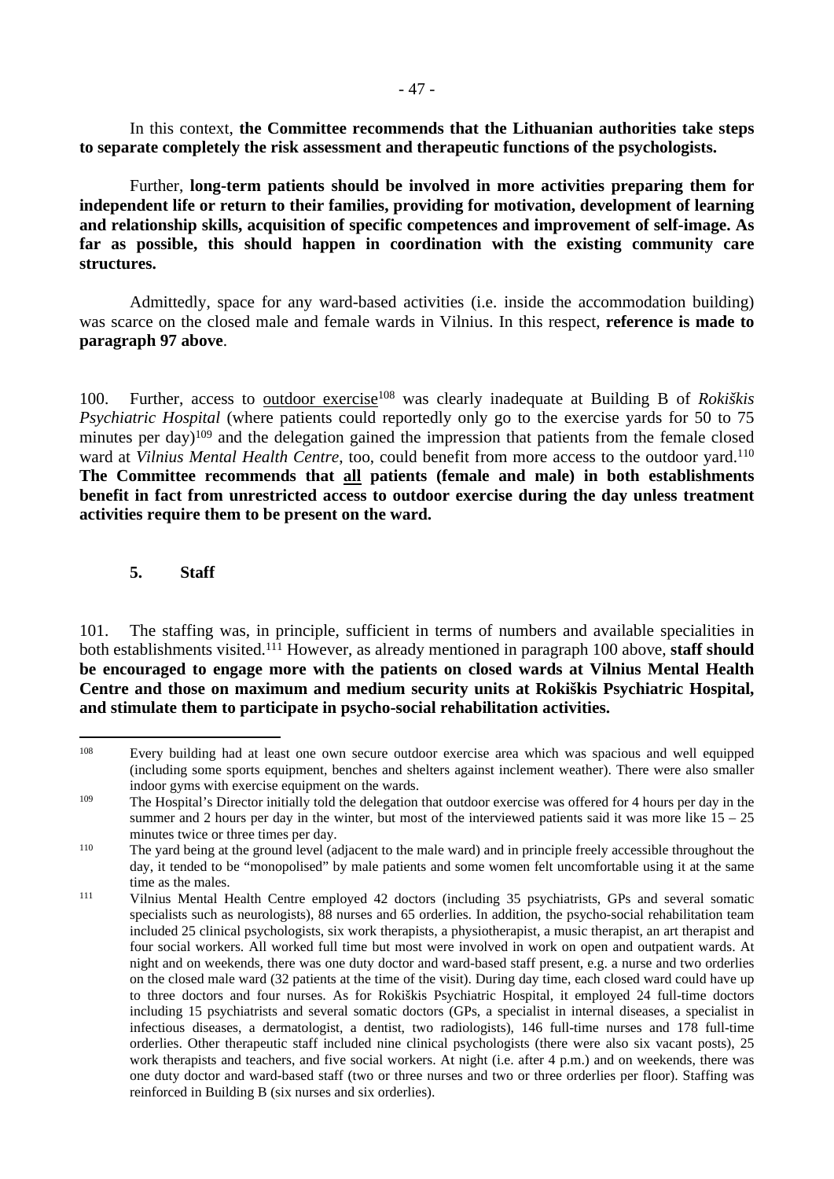In this context, **the Committee recommends that the Lithuanian authorities take steps to separate completely the risk assessment and therapeutic functions of the psychologists.**

Further, **long-term patients should be involved in more activities preparing them for independent life or return to their families, providing for motivation, development of learning and relationship skills, acquisition of specific competences and improvement of self-image. As far as possible, this should happen in coordination with the existing community care structures.**

Admittedly, space for any ward-based activities (i.e. inside the accommodation building) was scarce on the closed male and female wards in Vilnius. In this respect, **reference is made to paragraph 97 above**.

100. Further, access to <u>outdoor exercise</u>[108] was clearly inadequate at Building B of *Rokiškis Psychiatric Hospital* (where patients could reportedly only go to the exercise yards for 50 to 75 minutes per day)[109] and the delegation gained the impression that patients from the female closed ward at *Vilnius Mental Health Centre*, too, could benefit from more access to the outdoor yard.[110] **The Committee recommends that <u>all</u> patients (female and male) in both establishments benefit in fact from unrestricted access to outdoor exercise during the day unless treatment activities require them to be present on the ward.**

### 5. Staff

101. The staffing was, in principle, sufficient in terms of numbers and available specialities in both establishments visited.[111] However, as already mentioned in paragraph 100 above, **staff should be encouraged to engage more with the patients on closed wards at Vilnius Mental Health Centre and those on maximum and medium security units at Rokiškis Psychiatric Hospital, and stimulate them to participate in psycho-social rehabilitation activities.**

---

[108] Every building had at least one own secure outdoor exercise area which was spacious and well equipped (including some sports equipment, benches and shelters against inclement weather). There were also smaller indoor gyms with exercise equipment on the wards.

[109] The Hospital's Director initially told the delegation that outdoor exercise was offered for 4 hours per day in the summer and 2 hours per day in the winter, but most of the interviewed patients said it was more like 15 – 25 minutes twice or three times per day.

[110] The yard being at the ground level (adjacent to the male ward) and in principle freely accessible throughout the day, it tended to be "monopolised" by male patients and some women felt uncomfortable using it at the same time as the males.

[111] Vilnius Mental Health Centre employed 42 doctors (including 35 psychiatrists, GPs and several somatic specialists such as neurologists), 88 nurses and 65 orderlies. In addition, the psycho-social rehabilitation team included 25 clinical psychologists, six work therapists, a physiotherapist, a music therapist, an art therapist and four social workers. All worked full time but most were involved in work on open and outpatient wards. At night and on weekends, there was one duty doctor and ward-based staff present, e.g. a nurse and two orderlies on the closed male ward (32 patients at the time of the visit). During day time, each closed ward could have up to three doctors and four nurses. As for Rokiškis Psychiatric Hospital, it employed 24 full-time doctors including 15 psychiatrists and several somatic doctors (GPs, a specialist in internal diseases, a specialist in infectious diseases, a dermatologist, a dentist, two radiologists), 146 full-time nurses and 178 full-time orderlies. Other therapeutic staff included nine clinical psychologists (there were also six vacant posts), 25 work therapists and teachers, and five social workers. At night (i.e. after 4 p.m.) and on weekends, there was one duty doctor and ward-based staff (two or three nurses and two or three orderlies per floor). Staffing was reinforced in Building B (six nurses and six orderlies).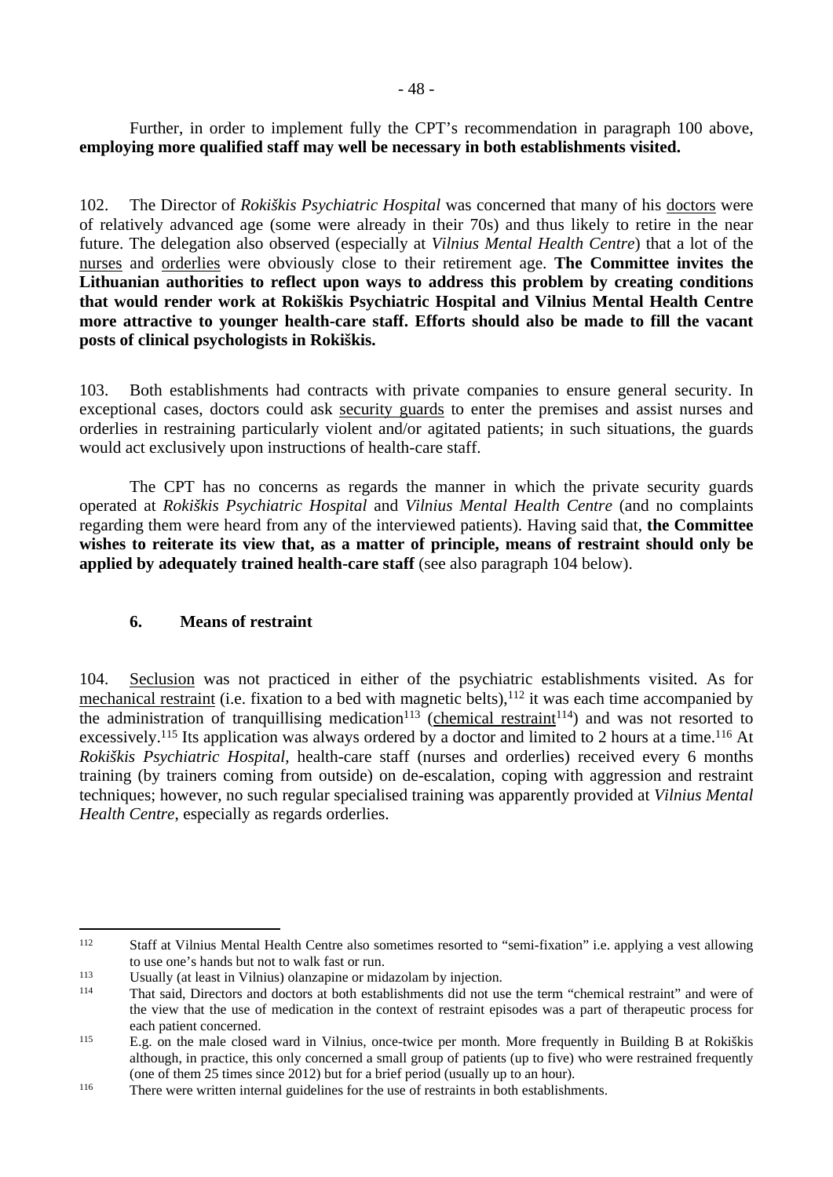Further, in order to implement fully the CPT's recommendation in paragraph 100 above, **employing more qualified staff may well be necessary in both establishments visited.**

102. The Director of *Rokiškis Psychiatric Hospital* was concerned that many of his doctors were of relatively advanced age (some were already in their 70s) and thus likely to retire in the near future. The delegation also observed (especially at *Vilnius Mental Health Centre*) that a lot of the nurses and orderlies were obviously close to their retirement age. **The Committee invites the Lithuanian authorities to reflect upon ways to address this problem by creating conditions that would render work at Rokiškis Psychiatric Hospital and Vilnius Mental Health Centre more attractive to younger health-care staff. Efforts should also be made to fill the vacant posts of clinical psychologists in Rokiškis.**

103. Both establishments had contracts with private companies to ensure general security. In exceptional cases, doctors could ask security guards to enter the premises and assist nurses and orderlies in restraining particularly violent and/or agitated patients; in such situations, the guards would act exclusively upon instructions of health-care staff.

The CPT has no concerns as regards the manner in which the private security guards operated at *Rokiškis Psychiatric Hospital* and *Vilnius Mental Health Centre* (and no complaints regarding them were heard from any of the interviewed patients). Having said that, **the Committee wishes to reiterate its view that, as a matter of principle, means of restraint should only be applied by adequately trained health-care staff** (see also paragraph 104 below).

### 6. Means of restraint

104. Seclusion was not practiced in either of the psychiatric establishments visited. As for mechanical restraint (i.e. fixation to a bed with magnetic belts),[112] it was each time accompanied by the administration of tranquillising medication[113] (chemical restraint[114]) and was not resorted to excessively.[115] Its application was always ordered by a doctor and limited to 2 hours at a time.[116] At *Rokiškis Psychiatric Hospital*, health-care staff (nurses and orderlies) received every 6 months training (by trainers coming from outside) on de-escalation, coping with aggression and restraint techniques; however, no such regular specialised training was apparently provided at *Vilnius Mental Health Centre*, especially as regards orderlies.

---

[112] Staff at Vilnius Mental Health Centre also sometimes resorted to "semi-fixation" i.e. applying a vest allowing to use one's hands but not to walk fast or run.

[113] Usually (at least in Vilnius) olanzapine or midazolam by injection.

[114] That said, Directors and doctors at both establishments did not use the term "chemical restraint" and were of the view that the use of medication in the context of restraint episodes was a part of therapeutic process for each patient concerned.

[115] E.g. on the male closed ward in Vilnius, once-twice per month. More frequently in Building B at Rokiškis although, in practice, this only concerned a small group of patients (up to five) who were restrained frequently (one of them 25 times since 2012) but for a brief period (usually up to an hour).

[116] There were written internal guidelines for the use of restraints in both establishments.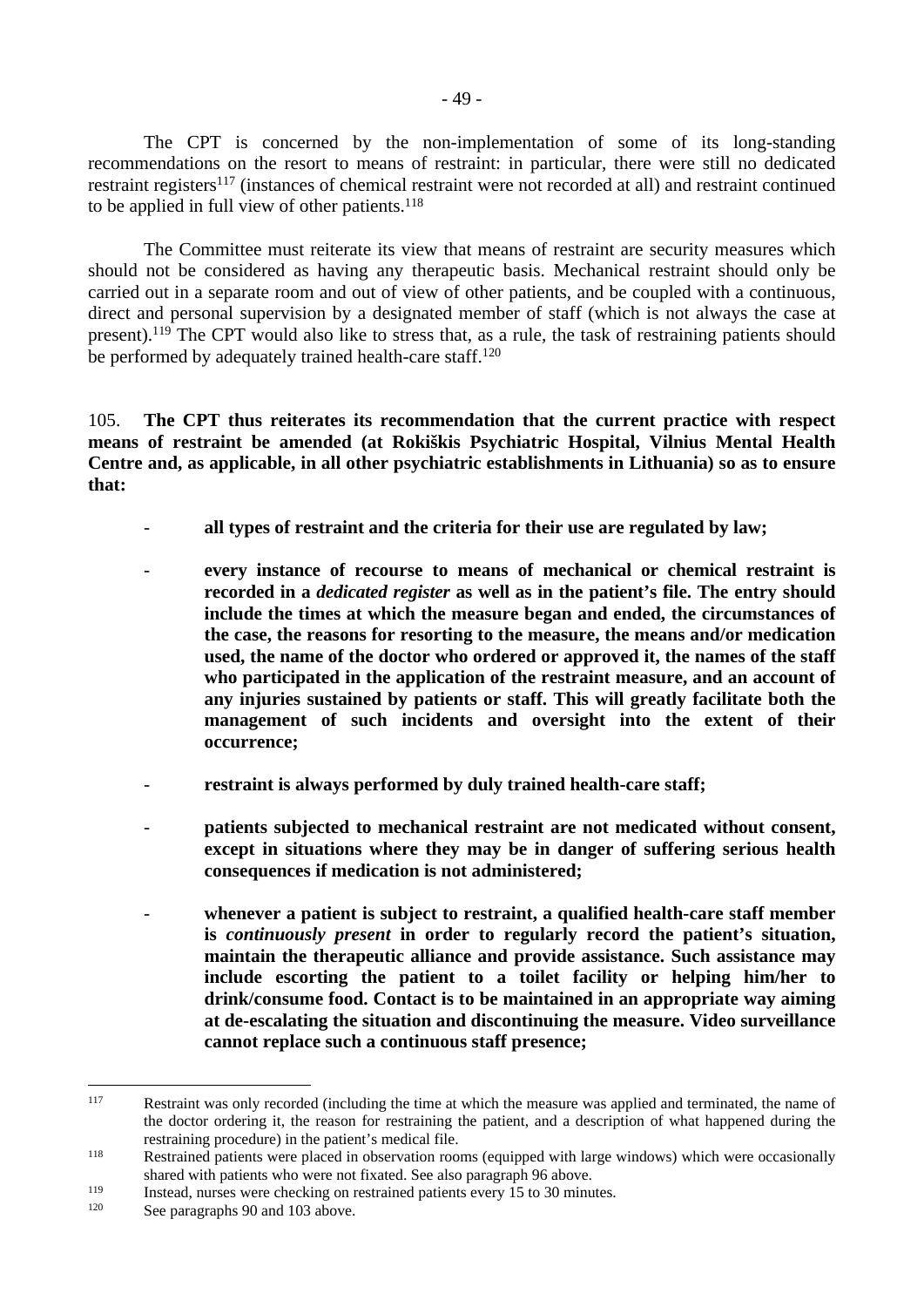The CPT is concerned by the non-implementation of some of its long-standing recommendations on the resort to means of restraint: in particular, there were still no dedicated restraint registers[117] (instances of chemical restraint were not recorded at all) and restraint continued to be applied in full view of other patients.[118]

The Committee must reiterate its view that means of restraint are security measures which should not be considered as having any therapeutic basis. Mechanical restraint should only be carried out in a separate room and out of view of other patients, and be coupled with a continuous, direct and personal supervision by a designated member of staff (which is not always the case at present).[119] The CPT would also like to stress that, as a rule, the task of restraining patients should be performed by adequately trained health-care staff.[120]

105. **The CPT thus reiterates its recommendation that the current practice with respect means of restraint be amended (at Rokiškis Psychiatric Hospital, Vilnius Mental Health Centre and, as applicable, in all other psychiatric establishments in Lithuania) so as to ensure that:**

- **all types of restraint and the criteria for their use are regulated by law;**

- **every instance of recourse to means of mechanical or chemical restraint is recorded in a *dedicated register* as well as in the patient's file. The entry should include the times at which the measure began and ended, the circumstances of the case, the reasons for resorting to the measure, the means and/or medication used, the name of the doctor who ordered or approved it, the names of the staff who participated in the application of the restraint measure, and an account of any injuries sustained by patients or staff. This will greatly facilitate both the management of such incidents and oversight into the extent of their occurrence;**

- **restraint is always performed by duly trained health-care staff;**

- **patients subjected to mechanical restraint are not medicated without consent, except in situations where they may be in danger of suffering serious health consequences if medication is not administered;**

- **whenever a patient is subject to restraint, a qualified health-care staff member is *continuously present* in order to regularly record the patient's situation, maintain the therapeutic alliance and provide assistance. Such assistance may include escorting the patient to a toilet facility or helping him/her to drink/consume food. Contact is to be maintained in an appropriate way aiming at de-escalating the situation and discontinuing the measure. Video surveillance cannot replace such a continuous staff presence;**

---

[117] Restraint was only recorded (including the time at which the measure was applied and terminated, the name of the doctor ordering it, the reason for restraining the patient, and a description of what happened during the restraining procedure) in the patient's medical file.

[118] Restrained patients were placed in observation rooms (equipped with large windows) which were occasionally shared with patients who were not fixated. See also paragraph 96 above.

[119] Instead, nurses were checking on restrained patients every 15 to 30 minutes.

[120] See paragraphs 90 and 103 above.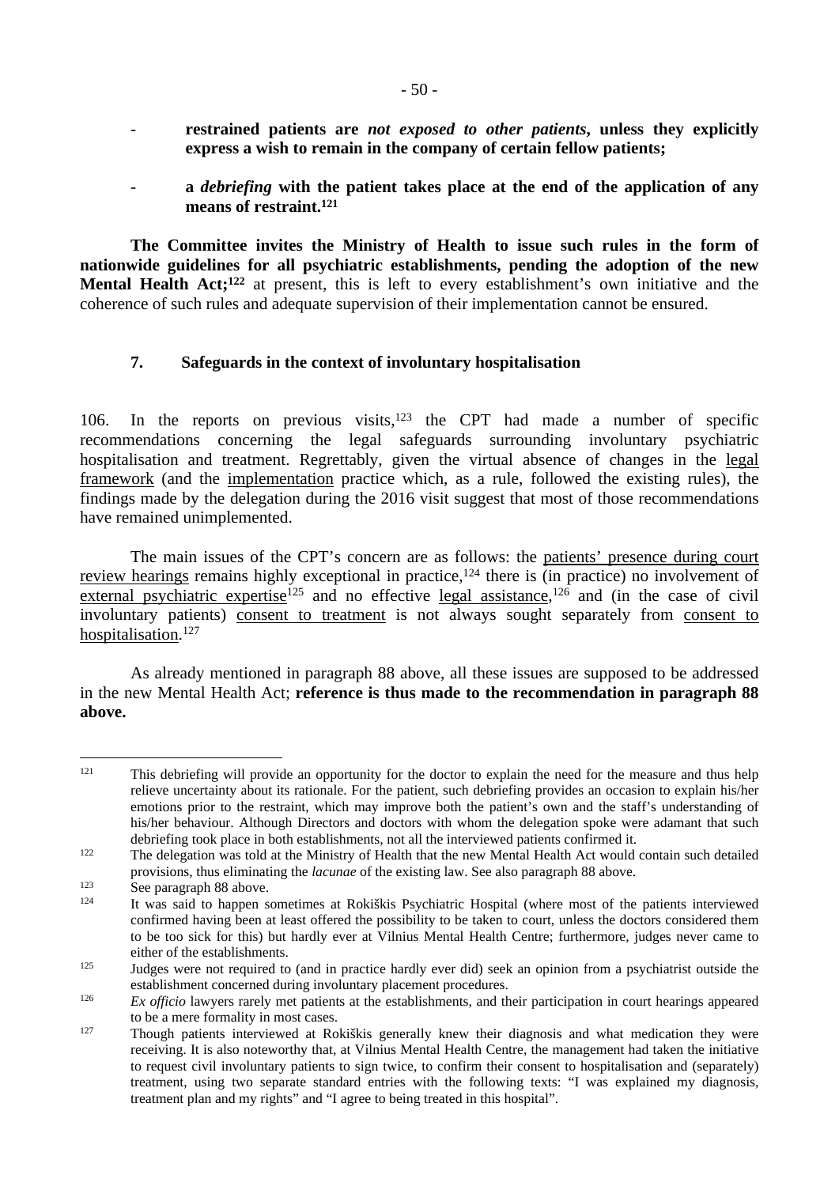- **restrained patients are *not exposed to other patients*, unless they explicitly express a wish to remain in the company of certain fellow patients;**

- **a *debriefing* with the patient takes place at the end of the application of any means of restraint.**[121]

**The Committee invites the Ministry of Health to issue such rules in the form of nationwide guidelines for all psychiatric establishments, pending the adoption of the new Mental Health Act;**[122] at present, this is left to every establishment's own initiative and the coherence of such rules and adequate supervision of their implementation cannot be ensured.

### 7. Safeguards in the context of involuntary hospitalisation

106. In the reports on previous visits,[123] the CPT had made a number of specific recommendations concerning the legal safeguards surrounding involuntary psychiatric hospitalisation and treatment. Regrettably, given the virtual absence of changes in the legal framework (and the implementation practice which, as a rule, followed the existing rules), the findings made by the delegation during the 2016 visit suggest that most of those recommendations have remained unimplemented.

The main issues of the CPT's concern are as follows: the patients' presence during court review hearings remains highly exceptional in practice,[124] there is (in practice) no involvement of external psychiatric expertise[125] and no effective legal assistance,[126] and (in the case of civil involuntary patients) consent to treatment is not always sought separately from consent to hospitalisation.[127]

As already mentioned in paragraph 88 above, all these issues are supposed to be addressed in the new Mental Health Act; **reference is thus made to the recommendation in paragraph 88 above.**

---

[121] This debriefing will provide an opportunity for the doctor to explain the need for the measure and thus help relieve uncertainty about its rationale. For the patient, such debriefing provides an occasion to explain his/her emotions prior to the restraint, which may improve both the patient's own and the staff's understanding of his/her behaviour. Although Directors and doctors with whom the delegation spoke were adamant that such debriefing took place in both establishments, not all the interviewed patients confirmed it.

[122] The delegation was told at the Ministry of Health that the new Mental Health Act would contain such detailed provisions, thus eliminating the *lacunae* of the existing law. See also paragraph 88 above.

[123] See paragraph 88 above.

[124] It was said to happen sometimes at Rokiškis Psychiatric Hospital (where most of the patients interviewed confirmed having been at least offered the possibility to be taken to court, unless the doctors considered them to be too sick for this) but hardly ever at Vilnius Mental Health Centre; furthermore, judges never came to either of the establishments.

[125] Judges were not required to (and in practice hardly ever did) seek an opinion from a psychiatrist outside the establishment concerned during involuntary placement procedures.

[126] *Ex officio* lawyers rarely met patients at the establishments, and their participation in court hearings appeared to be a mere formality in most cases.

[127] Though patients interviewed at Rokiškis generally knew their diagnosis and what medication they were receiving. It is also noteworthy that, at Vilnius Mental Health Centre, the management had taken the initiative to request civil involuntary patients to sign twice, to confirm their consent to hospitalisation and (separately) treatment, using two separate standard entries with the following texts: "I was explained my diagnosis, treatment plan and my rights" and "I agree to being treated in this hospital".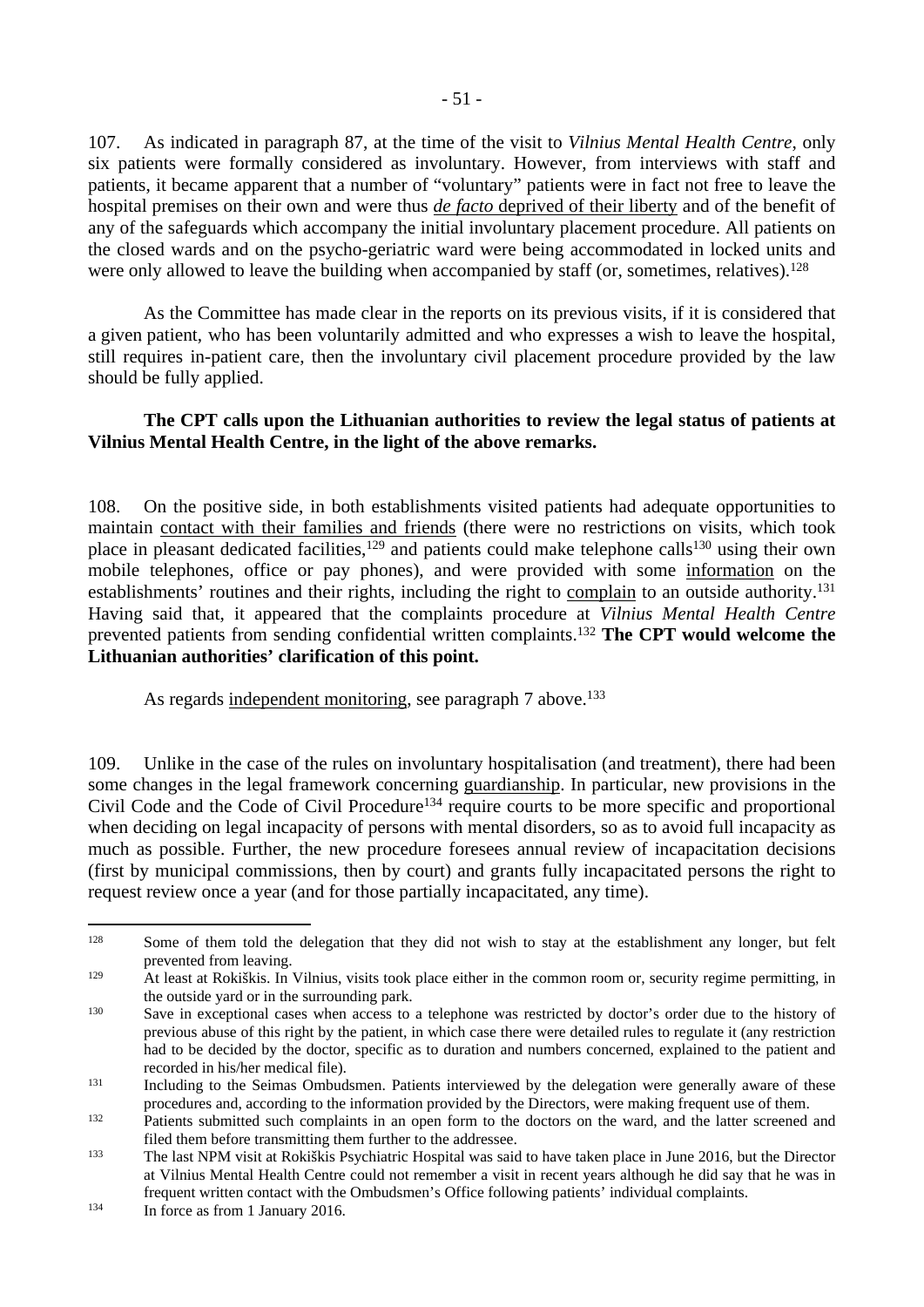107. As indicated in paragraph 87, at the time of the visit to *Vilnius Mental Health Centre*, only six patients were formally considered as involuntary. However, from interviews with staff and patients, it became apparent that a number of "voluntary" patients were in fact not free to leave the hospital premises on their own and were thus *de facto* deprived of their liberty and of the benefit of any of the safeguards which accompany the initial involuntary placement procedure. All patients on the closed wards and on the psycho-geriatric ward were being accommodated in locked units and were only allowed to leave the building when accompanied by staff (or, sometimes, relatives).[128]

As the Committee has made clear in the reports on its previous visits, if it is considered that a given patient, who has been voluntarily admitted and who expresses a wish to leave the hospital, still requires in-patient care, then the involuntary civil placement procedure provided by the law should be fully applied.

**The CPT calls upon the Lithuanian authorities to review the legal status of patients at Vilnius Mental Health Centre, in the light of the above remarks.**

108. On the positive side, in both establishments visited patients had adequate opportunities to maintain contact with their families and friends (there were no restrictions on visits, which took place in pleasant dedicated facilities,[129] and patients could make telephone calls[130] using their own mobile telephones, office or pay phones), and were provided with some information on the establishments' routines and their rights, including the right to complain to an outside authority.[131] Having said that, it appeared that the complaints procedure at *Vilnius Mental Health Centre* prevented patients from sending confidential written complaints.[132] **The CPT would welcome the Lithuanian authorities' clarification of this point.**

As regards independent monitoring, see paragraph 7 above.[133]

109. Unlike in the case of the rules on involuntary hospitalisation (and treatment), there had been some changes in the legal framework concerning guardianship. In particular, new provisions in the Civil Code and the Code of Civil Procedure[134] require courts to be more specific and proportional when deciding on legal incapacity of persons with mental disorders, so as to avoid full incapacity as much as possible. Further, the new procedure foresees annual review of incapacitation decisions (first by municipal commissions, then by court) and grants fully incapacitated persons the right to request review once a year (and for those partially incapacitated, any time).

---

[128] Some of them told the delegation that they did not wish to stay at the establishment any longer, but felt prevented from leaving.

[129] At least at Rokiškis. In Vilnius, visits took place either in the common room or, security regime permitting, in the outside yard or in the surrounding park.

[130] Save in exceptional cases when access to a telephone was restricted by doctor's order due to the history of previous abuse of this right by the patient, in which case there were detailed rules to regulate it (any restriction had to be decided by the doctor, specific as to duration and numbers concerned, explained to the patient and recorded in his/her medical file).

[131] Including to the Seimas Ombudsmen. Patients interviewed by the delegation were generally aware of these procedures and, according to the information provided by the Directors, were making frequent use of them.

[132] Patients submitted such complaints in an open form to the doctors on the ward, and the latter screened and filed them before transmitting them further to the addressee.

[133] The last NPM visit at Rokiškis Psychiatric Hospital was said to have taken place in June 2016, but the Director at Vilnius Mental Health Centre could not remember a visit in recent years although he did say that he was in frequent written contact with the Ombudsmen's Office following patients' individual complaints.

[134] In force as from 1 January 2016.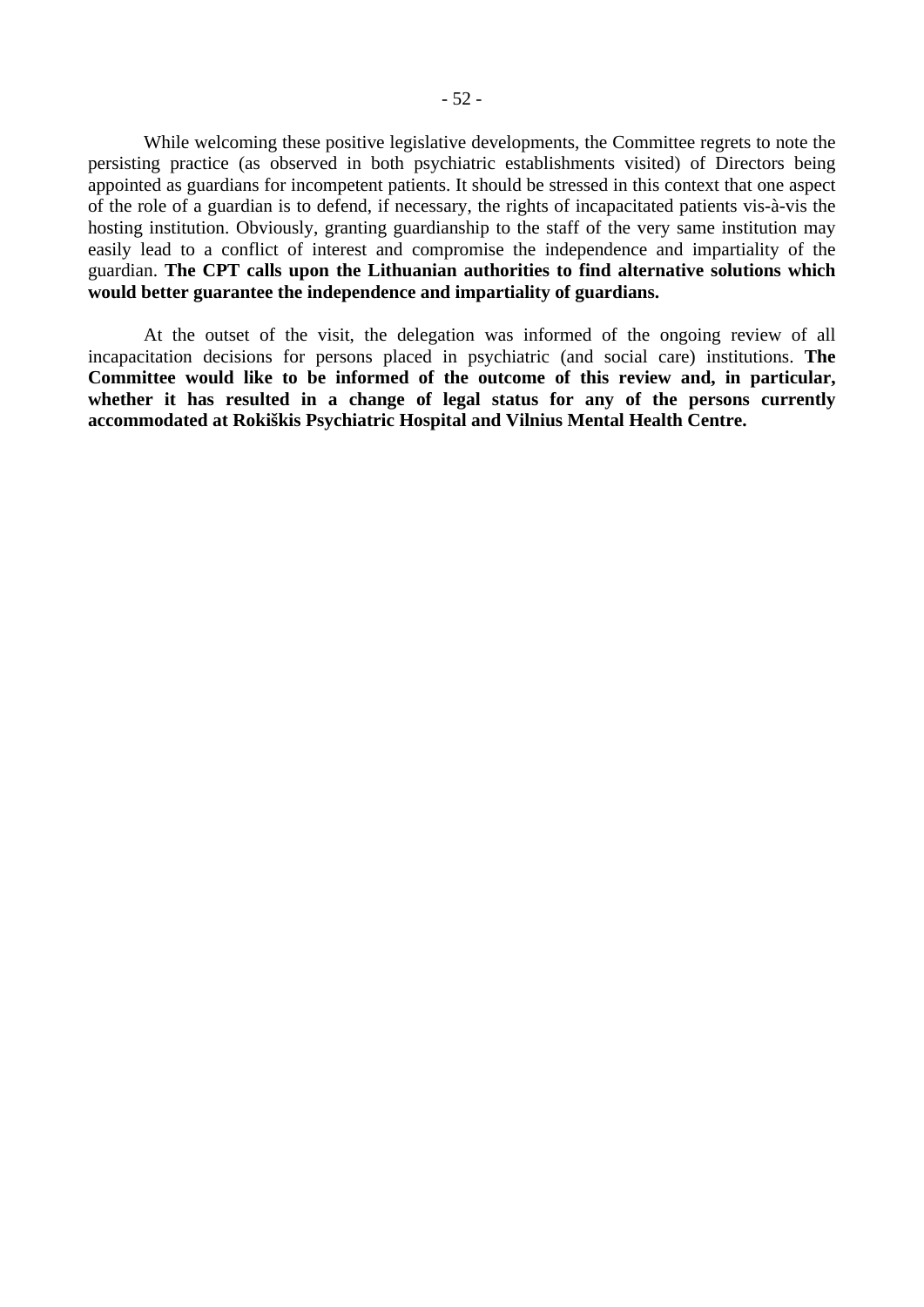While welcoming these positive legislative developments, the Committee regrets to note the persisting practice (as observed in both psychiatric establishments visited) of Directors being appointed as guardians for incompetent patients. It should be stressed in this context that one aspect of the role of a guardian is to defend, if necessary, the rights of incapacitated patients vis-à-vis the hosting institution. Obviously, granting guardianship to the staff of the very same institution may easily lead to a conflict of interest and compromise the independence and impartiality of the guardian. **The CPT calls upon the Lithuanian authorities to find alternative solutions which would better guarantee the independence and impartiality of guardians.**

At the outset of the visit, the delegation was informed of the ongoing review of all incapacitation decisions for persons placed in psychiatric (and social care) institutions. **The Committee would like to be informed of the outcome of this review and, in particular, whether it has resulted in a change of legal status for any of the persons currently accommodated at Rokiškis Psychiatric Hospital and Vilnius Mental Health Centre.**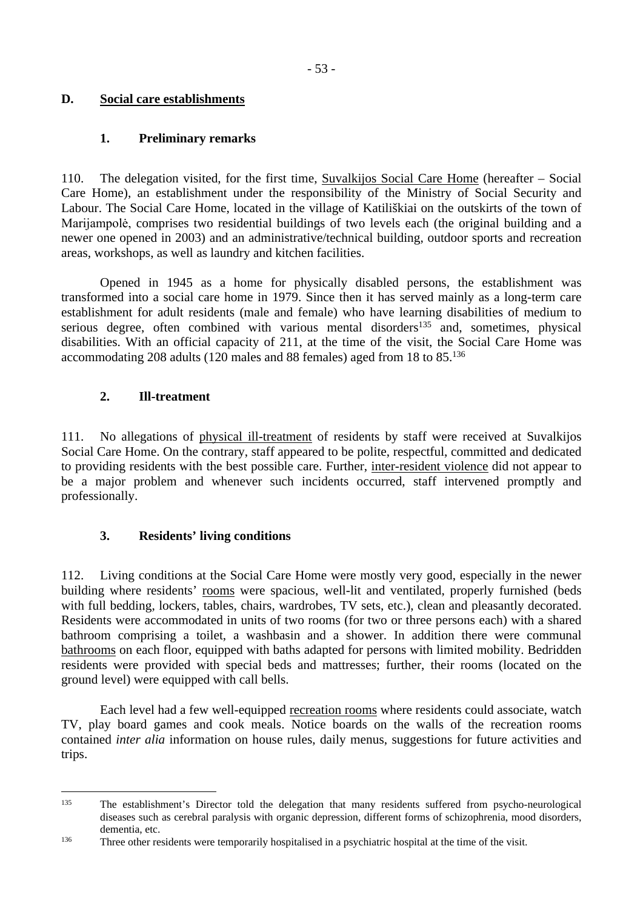## D. Social care establishments

### 1. Preliminary remarks

110. The delegation visited, for the first time, Suvalkijos Social Care Home (hereafter – Social Care Home), an establishment under the responsibility of the Ministry of Social Security and Labour. The Social Care Home, located in the village of Katiliškiai on the outskirts of the town of Marijampolė, comprises two residential buildings of two levels each (the original building and a newer one opened in 2003) and an administrative/technical building, outdoor sports and recreation areas, workshops, as well as laundry and kitchen facilities.

Opened in 1945 as a home for physically disabled persons, the establishment was transformed into a social care home in 1979. Since then it has served mainly as a long-term care establishment for adult residents (male and female) who have learning disabilities of medium to serious degree, often combined with various mental disorders[135] and, sometimes, physical disabilities. With an official capacity of 211, at the time of the visit, the Social Care Home was accommodating 208 adults (120 males and 88 females) aged from 18 to 85.[136]

### 2. Ill-treatment

111. No allegations of physical ill-treatment of residents by staff were received at Suvalkijos Social Care Home. On the contrary, staff appeared to be polite, respectful, committed and dedicated to providing residents with the best possible care. Further, inter-resident violence did not appear to be a major problem and whenever such incidents occurred, staff intervened promptly and professionally.

### 3. Residents' living conditions

112. Living conditions at the Social Care Home were mostly very good, especially in the newer building where residents' rooms were spacious, well-lit and ventilated, properly furnished (beds with full bedding, lockers, tables, chairs, wardrobes, TV sets, etc.), clean and pleasantly decorated. Residents were accommodated in units of two rooms (for two or three persons each) with a shared bathroom comprising a toilet, a washbasin and a shower. In addition there were communal bathrooms on each floor, equipped with baths adapted for persons with limited mobility. Bedridden residents were provided with special beds and mattresses; further, their rooms (located on the ground level) were equipped with call bells.

Each level had a few well-equipped recreation rooms where residents could associate, watch TV, play board games and cook meals. Notice boards on the walls of the recreation rooms contained *inter alia* information on house rules, daily menus, suggestions for future activities and trips.

---

[135] The establishment's Director told the delegation that many residents suffered from psycho-neurological diseases such as cerebral paralysis with organic depression, different forms of schizophrenia, mood disorders, dementia, etc.

[136] Three other residents were temporarily hospitalised in a psychiatric hospital at the time of the visit.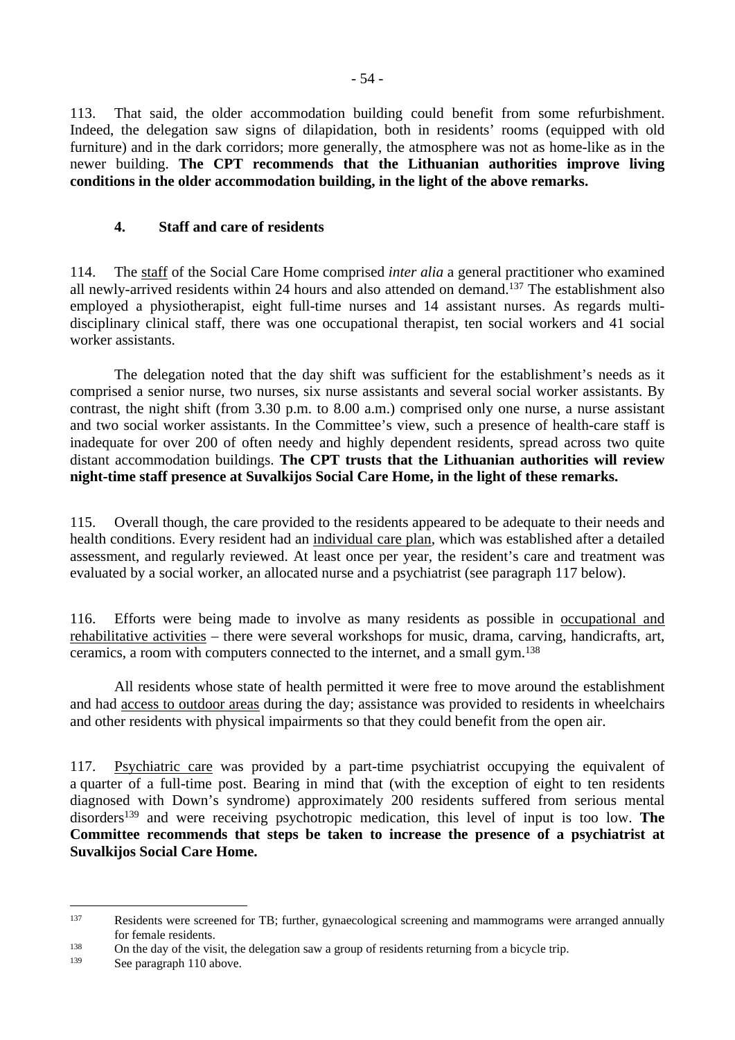113. That said, the older accommodation building could benefit from some refurbishment. Indeed, the delegation saw signs of dilapidation, both in residents' rooms (equipped with old furniture) and in the dark corridors; more generally, the atmosphere was not as home-like as in the newer building. **The CPT recommends that the Lithuanian authorities improve living conditions in the older accommodation building, in the light of the above remarks.**

### 4. Staff and care of residents

114. The staff of the Social Care Home comprised *inter alia* a general practitioner who examined all newly-arrived residents within 24 hours and also attended on demand.[137] The establishment also employed a physiotherapist, eight full-time nurses and 14 assistant nurses. As regards multi-disciplinary clinical staff, there was one occupational therapist, ten social workers and 41 social worker assistants.

The delegation noted that the day shift was sufficient for the establishment's needs as it comprised a senior nurse, two nurses, six nurse assistants and several social worker assistants. By contrast, the night shift (from 3.30 p.m. to 8.00 a.m.) comprised only one nurse, a nurse assistant and two social worker assistants. In the Committee's view, such a presence of health-care staff is inadequate for over 200 of often needy and highly dependent residents, spread across two quite distant accommodation buildings. **The CPT trusts that the Lithuanian authorities will review night-time staff presence at Suvalkijos Social Care Home, in the light of these remarks.**

115. Overall though, the care provided to the residents appeared to be adequate to their needs and health conditions. Every resident had an individual care plan, which was established after a detailed assessment, and regularly reviewed. At least once per year, the resident's care and treatment was evaluated by a social worker, an allocated nurse and a psychiatrist (see paragraph 117 below).

116. Efforts were being made to involve as many residents as possible in occupational and rehabilitative activities – there were several workshops for music, drama, carving, handicrafts, art, ceramics, a room with computers connected to the internet, and a small gym.[138]

All residents whose state of health permitted it were free to move around the establishment and had access to outdoor areas during the day; assistance was provided to residents in wheelchairs and other residents with physical impairments so that they could benefit from the open air.

117. Psychiatric care was provided by a part-time psychiatrist occupying the equivalent of a quarter of a full-time post. Bearing in mind that (with the exception of eight to ten residents diagnosed with Down's syndrome) approximately 200 residents suffered from serious mental disorders[139] and were receiving psychotropic medication, this level of input is too low. **The Committee recommends that steps be taken to increase the presence of a psychiatrist at Suvalkijos Social Care Home.**

---

[137] Residents were screened for TB; further, gynaecological screening and mammograms were arranged annually for female residents.

[138] On the day of the visit, the delegation saw a group of residents returning from a bicycle trip.

[139] See paragraph 110 above.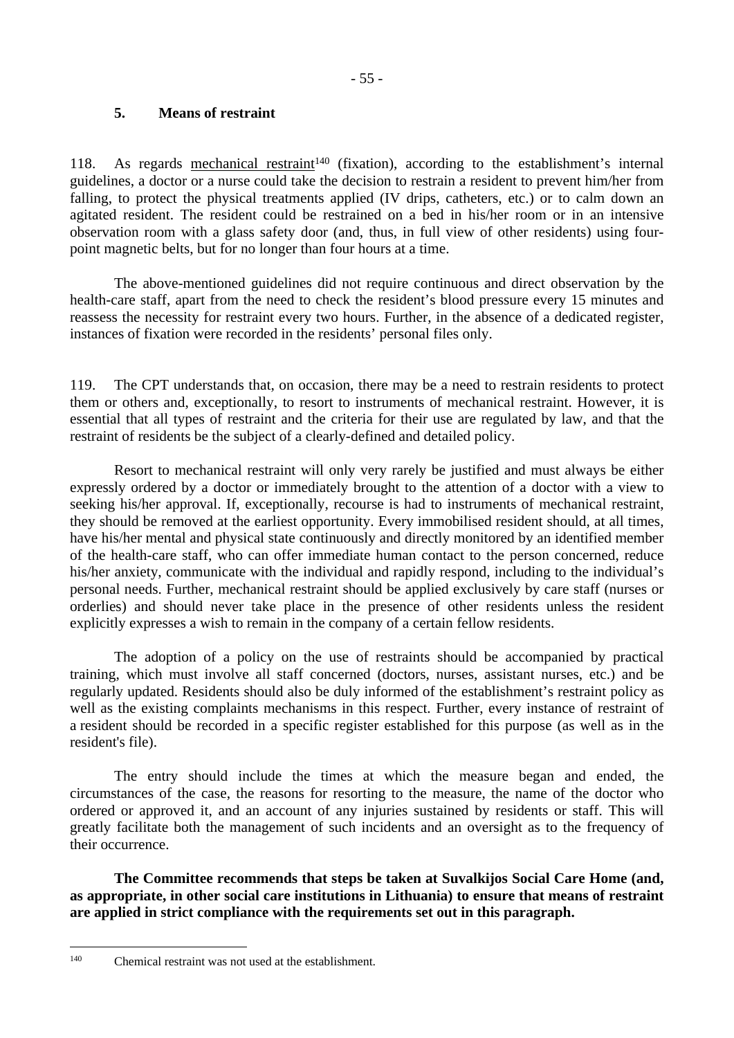### 5. Means of restraint

118. As regards mechanical restraint[140] (fixation), according to the establishment's internal guidelines, a doctor or a nurse could take the decision to restrain a resident to prevent him/her from falling, to protect the physical treatments applied (IV drips, catheters, etc.) or to calm down an agitated resident. The resident could be restrained on a bed in his/her room or in an intensive observation room with a glass safety door (and, thus, in full view of other residents) using four-point magnetic belts, but for no longer than four hours at a time.

The above-mentioned guidelines did not require continuous and direct observation by the health-care staff, apart from the need to check the resident's blood pressure every 15 minutes and reassess the necessity for restraint every two hours. Further, in the absence of a dedicated register, instances of fixation were recorded in the residents' personal files only.

119. The CPT understands that, on occasion, there may be a need to restrain residents to protect them or others and, exceptionally, to resort to instruments of mechanical restraint. However, it is essential that all types of restraint and the criteria for their use are regulated by law, and that the restraint of residents be the subject of a clearly-defined and detailed policy.

Resort to mechanical restraint will only very rarely be justified and must always be either expressly ordered by a doctor or immediately brought to the attention of a doctor with a view to seeking his/her approval. If, exceptionally, recourse is had to instruments of mechanical restraint, they should be removed at the earliest opportunity. Every immobilised resident should, at all times, have his/her mental and physical state continuously and directly monitored by an identified member of the health-care staff, who can offer immediate human contact to the person concerned, reduce his/her anxiety, communicate with the individual and rapidly respond, including to the individual's personal needs. Further, mechanical restraint should be applied exclusively by care staff (nurses or orderlies) and should never take place in the presence of other residents unless the resident explicitly expresses a wish to remain in the company of a certain fellow residents.

The adoption of a policy on the use of restraints should be accompanied by practical training, which must involve all staff concerned (doctors, nurses, assistant nurses, etc.) and be regularly updated. Residents should also be duly informed of the establishment's restraint policy as well as the existing complaints mechanisms in this respect. Further, every instance of restraint of a resident should be recorded in a specific register established for this purpose (as well as in the resident's file).

The entry should include the times at which the measure began and ended, the circumstances of the case, the reasons for resorting to the measure, the name of the doctor who ordered or approved it, and an account of any injuries sustained by residents or staff. This will greatly facilitate both the management of such incidents and an oversight as to the frequency of their occurrence.

**The Committee recommends that steps be taken at Suvalkijos Social Care Home (and, as appropriate, in other social care institutions in Lithuania) to ensure that means of restraint are applied in strict compliance with the requirements set out in this paragraph.**

---

[140] Chemical restraint was not used at the establishment.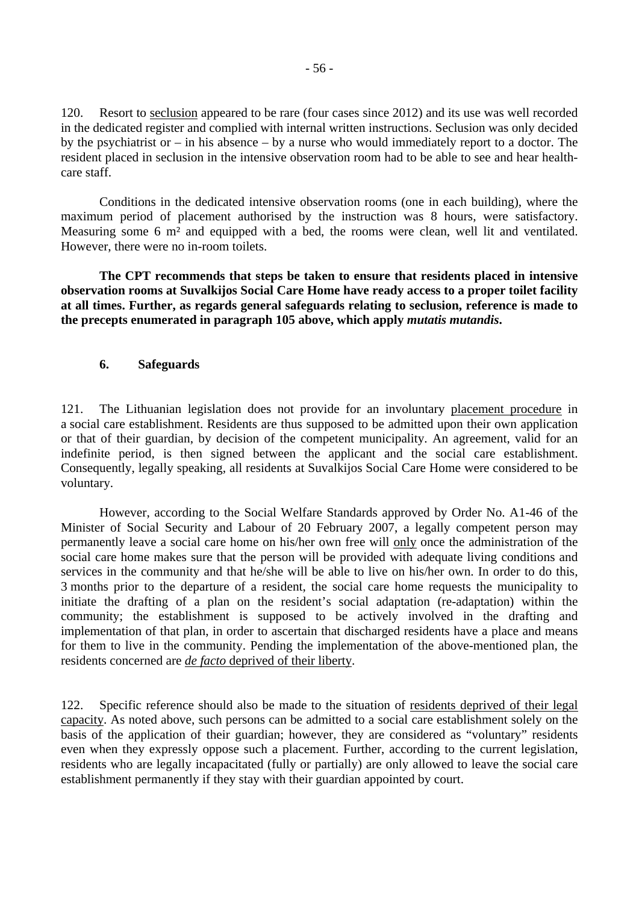120. Resort to seclusion appeared to be rare (four cases since 2012) and its use was well recorded in the dedicated register and complied with internal written instructions. Seclusion was only decided by the psychiatrist or – in his absence – by a nurse who would immediately report to a doctor. The resident placed in seclusion in the intensive observation room had to be able to see and hear health-care staff.

Conditions in the dedicated intensive observation rooms (one in each building), where the maximum period of placement authorised by the instruction was 8 hours, were satisfactory. Measuring some 6 m² and equipped with a bed, the rooms were clean, well lit and ventilated. However, there were no in-room toilets.

**The CPT recommends that steps be taken to ensure that residents placed in intensive observation rooms at Suvalkijos Social Care Home have ready access to a proper toilet facility at all times. Further, as regards general safeguards relating to seclusion, reference is made to the precepts enumerated in paragraph 105 above, which apply *mutatis mutandis*.**

### 6. Safeguards

121. The Lithuanian legislation does not provide for an involuntary placement procedure in a social care establishment. Residents are thus supposed to be admitted upon their own application or that of their guardian, by decision of the competent municipality. An agreement, valid for an indefinite period, is then signed between the applicant and the social care establishment. Consequently, legally speaking, all residents at Suvalkijos Social Care Home were considered to be voluntary.

However, according to the Social Welfare Standards approved by Order No. A1-46 of the Minister of Social Security and Labour of 20 February 2007, a legally competent person may permanently leave a social care home on his/her own free will only once the administration of the social care home makes sure that the person will be provided with adequate living conditions and services in the community and that he/she will be able to live on his/her own. In order to do this, 3 months prior to the departure of a resident, the social care home requests the municipality to initiate the drafting of a plan on the resident's social adaptation (re-adaptation) within the community; the establishment is supposed to be actively involved in the drafting and implementation of that plan, in order to ascertain that discharged residents have a place and means for them to live in the community. Pending the implementation of the above-mentioned plan, the residents concerned are *de facto* deprived of their liberty.

122. Specific reference should also be made to the situation of residents deprived of their legal capacity. As noted above, such persons can be admitted to a social care establishment solely on the basis of the application of their guardian; however, they are considered as "voluntary" residents even when they expressly oppose such a placement. Further, according to the current legislation, residents who are legally incapacitated (fully or partially) are only allowed to leave the social care establishment permanently if they stay with their guardian appointed by court.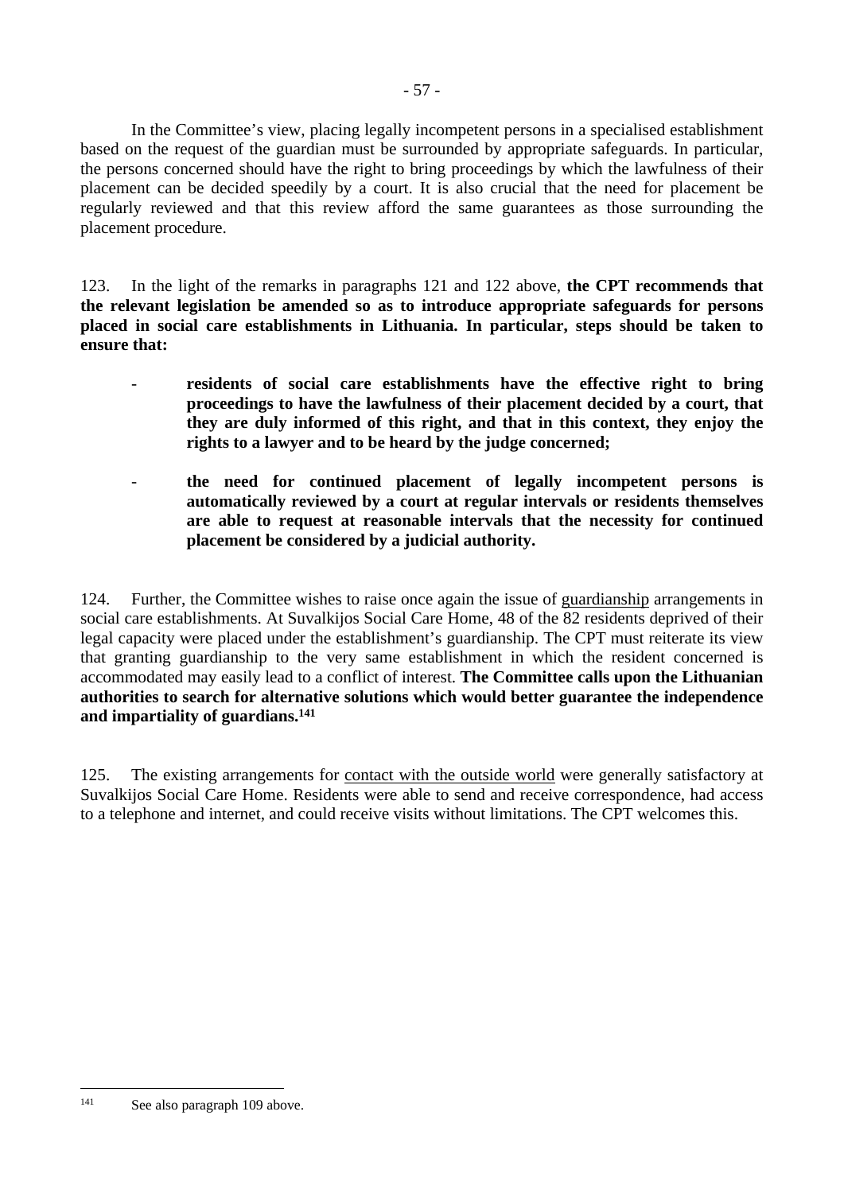In the Committee's view, placing legally incompetent persons in a specialised establishment based on the request of the guardian must be surrounded by appropriate safeguards. In particular, the persons concerned should have the right to bring proceedings by which the lawfulness of their placement can be decided speedily by a court. It is also crucial that the need for placement be regularly reviewed and that this review afford the same guarantees as those surrounding the placement procedure.

123. In the light of the remarks in paragraphs 121 and 122 above, **the CPT recommends that the relevant legislation be amended so as to introduce appropriate safeguards for persons placed in social care establishments in Lithuania. In particular, steps should be taken to ensure that:**

- **residents of social care establishments have the effective right to bring proceedings to have the lawfulness of their placement decided by a court, that they are duly informed of this right, and that in this context, they enjoy the rights to a lawyer and to be heard by the judge concerned;**

- **the need for continued placement of legally incompetent persons is automatically reviewed by a court at regular intervals or residents themselves are able to request at reasonable intervals that the necessity for continued placement be considered by a judicial authority.**

124. Further, the Committee wishes to raise once again the issue of guardianship arrangements in social care establishments. At Suvalkijos Social Care Home, 48 of the 82 residents deprived of their legal capacity were placed under the establishment's guardianship. The CPT must reiterate its view that granting guardianship to the very same establishment in which the resident concerned is accommodated may easily lead to a conflict of interest. **The Committee calls upon the Lithuanian authorities to search for alternative solutions which would better guarantee the independence and impartiality of guardians.**[141]

125. The existing arrangements for contact with the outside world were generally satisfactory at Suvalkijos Social Care Home. Residents were able to send and receive correspondence, had access to a telephone and internet, and could receive visits without limitations. The CPT welcomes this.

---

[141] See also paragraph 109 above.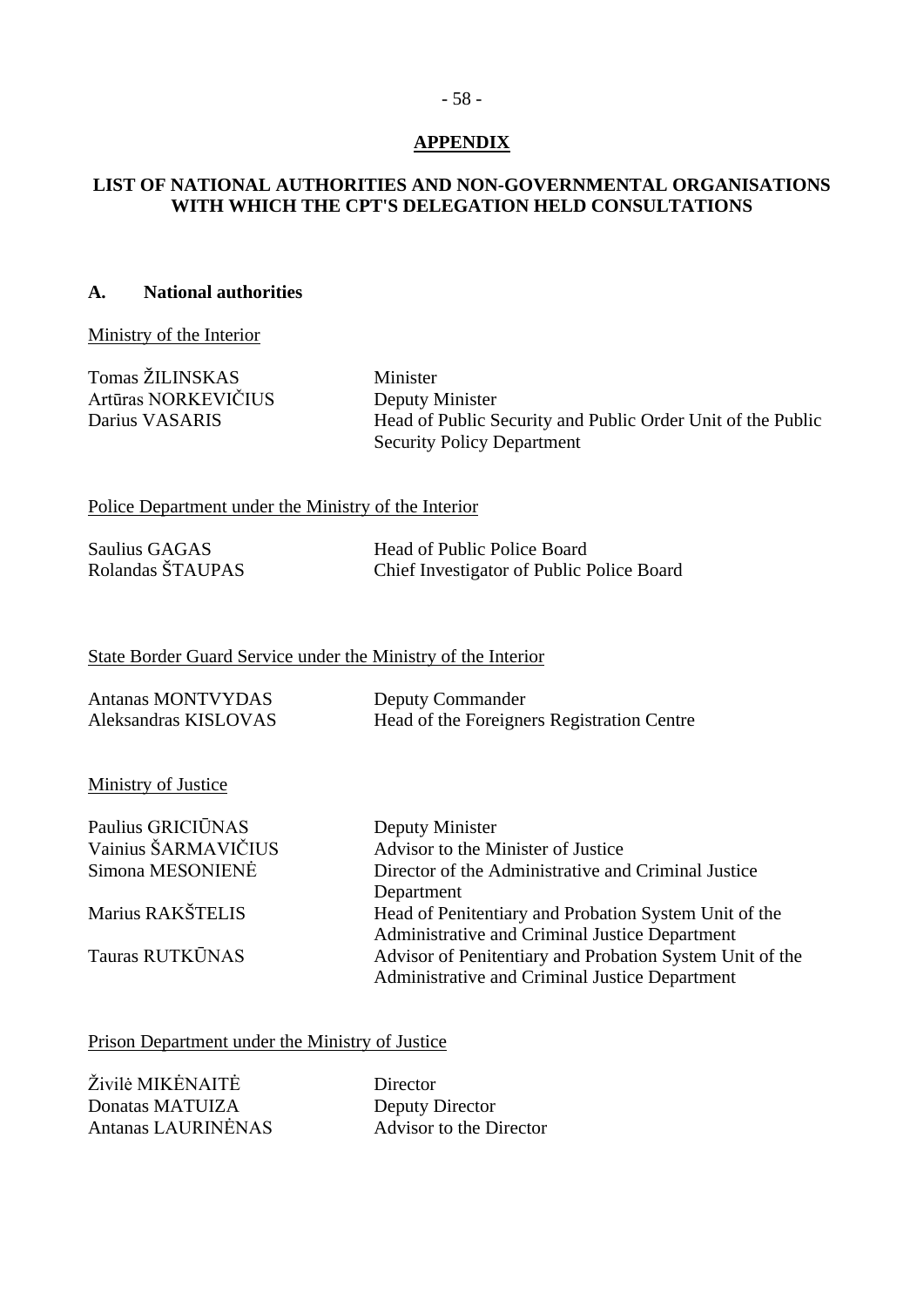## APPENDIX

## LIST OF NATIONAL AUTHORITIES AND NON-GOVERNMENTAL ORGANISATIONS WITH WHICH THE CPT'S DELEGATION HELD CONSULTATIONS

### A. National authorities

Ministry of the Interior

| | |
|---|---|
| Tomas ŽILINSKAS | Minister |
| Artūras NORKEVIČIUS | Deputy Minister |
| Darius VASARIS | Head of Public Security and Public Order Unit of the Public Security Policy Department |

Police Department under the Ministry of the Interior

| | |
|---|---|
| Saulius GAGAS | Head of Public Police Board |
| Rolandas ŠTAUPAS | Chief Investigator of Public Police Board |

State Border Guard Service under the Ministry of the Interior

| | |
|---|---|
| Antanas MONTVYDAS | Deputy Commander |
| Aleksandras KISLOVAS | Head of the Foreigners Registration Centre |

Ministry of Justice

| | |
|---|---|
| Paulius GRICIŪNAS | Deputy Minister |
| Vainius ŠARMAVIČIUS | Advisor to the Minister of Justice |
| Simona MESONIENĖ | Director of the Administrative and Criminal Justice Department |
| Marius RAKŠTELIS | Head of Penitentiary and Probation System Unit of the Administrative and Criminal Justice Department |
| Tauras RUTKŪNAS | Advisor of Penitentiary and Probation System Unit of the Administrative and Criminal Justice Department |

Prison Department under the Ministry of Justice

| | |
|---|---|
| Živilė MIKĖNAITĖ | Director |
| Donatas MATUIZA | Deputy Director |
| Antanas LAURINĖNAS | Advisor to the Director |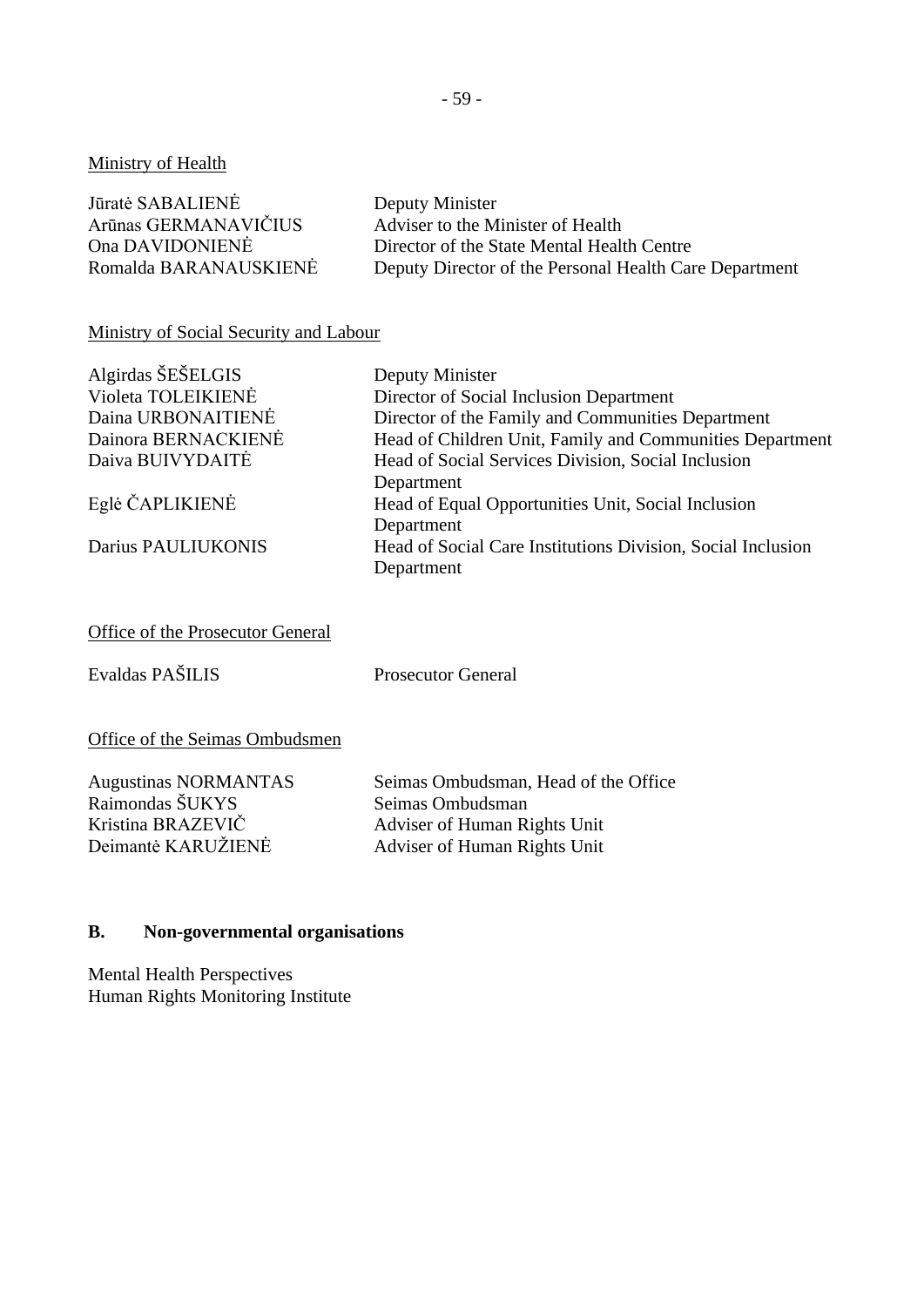Ministry of Health

| | |
|---|---|
| Jūratė SABALIENĖ | Deputy Minister |
| Arūnas GERMANAVIČIUS | Adviser to the Minister of Health |
| Ona DAVIDONIENĖ | Director of the State Mental Health Centre |
| Romalda BARANAUSKIENĖ | Deputy Director of the Personal Health Care Department |

Ministry of Social Security and Labour

| | |
|---|---|
| Algirdas ŠEŠELGIS | Deputy Minister |
| Violeta TOLEIKIENĖ | Director of Social Inclusion Department |
| Daina URBONAITIENĖ | Director of the Family and Communities Department |
| Dainora BERNACKIENĖ | Head of Children Unit, Family and Communities Department |
| Daiva BUIVYDAITĖ | Head of Social Services Division, Social Inclusion Department |
| Eglė ČAPLIKIENĖ | Head of Equal Opportunities Unit, Social Inclusion Department |
| Darius PAULIUKONIS | Head of Social Care Institutions Division, Social Inclusion Department |

Office of the Prosecutor General

| | |
|---|---|
| Evaldas PAŠILIS | Prosecutor General |

Office of the Seimas Ombudsmen

| | |
|---|---|
| Augustinas NORMANTAS | Seimas Ombudsman, Head of the Office |
| Raimondas ŠUKYS | Seimas Ombudsman |
| Kristina BRAZEVIČ | Adviser of Human Rights Unit |
| Deimantė KARUŽIENĖ | Adviser of Human Rights Unit |

## B. Non-governmental organisations

Mental Health Perspectives
Human Rights Monitoring Institute